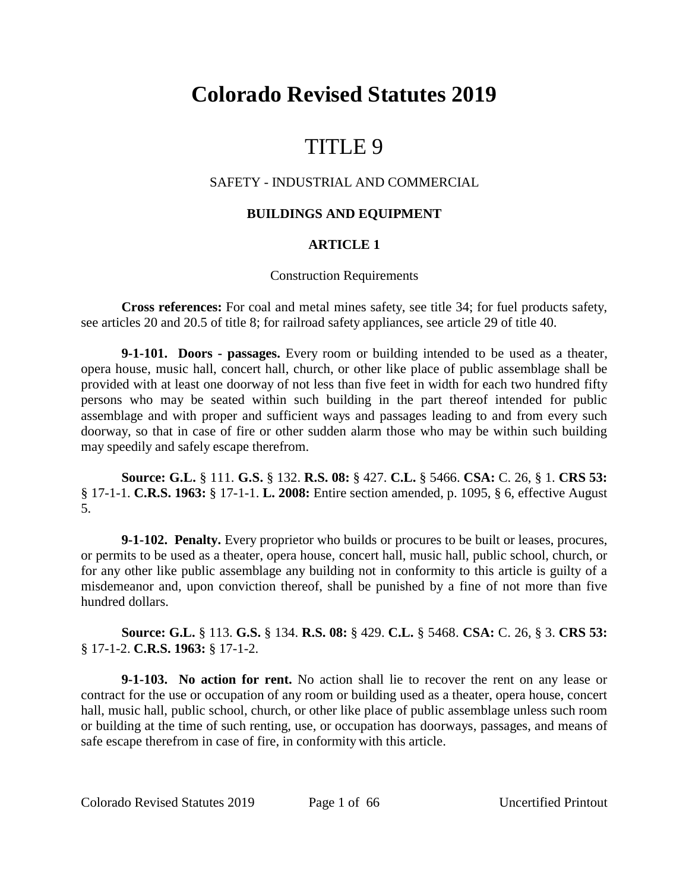# Colorado Revised Statutes 2019

# TITLE 9

SAFETY - INDUSTRIAL AND COMMERCIAL

**BUILDINGS AND EQUIPMENT**

**ARTICLE 1**

Construction Requirements

**Cross references:** For coal and metal mines safety, see title 34; for fuel products safety, see articles 20 and 20.5 of title 8; for railroad safety appliances, see article 29 of title 40.

**9-1-101. Doors - passages.** Every room or building intended to be used as a theater, opera house, music hall, concert hall, church, or other like place of public assemblage shall be provided with at least one doorway of not less than five feet in width for each two hundred fifty persons who may be seated within such building in the part thereof intended for public assemblage and with proper and sufficient ways and passages leading to and from every such doorway, so that in case of fire or other sudden alarm those who may be within such building may speedily and safely escape therefrom.

**Source: G.L.** § 111. **G.S.** § 132. **R.S. 08:** § 427. **C.L.** § 5466. **CSA:** C. 26, § 1. **CRS 53:** § 17-1-1. **C.R.S. 1963:** § 17-1-1. **L. 2008:** Entire section amended, p. 1095, § 6, effective August 5.

**9-1-102. Penalty.** Every proprietor who builds or procures to be built or leases, procures, or permits to be used as a theater, opera house, concert hall, music hall, public school, church, or for any other like public assemblage any building not in conformity to this article is guilty of a misdemeanor and, upon conviction thereof, shall be punished by a fine of not more than five hundred dollars.

**Source: G.L.** § 113. **G.S.** § 134. **R.S. 08:** § 429. **C.L.** § 5468. **CSA:** C. 26, § 3. **CRS 53:** § 17-1-2. **C.R.S. 1963:** § 17-1-2.

**9-1-103. No action for rent.** No action shall lie to recover the rent on any lease or contract for the use or occupation of any room or building used as a theater, opera house, concert hall, music hall, public school, church, or other like place of public assemblage unless such room or building at the time of such renting, use, or occupation has doorways, passages, and means of safe escape therefrom in case of fire, in conformity with this article.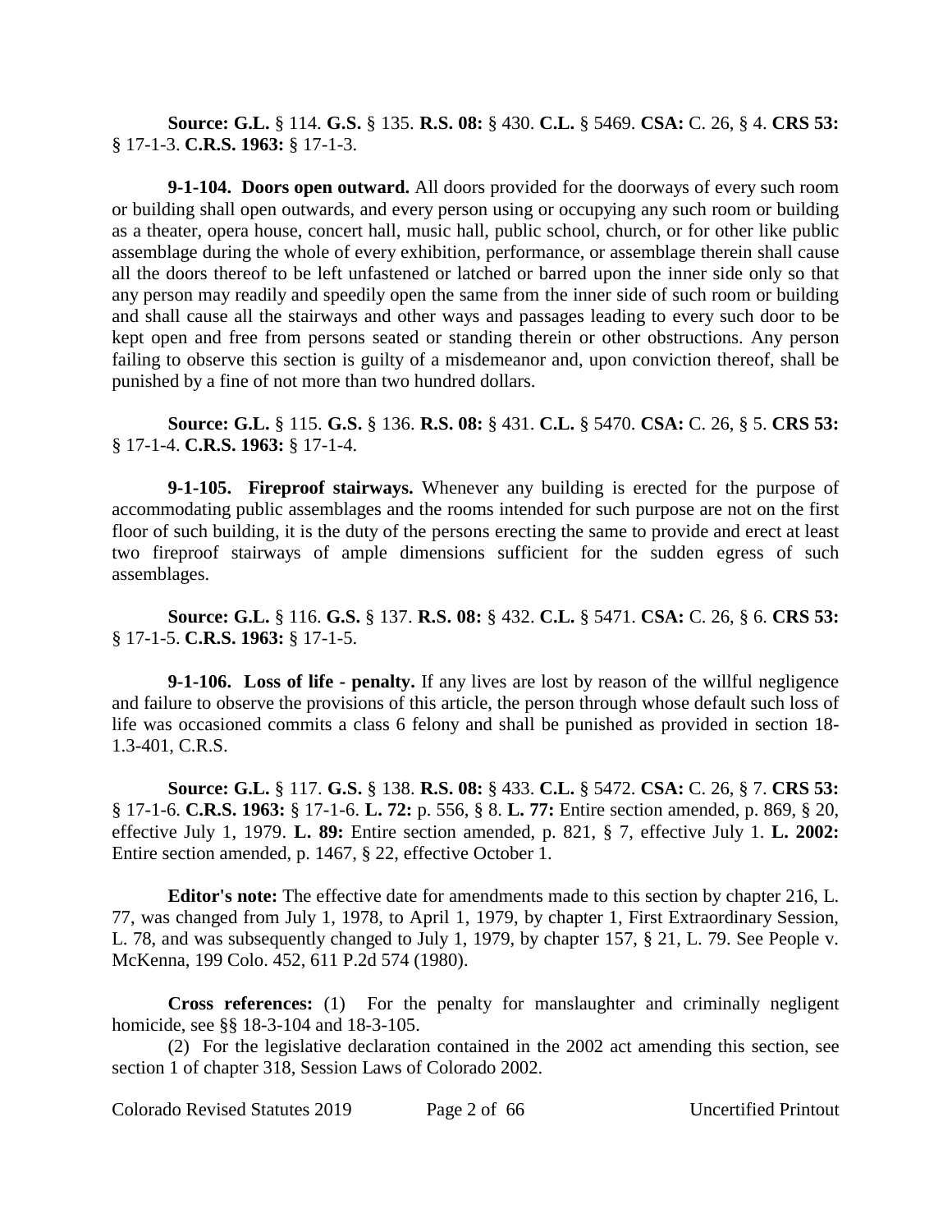**Source: G.L.** § 114. **G.S.** § 135. **R.S. 08:** § 430. **C.L.** § 5469. **CSA:** C. 26, § 4. **CRS 53:** § 17-1-3. **C.R.S. 1963:** § 17-1-3.

**9-1-104. Doors open outward.** All doors provided for the doorways of every such room or building shall open outwards, and every person using or occupying any such room or building as a theater, opera house, concert hall, music hall, public school, church, or for other like public assemblage during the whole of every exhibition, performance, or assemblage therein shall cause all the doors thereof to be left unfastened or latched or barred upon the inner side only so that any person may readily and speedily open the same from the inner side of such room or building and shall cause all the stairways and other ways and passages leading to every such door to be kept open and free from persons seated or standing therein or other obstructions. Any person failing to observe this section is guilty of a misdemeanor and, upon conviction thereof, shall be punished by a fine of not more than two hundred dollars.

**Source: G.L.** § 115. **G.S.** § 136. **R.S. 08:** § 431. **C.L.** § 5470. **CSA:** C. 26, § 5. **CRS 53:** § 17-1-4. **C.R.S. 1963:** § 17-1-4.

**9-1-105. Fireproof stairways.** Whenever any building is erected for the purpose of accommodating public assemblages and the rooms intended for such purpose are not on the first floor of such building, it is the duty of the persons erecting the same to provide and erect at least two fireproof stairways of ample dimensions sufficient for the sudden egress of such assemblages.

**Source: G.L.** § 116. **G.S.** § 137. **R.S. 08:** § 432. **C.L.** § 5471. **CSA:** C. 26, § 6. **CRS 53:** § 17-1-5. **C.R.S. 1963:** § 17-1-5.

**9-1-106. Loss of life - penalty.** If any lives are lost by reason of the willful negligence and failure to observe the provisions of this article, the person through whose default such loss of life was occasioned commits a class 6 felony and shall be punished as provided in section 18-1.3-401, C.R.S.

**Source: G.L.** § 117. **G.S.** § 138. **R.S. 08:** § 433. **C.L.** § 5472. **CSA:** C. 26, § 7. **CRS 53:** § 17-1-6. **C.R.S. 1963:** § 17-1-6. **L. 72:** p. 556, § 8. **L. 77:** Entire section amended, p. 869, § 20, effective July 1, 1979. **L. 89:** Entire section amended, p. 821, § 7, effective July 1. **L. 2002:** Entire section amended, p. 1467, § 22, effective October 1.

**Editor's note:** The effective date for amendments made to this section by chapter 216, L. 77, was changed from July 1, 1978, to April 1, 1979, by chapter 1, First Extraordinary Session, L. 78, and was subsequently changed to July 1, 1979, by chapter 157, § 21, L. 79. See People v. McKenna, 199 Colo. 452, 611 P.2d 574 (1980).

**Cross references:** (1) For the penalty for manslaughter and criminally negligent homicide, see §§ 18-3-104 and 18-3-105.

(2) For the legislative declaration contained in the 2002 act amending this section, see section 1 of chapter 318, Session Laws of Colorado 2002.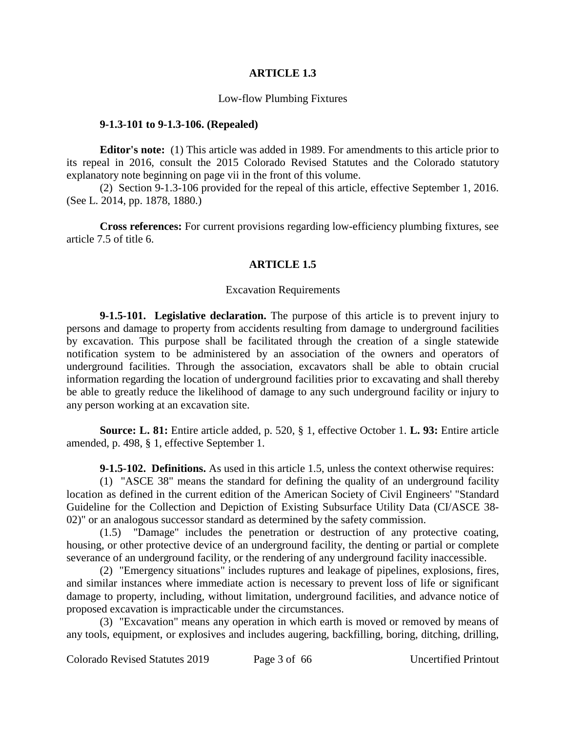## ARTICLE 1.3

Low-flow Plumbing Fixtures

**9-1.3-101 to 9-1.3-106. (Repealed)**

**Editor's note:** (1) This article was added in 1989. For amendments to this article prior to its repeal in 2016, consult the 2015 Colorado Revised Statutes and the Colorado statutory explanatory note beginning on page vii in the front of this volume.

(2) Section 9-1.3-106 provided for the repeal of this article, effective September 1, 2016. (See L. 2014, pp. 1878, 1880.)

**Cross references:** For current provisions regarding low-efficiency plumbing fixtures, see article 7.5 of title 6.

## ARTICLE 1.5

Excavation Requirements

**9-1.5-101. Legislative declaration.** The purpose of this article is to prevent injury to persons and damage to property from accidents resulting from damage to underground facilities by excavation. This purpose shall be facilitated through the creation of a single statewide notification system to be administered by an association of the owners and operators of underground facilities. Through the association, excavators shall be able to obtain crucial information regarding the location of underground facilities prior to excavating and shall thereby be able to greatly reduce the likelihood of damage to any such underground facility or injury to any person working at an excavation site.

**Source: L. 81:** Entire article added, p. 520, § 1, effective October 1. **L. 93:** Entire article amended, p. 498, § 1, effective September 1.

**9-1.5-102. Definitions.** As used in this article 1.5, unless the context otherwise requires:

(1) "ASCE 38" means the standard for defining the quality of an underground facility location as defined in the current edition of the American Society of Civil Engineers' "Standard Guideline for the Collection and Depiction of Existing Subsurface Utility Data (CI/ASCE 38-02)" or an analogous successor standard as determined by the safety commission.

(1.5) "Damage" includes the penetration or destruction of any protective coating, housing, or other protective device of an underground facility, the denting or partial or complete severance of an underground facility, or the rendering of any underground facility inaccessible.

(2) "Emergency situations" includes ruptures and leakage of pipelines, explosions, fires, and similar instances where immediate action is necessary to prevent loss of life or significant damage to property, including, without limitation, underground facilities, and advance notice of proposed excavation is impracticable under the circumstances.

(3) "Excavation" means any operation in which earth is moved or removed by means of any tools, equipment, or explosives and includes augering, backfilling, boring, ditching, drilling,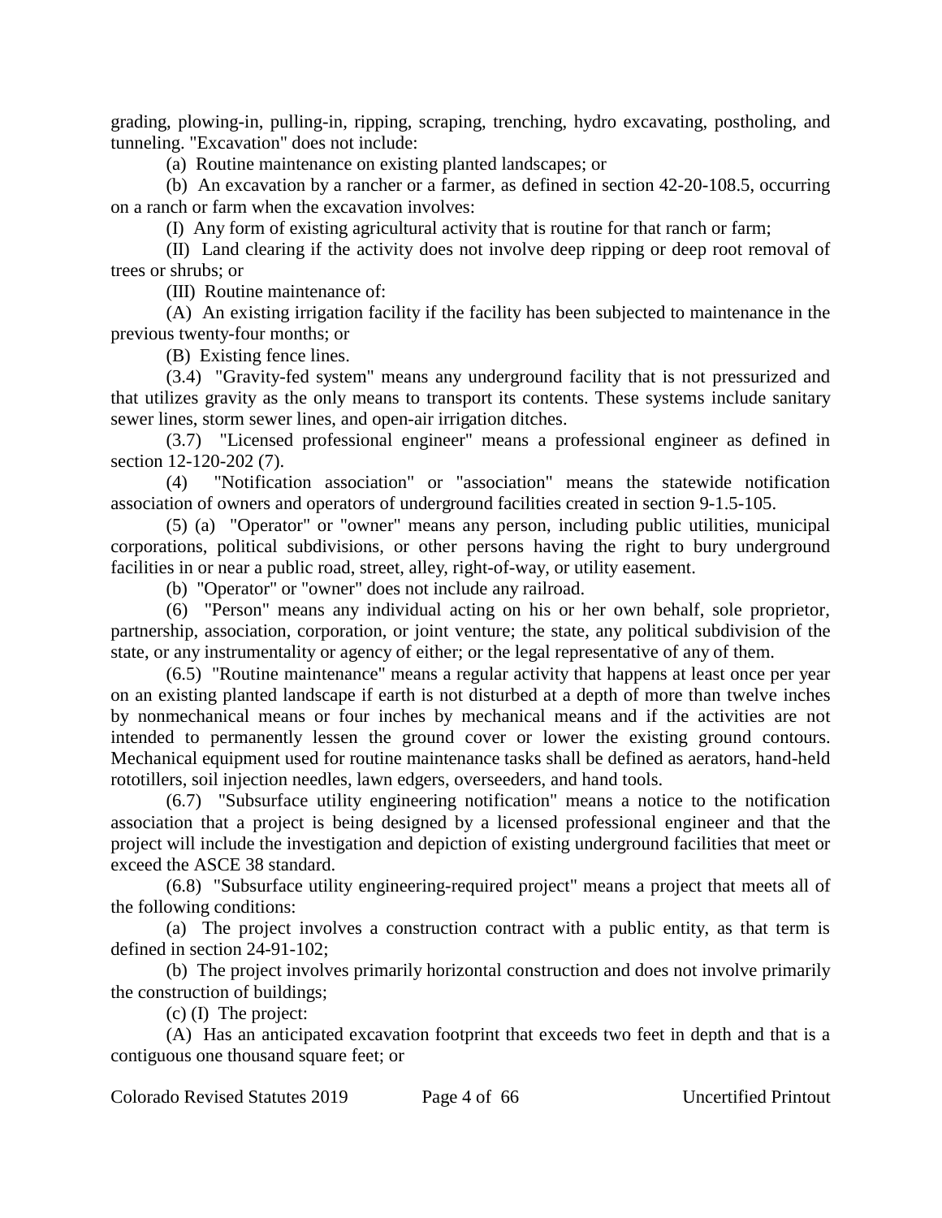grading, plowing-in, pulling-in, ripping, scraping, trenching, hydro excavating, postholing, and tunneling. "Excavation" does not include:

(a) Routine maintenance on existing planted landscapes; or

(b) An excavation by a rancher or a farmer, as defined in section 42-20-108.5, occurring on a ranch or farm when the excavation involves:

(I) Any form of existing agricultural activity that is routine for that ranch or farm;

(II) Land clearing if the activity does not involve deep ripping or deep root removal of trees or shrubs; or

(III) Routine maintenance of:

(A) An existing irrigation facility if the facility has been subjected to maintenance in the previous twenty-four months; or

(B) Existing fence lines.

(3.4) "Gravity-fed system" means any underground facility that is not pressurized and that utilizes gravity as the only means to transport its contents. These systems include sanitary sewer lines, storm sewer lines, and open-air irrigation ditches.

(3.7) "Licensed professional engineer" means a professional engineer as defined in section 12-120-202 (7).

(4) "Notification association" or "association" means the statewide notification association of owners and operators of underground facilities created in section 9-1.5-105.

(5) (a) "Operator" or "owner" means any person, including public utilities, municipal corporations, political subdivisions, or other persons having the right to bury underground facilities in or near a public road, street, alley, right-of-way, or utility easement.

(b) "Operator" or "owner" does not include any railroad.

(6) "Person" means any individual acting on his or her own behalf, sole proprietor, partnership, association, corporation, or joint venture; the state, any political subdivision of the state, or any instrumentality or agency of either; or the legal representative of any of them.

(6.5) "Routine maintenance" means a regular activity that happens at least once per year on an existing planted landscape if earth is not disturbed at a depth of more than twelve inches by nonmechanical means or four inches by mechanical means and if the activities are not intended to permanently lessen the ground cover or lower the existing ground contours. Mechanical equipment used for routine maintenance tasks shall be defined as aerators, hand-held rototillers, soil injection needles, lawn edgers, overseeders, and hand tools.

(6.7) "Subsurface utility engineering notification" means a notice to the notification association that a project is being designed by a licensed professional engineer and that the project will include the investigation and depiction of existing underground facilities that meet or exceed the ASCE 38 standard.

(6.8) "Subsurface utility engineering-required project" means a project that meets all of the following conditions:

(a) The project involves a construction contract with a public entity, as that term is defined in section 24-91-102;

(b) The project involves primarily horizontal construction and does not involve primarily the construction of buildings;

(c) (I) The project:

(A) Has an anticipated excavation footprint that exceeds two feet in depth and that is a contiguous one thousand square feet; or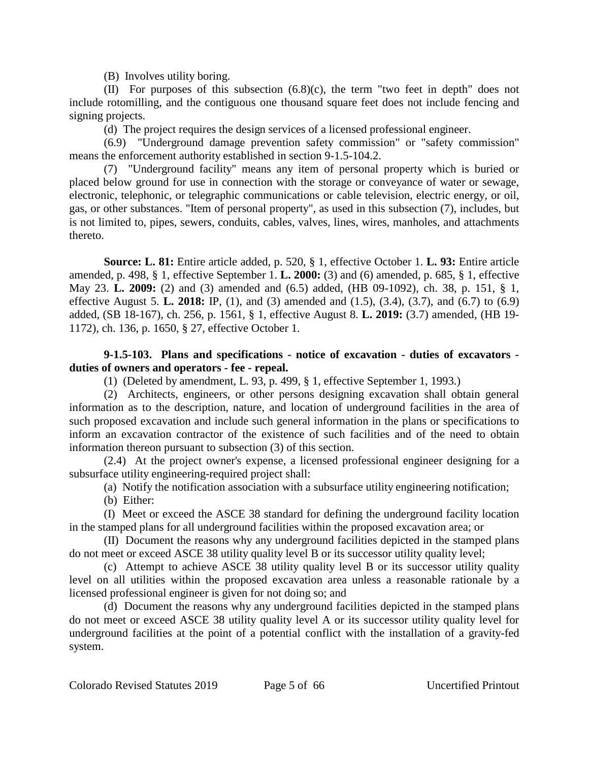(B) Involves utility boring.

(II) For purposes of this subsection (6.8)(c), the term "two feet in depth" does not include rotomilling, and the contiguous one thousand square feet does not include fencing and signing projects.

(d) The project requires the design services of a licensed professional engineer.

(6.9) "Underground damage prevention safety commission" or "safety commission" means the enforcement authority established in section 9-1.5-104.2.

(7) "Underground facility" means any item of personal property which is buried or placed below ground for use in connection with the storage or conveyance of water or sewage, electronic, telephonic, or telegraphic communications or cable television, electric energy, or oil, gas, or other substances. "Item of personal property", as used in this subsection (7), includes, but is not limited to, pipes, sewers, conduits, cables, valves, lines, wires, manholes, and attachments thereto.

**Source: L. 81:** Entire article added, p. 520, § 1, effective October 1. **L. 93:** Entire article amended, p. 498, § 1, effective September 1. **L. 2000:** (3) and (6) amended, p. 685, § 1, effective May 23. **L. 2009:** (2) and (3) amended and (6.5) added, (HB 09-1092), ch. 38, p. 151, § 1, effective August 5. **L. 2018:** IP, (1), and (3) amended and (1.5), (3.4), (3.7), and (6.7) to (6.9) added, (SB 18-167), ch. 256, p. 1561, § 1, effective August 8. **L. 2019:** (3.7) amended, (HB 19-1172), ch. 136, p. 1650, § 27, effective October 1.

**9-1.5-103. Plans and specifications - notice of excavation - duties of excavators - duties of owners and operators - fee - repeal.**

(1) (Deleted by amendment, L. 93, p. 499, § 1, effective September 1, 1993.)

(2) Architects, engineers, or other persons designing excavation shall obtain general information as to the description, nature, and location of underground facilities in the area of such proposed excavation and include such general information in the plans or specifications to inform an excavation contractor of the existence of such facilities and of the need to obtain information thereon pursuant to subsection (3) of this section.

(2.4) At the project owner's expense, a licensed professional engineer designing for a subsurface utility engineering-required project shall:

(a) Notify the notification association with a subsurface utility engineering notification;

(b) Either:

(I) Meet or exceed the ASCE 38 standard for defining the underground facility location in the stamped plans for all underground facilities within the proposed excavation area; or

(II) Document the reasons why any underground facilities depicted in the stamped plans do not meet or exceed ASCE 38 utility quality level B or its successor utility quality level;

(c) Attempt to achieve ASCE 38 utility quality level B or its successor utility quality level on all utilities within the proposed excavation area unless a reasonable rationale by a licensed professional engineer is given for not doing so; and

(d) Document the reasons why any underground facilities depicted in the stamped plans do not meet or exceed ASCE 38 utility quality level A or its successor utility quality level for underground facilities at the point of a potential conflict with the installation of a gravity-fed system.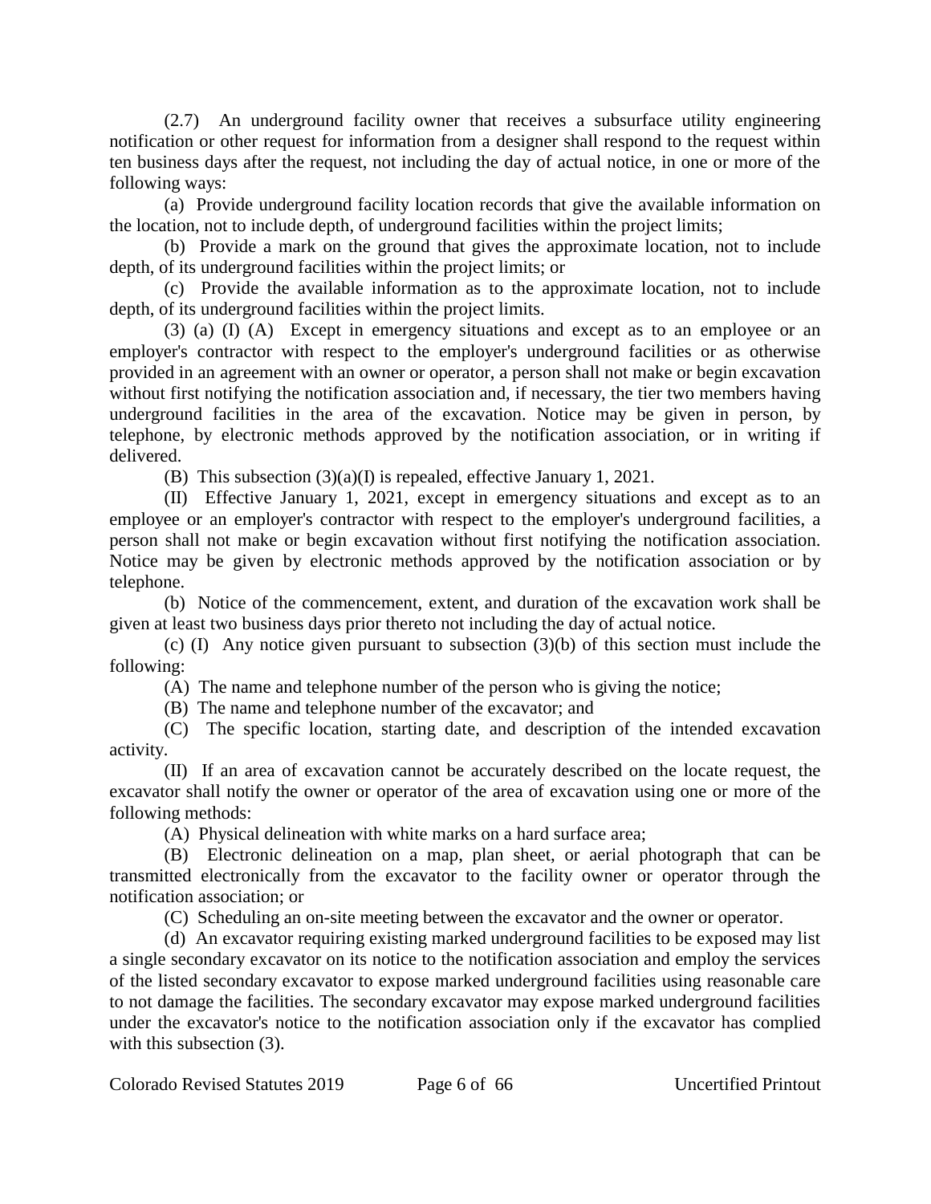(2.7) An underground facility owner that receives a subsurface utility engineering notification or other request for information from a designer shall respond to the request within ten business days after the request, not including the day of actual notice, in one or more of the following ways:

(a) Provide underground facility location records that give the available information on the location, not to include depth, of underground facilities within the project limits;

(b) Provide a mark on the ground that gives the approximate location, not to include depth, of its underground facilities within the project limits; or

(c) Provide the available information as to the approximate location, not to include depth, of its underground facilities within the project limits.

(3) (a) (I) (A) Except in emergency situations and except as to an employee or an employer's contractor with respect to the employer's underground facilities or as otherwise provided in an agreement with an owner or operator, a person shall not make or begin excavation without first notifying the notification association and, if necessary, the tier two members having underground facilities in the area of the excavation. Notice may be given in person, by telephone, by electronic methods approved by the notification association, or in writing if delivered.

(B) This subsection (3)(a)(I) is repealed, effective January 1, 2021.

(II) Effective January 1, 2021, except in emergency situations and except as to an employee or an employer's contractor with respect to the employer's underground facilities, a person shall not make or begin excavation without first notifying the notification association. Notice may be given by electronic methods approved by the notification association or by telephone.

(b) Notice of the commencement, extent, and duration of the excavation work shall be given at least two business days prior thereto not including the day of actual notice.

(c) (I) Any notice given pursuant to subsection (3)(b) of this section must include the following:

(A) The name and telephone number of the person who is giving the notice;

(B) The name and telephone number of the excavator; and

(C) The specific location, starting date, and description of the intended excavation activity.

(II) If an area of excavation cannot be accurately described on the locate request, the excavator shall notify the owner or operator of the area of excavation using one or more of the following methods:

(A) Physical delineation with white marks on a hard surface area;

(B) Electronic delineation on a map, plan sheet, or aerial photograph that can be transmitted electronically from the excavator to the facility owner or operator through the notification association; or

(C) Scheduling an on-site meeting between the excavator and the owner or operator.

(d) An excavator requiring existing marked underground facilities to be exposed may list a single secondary excavator on its notice to the notification association and employ the services of the listed secondary excavator to expose marked underground facilities using reasonable care to not damage the facilities. The secondary excavator may expose marked underground facilities under the excavator's notice to the notification association only if the excavator has complied with this subsection (3).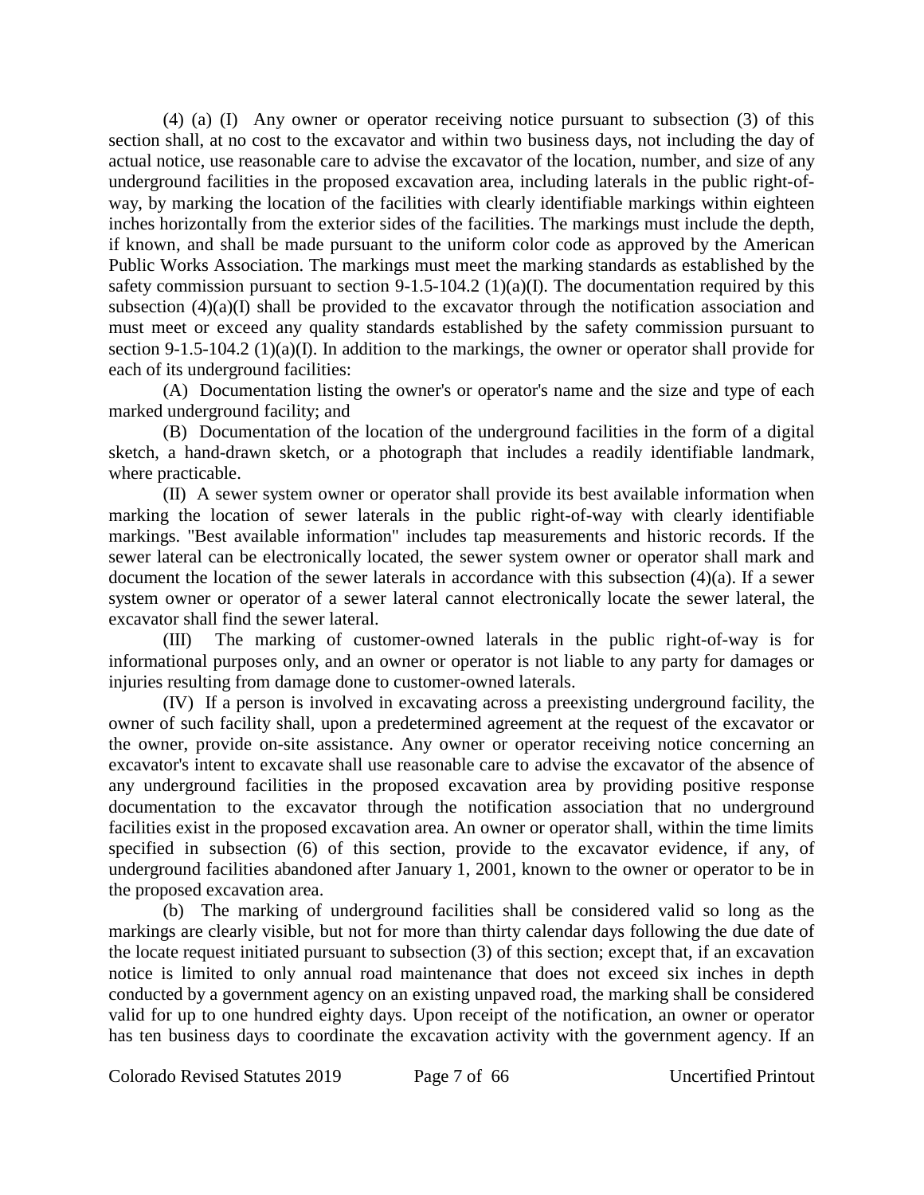(4) (a) (I) Any owner or operator receiving notice pursuant to subsection (3) of this section shall, at no cost to the excavator and within two business days, not including the day of actual notice, use reasonable care to advise the excavator of the location, number, and size of any underground facilities in the proposed excavation area, including laterals in the public right-of-way, by marking the location of the facilities with clearly identifiable markings within eighteen inches horizontally from the exterior sides of the facilities. The markings must include the depth, if known, and shall be made pursuant to the uniform color code as approved by the American Public Works Association. The markings must meet the marking standards as established by the safety commission pursuant to section 9-1.5-104.2 (1)(a)(I). The documentation required by this subsection (4)(a)(I) shall be provided to the excavator through the notification association and must meet or exceed any quality standards established by the safety commission pursuant to section 9-1.5-104.2 (1)(a)(I). In addition to the markings, the owner or operator shall provide for each of its underground facilities:

(A) Documentation listing the owner's or operator's name and the size and type of each marked underground facility; and

(B) Documentation of the location of the underground facilities in the form of a digital sketch, a hand-drawn sketch, or a photograph that includes a readily identifiable landmark, where practicable.

(II) A sewer system owner or operator shall provide its best available information when marking the location of sewer laterals in the public right-of-way with clearly identifiable markings. "Best available information" includes tap measurements and historic records. If the sewer lateral can be electronically located, the sewer system owner or operator shall mark and document the location of the sewer laterals in accordance with this subsection (4)(a). If a sewer system owner or operator of a sewer lateral cannot electronically locate the sewer lateral, the excavator shall find the sewer lateral.

(III) The marking of customer-owned laterals in the public right-of-way is for informational purposes only, and an owner or operator is not liable to any party for damages or injuries resulting from damage done to customer-owned laterals.

(IV) If a person is involved in excavating across a preexisting underground facility, the owner of such facility shall, upon a predetermined agreement at the request of the excavator or the owner, provide on-site assistance. Any owner or operator receiving notice concerning an excavator's intent to excavate shall use reasonable care to advise the excavator of the absence of any underground facilities in the proposed excavation area by providing positive response documentation to the excavator through the notification association that no underground facilities exist in the proposed excavation area. An owner or operator shall, within the time limits specified in subsection (6) of this section, provide to the excavator evidence, if any, of underground facilities abandoned after January 1, 2001, known to the owner or operator to be in the proposed excavation area.

(b) The marking of underground facilities shall be considered valid so long as the markings are clearly visible, but not for more than thirty calendar days following the due date of the locate request initiated pursuant to subsection (3) of this section; except that, if an excavation notice is limited to only annual road maintenance that does not exceed six inches in depth conducted by a government agency on an existing unpaved road, the marking shall be considered valid for up to one hundred eighty days. Upon receipt of the notification, an owner or operator has ten business days to coordinate the excavation activity with the government agency. If an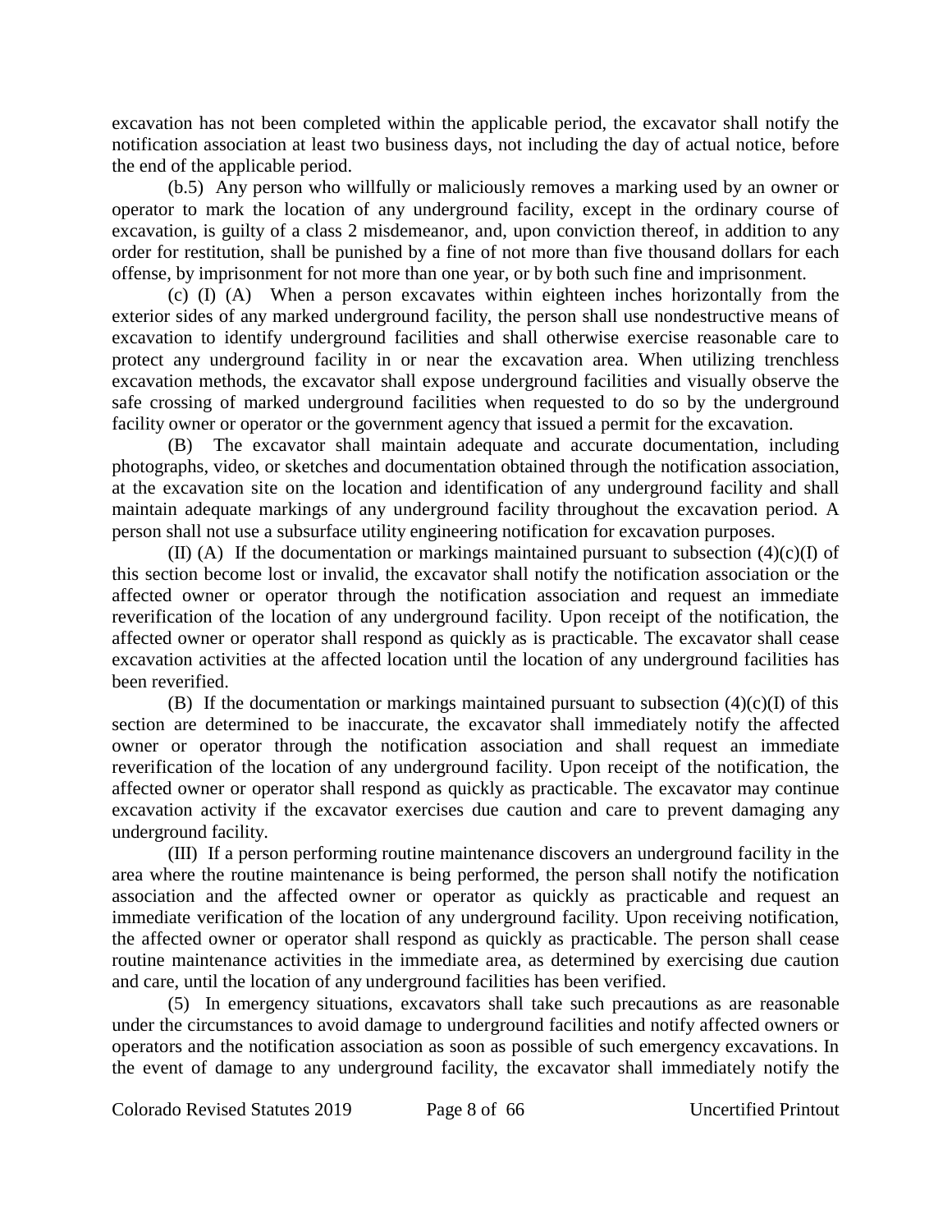excavation has not been completed within the applicable period, the excavator shall notify the notification association at least two business days, not including the day of actual notice, before the end of the applicable period.

(b.5) Any person who willfully or maliciously removes a marking used by an owner or operator to mark the location of any underground facility, except in the ordinary course of excavation, is guilty of a class 2 misdemeanor, and, upon conviction thereof, in addition to any order for restitution, shall be punished by a fine of not more than five thousand dollars for each offense, by imprisonment for not more than one year, or by both such fine and imprisonment.

(c) (I) (A) When a person excavates within eighteen inches horizontally from the exterior sides of any marked underground facility, the person shall use nondestructive means of excavation to identify underground facilities and shall otherwise exercise reasonable care to protect any underground facility in or near the excavation area. When utilizing trenchless excavation methods, the excavator shall expose underground facilities and visually observe the safe crossing of marked underground facilities when requested to do so by the underground facility owner or operator or the government agency that issued a permit for the excavation.

(B) The excavator shall maintain adequate and accurate documentation, including photographs, video, or sketches and documentation obtained through the notification association, at the excavation site on the location and identification of any underground facility and shall maintain adequate markings of any underground facility throughout the excavation period. A person shall not use a subsurface utility engineering notification for excavation purposes.

(II) (A) If the documentation or markings maintained pursuant to subsection (4)(c)(I) of this section become lost or invalid, the excavator shall notify the notification association or the affected owner or operator through the notification association and request an immediate reverification of the location of any underground facility. Upon receipt of the notification, the affected owner or operator shall respond as quickly as is practicable. The excavator shall cease excavation activities at the affected location until the location of any underground facilities has been reverified.

(B) If the documentation or markings maintained pursuant to subsection (4)(c)(I) of this section are determined to be inaccurate, the excavator shall immediately notify the affected owner or operator through the notification association and shall request an immediate reverification of the location of any underground facility. Upon receipt of the notification, the affected owner or operator shall respond as quickly as practicable. The excavator may continue excavation activity if the excavator exercises due caution and care to prevent damaging any underground facility.

(III) If a person performing routine maintenance discovers an underground facility in the area where the routine maintenance is being performed, the person shall notify the notification association and the affected owner or operator as quickly as practicable and request an immediate verification of the location of any underground facility. Upon receiving notification, the affected owner or operator shall respond as quickly as practicable. The person shall cease routine maintenance activities in the immediate area, as determined by exercising due caution and care, until the location of any underground facilities has been verified.

(5) In emergency situations, excavators shall take such precautions as are reasonable under the circumstances to avoid damage to underground facilities and notify affected owners or operators and the notification association as soon as possible of such emergency excavations. In the event of damage to any underground facility, the excavator shall immediately notify the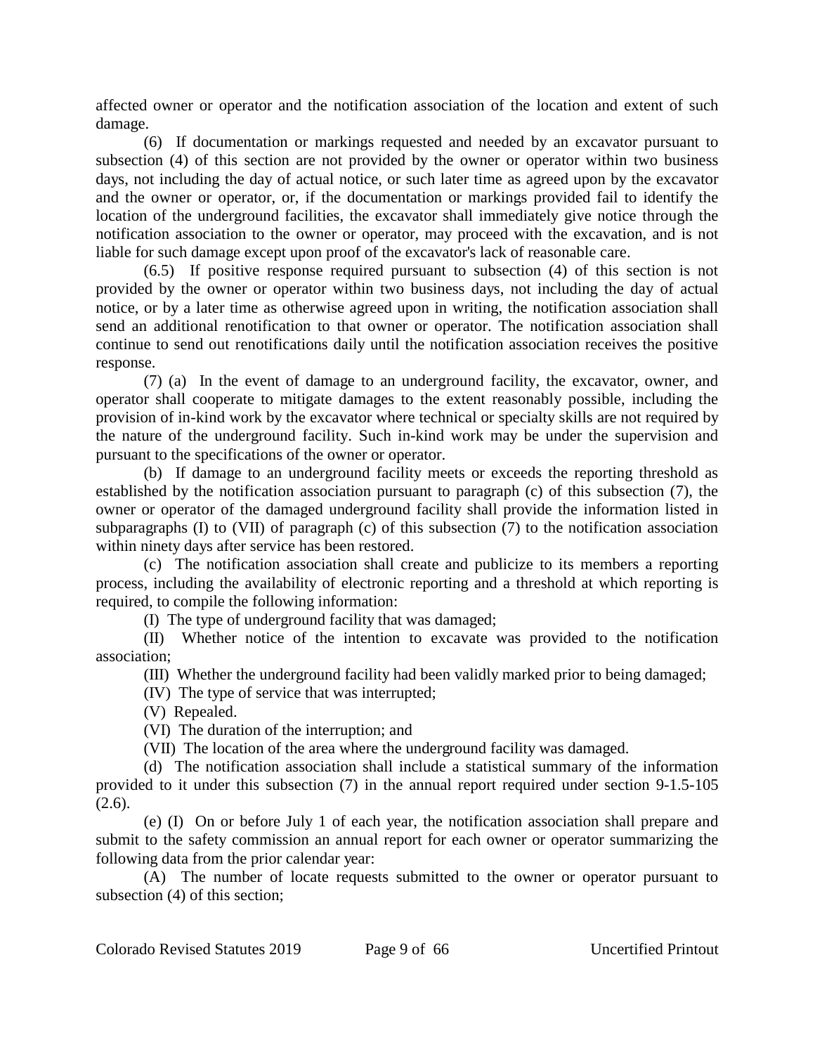affected owner or operator and the notification association of the location and extent of such damage.

(6) If documentation or markings requested and needed by an excavator pursuant to subsection (4) of this section are not provided by the owner or operator within two business days, not including the day of actual notice, or such later time as agreed upon by the excavator and the owner or operator, or, if the documentation or markings provided fail to identify the location of the underground facilities, the excavator shall immediately give notice through the notification association to the owner or operator, may proceed with the excavation, and is not liable for such damage except upon proof of the excavator's lack of reasonable care.

(6.5) If positive response required pursuant to subsection (4) of this section is not provided by the owner or operator within two business days, not including the day of actual notice, or by a later time as otherwise agreed upon in writing, the notification association shall send an additional renotification to that owner or operator. The notification association shall continue to send out renotifications daily until the notification association receives the positive response.

(7) (a) In the event of damage to an underground facility, the excavator, owner, and operator shall cooperate to mitigate damages to the extent reasonably possible, including the provision of in-kind work by the excavator where technical or specialty skills are not required by the nature of the underground facility. Such in-kind work may be under the supervision and pursuant to the specifications of the owner or operator.

(b) If damage to an underground facility meets or exceeds the reporting threshold as established by the notification association pursuant to paragraph (c) of this subsection (7), the owner or operator of the damaged underground facility shall provide the information listed in subparagraphs (I) to (VII) of paragraph (c) of this subsection (7) to the notification association within ninety days after service has been restored.

(c) The notification association shall create and publicize to its members a reporting process, including the availability of electronic reporting and a threshold at which reporting is required, to compile the following information:

(I) The type of underground facility that was damaged;

(II) Whether notice of the intention to excavate was provided to the notification association;

(III) Whether the underground facility had been validly marked prior to being damaged;

(IV) The type of service that was interrupted;

(V) Repealed.

(VI) The duration of the interruption; and

(VII) The location of the area where the underground facility was damaged.

(d) The notification association shall include a statistical summary of the information provided to it under this subsection (7) in the annual report required under section 9-1.5-105 (2.6).

(e) (I) On or before July 1 of each year, the notification association shall prepare and submit to the safety commission an annual report for each owner or operator summarizing the following data from the prior calendar year:

(A) The number of locate requests submitted to the owner or operator pursuant to subsection (4) of this section;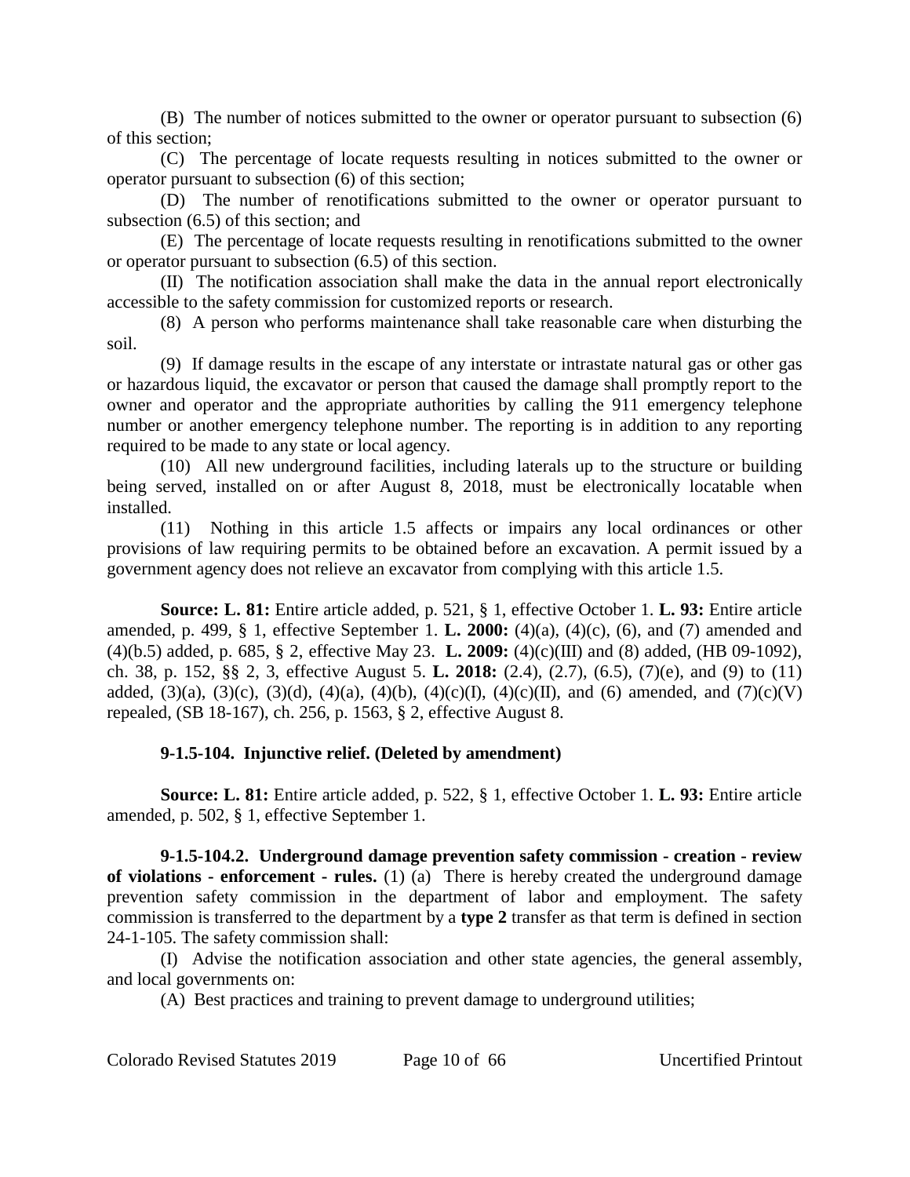(B) The number of notices submitted to the owner or operator pursuant to subsection (6) of this section;

(C) The percentage of locate requests resulting in notices submitted to the owner or operator pursuant to subsection (6) of this section;

(D) The number of renotifications submitted to the owner or operator pursuant to subsection (6.5) of this section; and

(E) The percentage of locate requests resulting in renotifications submitted to the owner or operator pursuant to subsection (6.5) of this section.

(II) The notification association shall make the data in the annual report electronically accessible to the safety commission for customized reports or research.

(8) A person who performs maintenance shall take reasonable care when disturbing the soil.

(9) If damage results in the escape of any interstate or intrastate natural gas or other gas or hazardous liquid, the excavator or person that caused the damage shall promptly report to the owner and operator and the appropriate authorities by calling the 911 emergency telephone number or another emergency telephone number. The reporting is in addition to any reporting required to be made to any state or local agency.

(10) All new underground facilities, including laterals up to the structure or building being served, installed on or after August 8, 2018, must be electronically locatable when installed.

(11) Nothing in this article 1.5 affects or impairs any local ordinances or other provisions of law requiring permits to be obtained before an excavation. A permit issued by a government agency does not relieve an excavator from complying with this article 1.5.

**Source: L. 81:** Entire article added, p. 521, § 1, effective October 1. **L. 93:** Entire article amended, p. 499, § 1, effective September 1. **L. 2000:** (4)(a), (4)(c), (6), and (7) amended and (4)(b.5) added, p. 685, § 2, effective May 23. **L. 2009:** (4)(c)(III) and (8) added, (HB 09-1092), ch. 38, p. 152, §§ 2, 3, effective August 5. **L. 2018:** (2.4), (2.7), (6.5), (7)(e), and (9) to (11) added, (3)(a), (3)(c), (3)(d), (4)(a), (4)(b), (4)(c)(I), (4)(c)(II), and (6) amended, and (7)(c)(V) repealed, (SB 18-167), ch. 256, p. 1563, § 2, effective August 8.

**9-1.5-104. Injunctive relief. (Deleted by amendment)**

**Source: L. 81:** Entire article added, p. 522, § 1, effective October 1. **L. 93:** Entire article amended, p. 502, § 1, effective September 1.

**9-1.5-104.2. Underground damage prevention safety commission - creation - review of violations - enforcement - rules.** (1) (a) There is hereby created the underground damage prevention safety commission in the department of labor and employment. The safety commission is transferred to the department by a **type 2** transfer as that term is defined in section 24-1-105. The safety commission shall:

(I) Advise the notification association and other state agencies, the general assembly, and local governments on:

(A) Best practices and training to prevent damage to underground utilities;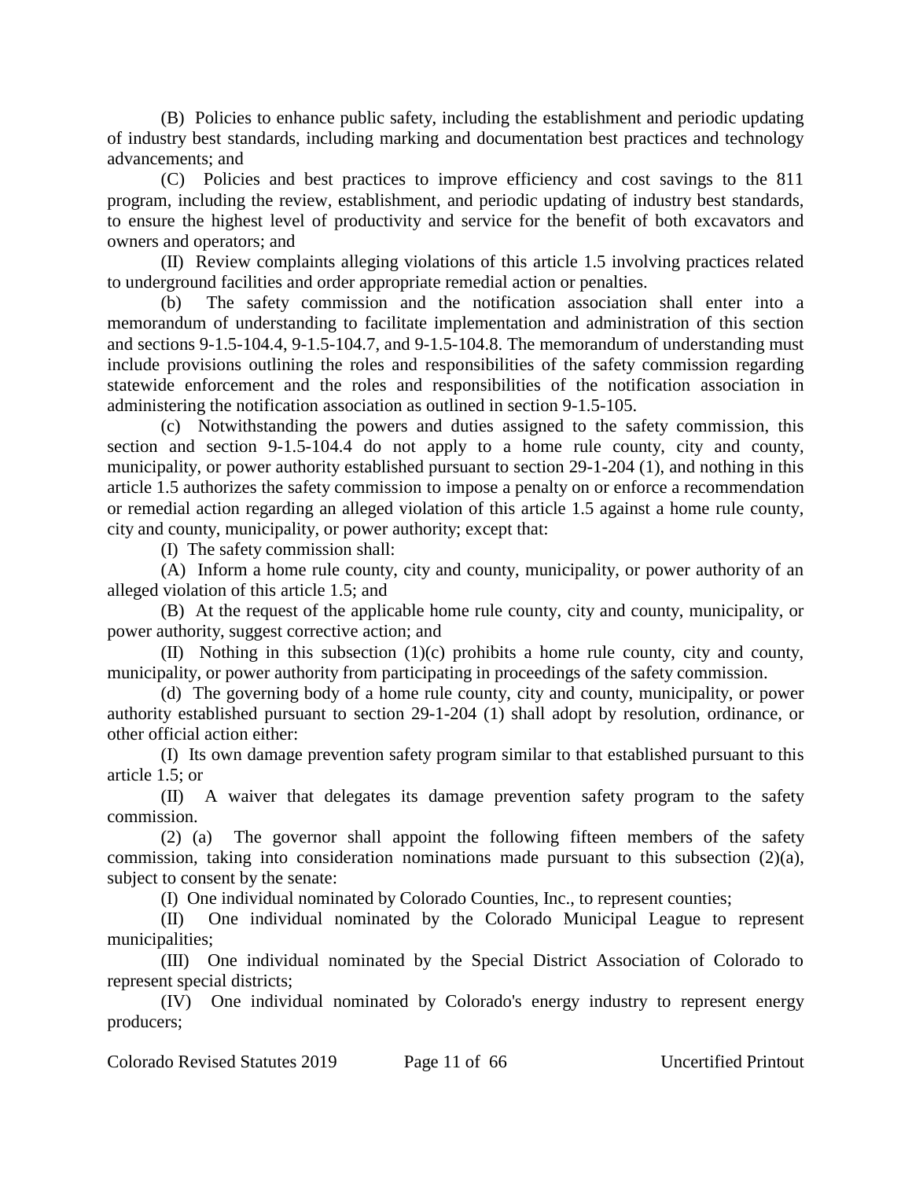(B) Policies to enhance public safety, including the establishment and periodic updating of industry best standards, including marking and documentation best practices and technology advancements; and

(C) Policies and best practices to improve efficiency and cost savings to the 811 program, including the review, establishment, and periodic updating of industry best standards, to ensure the highest level of productivity and service for the benefit of both excavators and owners and operators; and

(II) Review complaints alleging violations of this article 1.5 involving practices related to underground facilities and order appropriate remedial action or penalties.

(b) The safety commission and the notification association shall enter into a memorandum of understanding to facilitate implementation and administration of this section and sections 9-1.5-104.4, 9-1.5-104.7, and 9-1.5-104.8. The memorandum of understanding must include provisions outlining the roles and responsibilities of the safety commission regarding statewide enforcement and the roles and responsibilities of the notification association in administering the notification association as outlined in section 9-1.5-105.

(c) Notwithstanding the powers and duties assigned to the safety commission, this section and section 9-1.5-104.4 do not apply to a home rule county, city and county, municipality, or power authority established pursuant to section 29-1-204 (1), and nothing in this article 1.5 authorizes the safety commission to impose a penalty on or enforce a recommendation or remedial action regarding an alleged violation of this article 1.5 against a home rule county, city and county, municipality, or power authority; except that:

(I) The safety commission shall:

(A) Inform a home rule county, city and county, municipality, or power authority of an alleged violation of this article 1.5; and

(B) At the request of the applicable home rule county, city and county, municipality, or power authority, suggest corrective action; and

(II) Nothing in this subsection (1)(c) prohibits a home rule county, city and county, municipality, or power authority from participating in proceedings of the safety commission.

(d) The governing body of a home rule county, city and county, municipality, or power authority established pursuant to section 29-1-204 (1) shall adopt by resolution, ordinance, or other official action either:

(I) Its own damage prevention safety program similar to that established pursuant to this article 1.5; or

(II) A waiver that delegates its damage prevention safety program to the safety commission.

(2) (a) The governor shall appoint the following fifteen members of the safety commission, taking into consideration nominations made pursuant to this subsection (2)(a), subject to consent by the senate:

(I) One individual nominated by Colorado Counties, Inc., to represent counties;

(II) One individual nominated by the Colorado Municipal League to represent municipalities;

(III) One individual nominated by the Special District Association of Colorado to represent special districts;

(IV) One individual nominated by Colorado's energy industry to represent energy producers;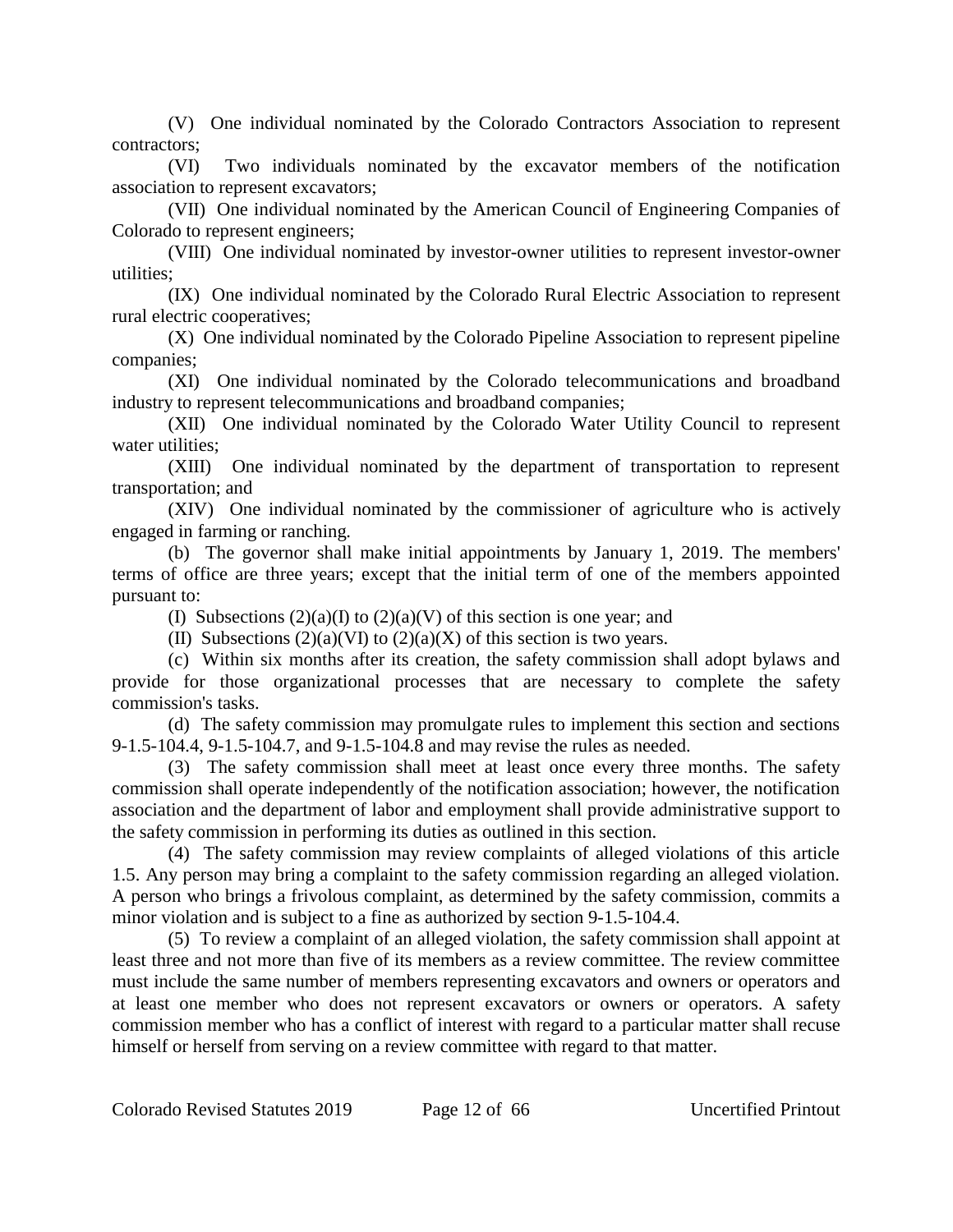(V) One individual nominated by the Colorado Contractors Association to represent contractors;

(VI) Two individuals nominated by the excavator members of the notification association to represent excavators;

(VII) One individual nominated by the American Council of Engineering Companies of Colorado to represent engineers;

(VIII) One individual nominated by investor-owner utilities to represent investor-owner utilities;

(IX) One individual nominated by the Colorado Rural Electric Association to represent rural electric cooperatives;

(X) One individual nominated by the Colorado Pipeline Association to represent pipeline companies;

(XI) One individual nominated by the Colorado telecommunications and broadband industry to represent telecommunications and broadband companies;

(XII) One individual nominated by the Colorado Water Utility Council to represent water utilities;

(XIII) One individual nominated by the department of transportation to represent transportation; and

(XIV) One individual nominated by the commissioner of agriculture who is actively engaged in farming or ranching.

(b) The governor shall make initial appointments by January 1, 2019. The members' terms of office are three years; except that the initial term of one of the members appointed pursuant to:

(I) Subsections (2)(a)(I) to (2)(a)(V) of this section is one year; and

(II) Subsections (2)(a)(VI) to (2)(a)(X) of this section is two years.

(c) Within six months after its creation, the safety commission shall adopt bylaws and provide for those organizational processes that are necessary to complete the safety commission's tasks.

(d) The safety commission may promulgate rules to implement this section and sections 9-1.5-104.4, 9-1.5-104.7, and 9-1.5-104.8 and may revise the rules as needed.

(3) The safety commission shall meet at least once every three months. The safety commission shall operate independently of the notification association; however, the notification association and the department of labor and employment shall provide administrative support to the safety commission in performing its duties as outlined in this section.

(4) The safety commission may review complaints of alleged violations of this article 1.5. Any person may bring a complaint to the safety commission regarding an alleged violation. A person who brings a frivolous complaint, as determined by the safety commission, commits a minor violation and is subject to a fine as authorized by section 9-1.5-104.4.

(5) To review a complaint of an alleged violation, the safety commission shall appoint at least three and not more than five of its members as a review committee. The review committee must include the same number of members representing excavators and owners or operators and at least one member who does not represent excavators or owners or operators. A safety commission member who has a conflict of interest with regard to a particular matter shall recuse himself or herself from serving on a review committee with regard to that matter.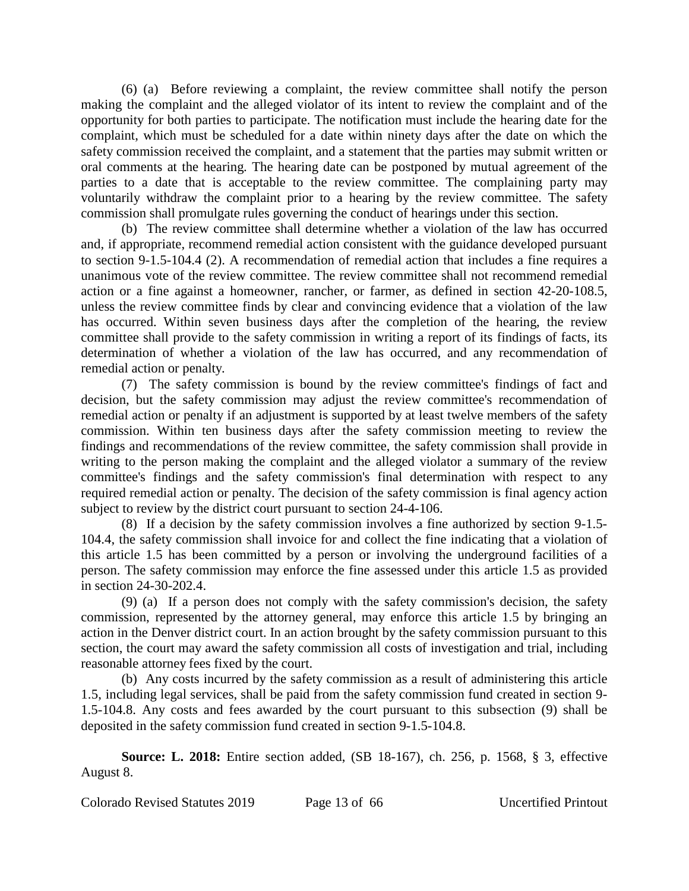(6) (a) Before reviewing a complaint, the review committee shall notify the person making the complaint and the alleged violator of its intent to review the complaint and of the opportunity for both parties to participate. The notification must include the hearing date for the complaint, which must be scheduled for a date within ninety days after the date on which the safety commission received the complaint, and a statement that the parties may submit written or oral comments at the hearing. The hearing date can be postponed by mutual agreement of the parties to a date that is acceptable to the review committee. The complaining party may voluntarily withdraw the complaint prior to a hearing by the review committee. The safety commission shall promulgate rules governing the conduct of hearings under this section.

(b) The review committee shall determine whether a violation of the law has occurred and, if appropriate, recommend remedial action consistent with the guidance developed pursuant to section 9-1.5-104.4 (2). A recommendation of remedial action that includes a fine requires a unanimous vote of the review committee. The review committee shall not recommend remedial action or a fine against a homeowner, rancher, or farmer, as defined in section 42-20-108.5, unless the review committee finds by clear and convincing evidence that a violation of the law has occurred. Within seven business days after the completion of the hearing, the review committee shall provide to the safety commission in writing a report of its findings of facts, its determination of whether a violation of the law has occurred, and any recommendation of remedial action or penalty.

(7) The safety commission is bound by the review committee's findings of fact and decision, but the safety commission may adjust the review committee's recommendation of remedial action or penalty if an adjustment is supported by at least twelve members of the safety commission. Within ten business days after the safety commission meeting to review the findings and recommendations of the review committee, the safety commission shall provide in writing to the person making the complaint and the alleged violator a summary of the review committee's findings and the safety commission's final determination with respect to any required remedial action or penalty. The decision of the safety commission is final agency action subject to review by the district court pursuant to section 24-4-106.

(8) If a decision by the safety commission involves a fine authorized by section 9-1.5-104.4, the safety commission shall invoice for and collect the fine indicating that a violation of this article 1.5 has been committed by a person or involving the underground facilities of a person. The safety commission may enforce the fine assessed under this article 1.5 as provided in section 24-30-202.4.

(9) (a) If a person does not comply with the safety commission's decision, the safety commission, represented by the attorney general, may enforce this article 1.5 by bringing an action in the Denver district court. In an action brought by the safety commission pursuant to this section, the court may award the safety commission all costs of investigation and trial, including reasonable attorney fees fixed by the court.

(b) Any costs incurred by the safety commission as a result of administering this article 1.5, including legal services, shall be paid from the safety commission fund created in section 9-1.5-104.8. Any costs and fees awarded by the court pursuant to this subsection (9) shall be deposited in the safety commission fund created in section 9-1.5-104.8.

**Source: L. 2018:** Entire section added, (SB 18-167), ch. 256, p. 1568, § 3, effective August 8.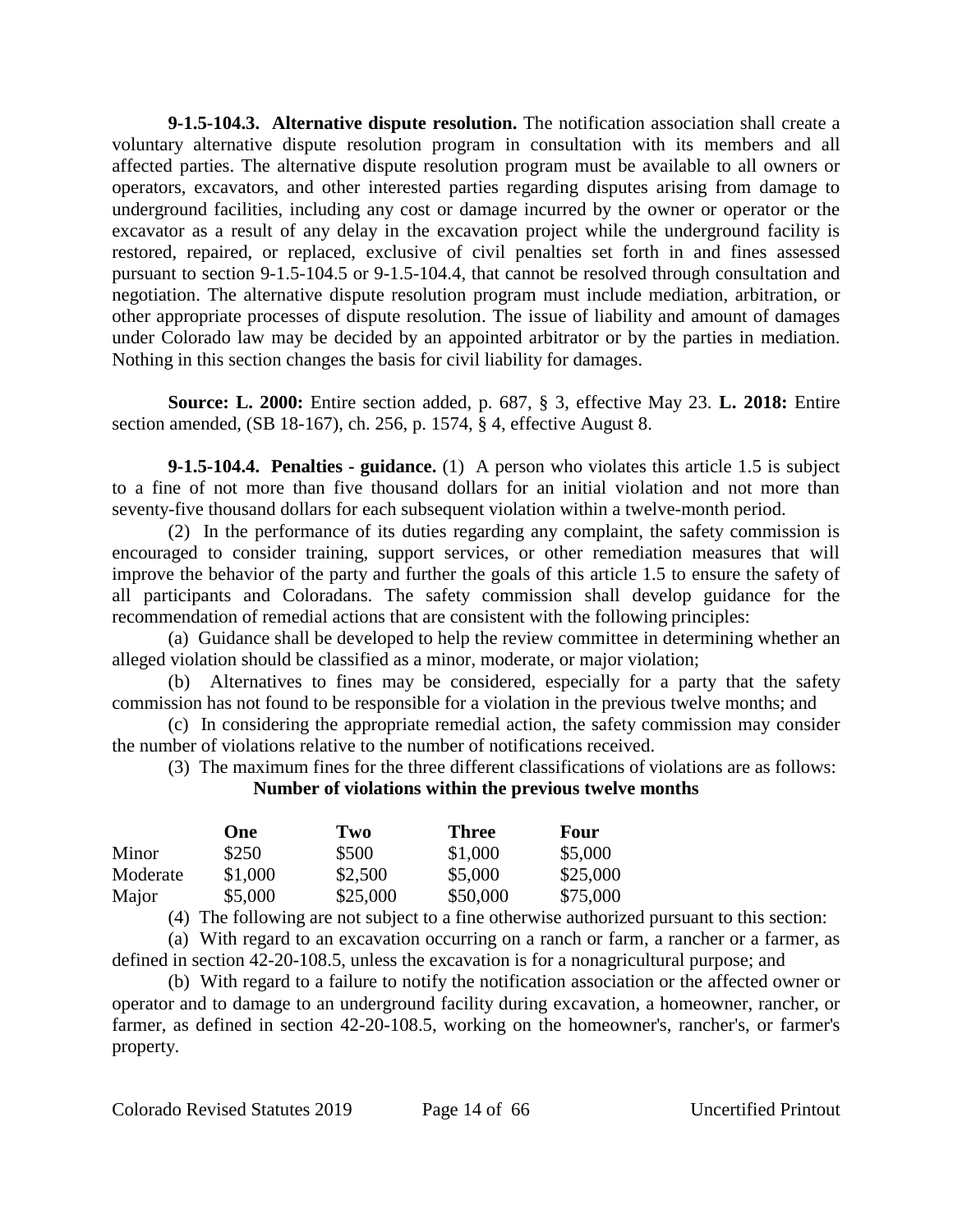**9-1.5-104.3. Alternative dispute resolution.** The notification association shall create a voluntary alternative dispute resolution program in consultation with its members and all affected parties. The alternative dispute resolution program must be available to all owners or operators, excavators, and other interested parties regarding disputes arising from damage to underground facilities, including any cost or damage incurred by the owner or operator or the excavator as a result of any delay in the excavation project while the underground facility is restored, repaired, or replaced, exclusive of civil penalties set forth in and fines assessed pursuant to section 9-1.5-104.5 or 9-1.5-104.4, that cannot be resolved through consultation and negotiation. The alternative dispute resolution program must include mediation, arbitration, or other appropriate processes of dispute resolution. The issue of liability and amount of damages under Colorado law may be decided by an appointed arbitrator or by the parties in mediation. Nothing in this section changes the basis for civil liability for damages.

**Source: L. 2000:** Entire section added, p. 687, § 3, effective May 23. **L. 2018:** Entire section amended, (SB 18-167), ch. 256, p. 1574, § 4, effective August 8.

**9-1.5-104.4. Penalties - guidance.** (1) A person who violates this article 1.5 is subject to a fine of not more than five thousand dollars for an initial violation and not more than seventy-five thousand dollars for each subsequent violation within a twelve-month period.

(2) In the performance of its duties regarding any complaint, the safety commission is encouraged to consider training, support services, or other remediation measures that will improve the behavior of the party and further the goals of this article 1.5 to ensure the safety of all participants and Coloradans. The safety commission shall develop guidance for the recommendation of remedial actions that are consistent with the following principles:

(a) Guidance shall be developed to help the review committee in determining whether an alleged violation should be classified as a minor, moderate, or major violation;

(b) Alternatives to fines may be considered, especially for a party that the safety commission has not found to be responsible for a violation in the previous twelve months; and

(c) In considering the appropriate remedial action, the safety commission may consider the number of violations relative to the number of notifications received.

(3) The maximum fines for the three different classifications of violations are as follows:

**Number of violations within the previous twelve months**

| | **One** | **Two** | **Three** | **Four** |
|---|---|---|---|---|
| Minor | $250 | $500 | $1,000 | $5,000 |
| Moderate | $1,000 | $2,500 | $5,000 | $25,000 |
| Major | $5,000 | $25,000 | $50,000 | $75,000 |

(4) The following are not subject to a fine otherwise authorized pursuant to this section:

(a) With regard to an excavation occurring on a ranch or farm, a rancher or a farmer, as defined in section 42-20-108.5, unless the excavation is for a nonagricultural purpose; and

(b) With regard to a failure to notify the notification association or the affected owner or operator and to damage to an underground facility during excavation, a homeowner, rancher, or farmer, as defined in section 42-20-108.5, working on the homeowner's, rancher's, or farmer's property.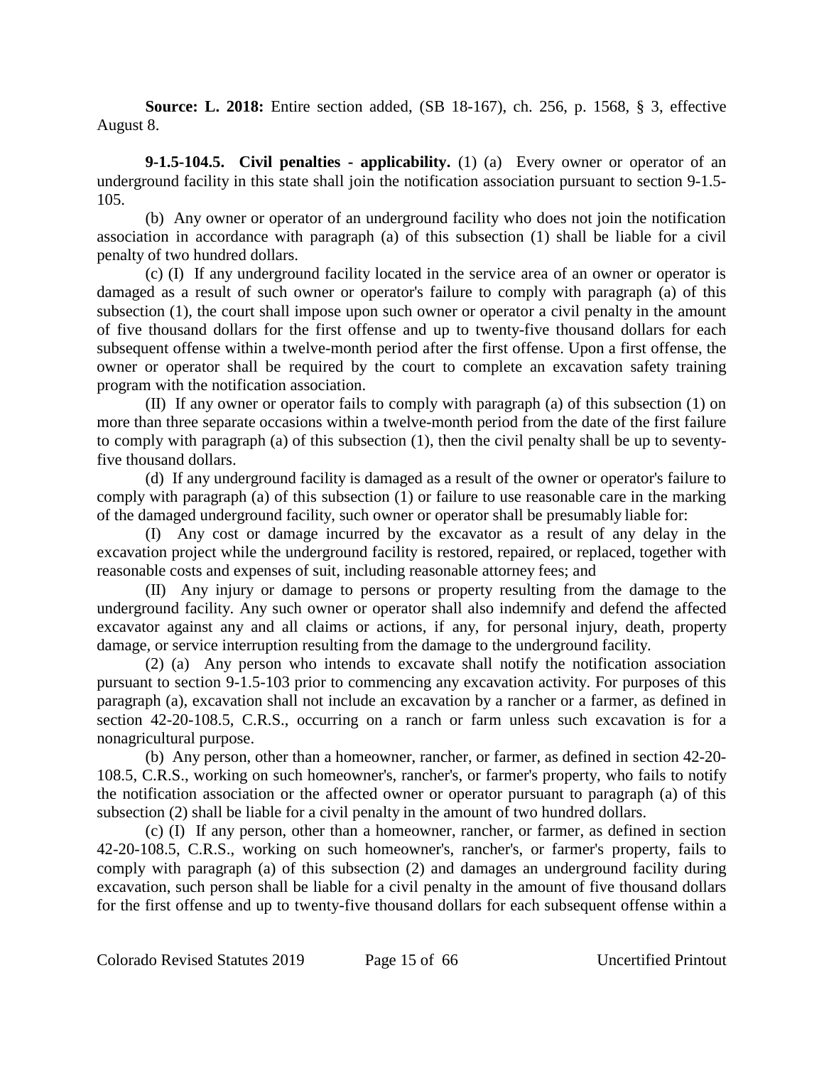**Source: L. 2018:** Entire section added, (SB 18-167), ch. 256, p. 1568, § 3, effective August 8.

**9-1.5-104.5. Civil penalties - applicability.** (1) (a) Every owner or operator of an underground facility in this state shall join the notification association pursuant to section 9-1.5-105.

(b) Any owner or operator of an underground facility who does not join the notification association in accordance with paragraph (a) of this subsection (1) shall be liable for a civil penalty of two hundred dollars.

(c) (I) If any underground facility located in the service area of an owner or operator is damaged as a result of such owner or operator's failure to comply with paragraph (a) of this subsection (1), the court shall impose upon such owner or operator a civil penalty in the amount of five thousand dollars for the first offense and up to twenty-five thousand dollars for each subsequent offense within a twelve-month period after the first offense. Upon a first offense, the owner or operator shall be required by the court to complete an excavation safety training program with the notification association.

(II) If any owner or operator fails to comply with paragraph (a) of this subsection (1) on more than three separate occasions within a twelve-month period from the date of the first failure to comply with paragraph (a) of this subsection (1), then the civil penalty shall be up to seventy-five thousand dollars.

(d) If any underground facility is damaged as a result of the owner or operator's failure to comply with paragraph (a) of this subsection (1) or failure to use reasonable care in the marking of the damaged underground facility, such owner or operator shall be presumably liable for:

(I) Any cost or damage incurred by the excavator as a result of any delay in the excavation project while the underground facility is restored, repaired, or replaced, together with reasonable costs and expenses of suit, including reasonable attorney fees; and

(II) Any injury or damage to persons or property resulting from the damage to the underground facility. Any such owner or operator shall also indemnify and defend the affected excavator against any and all claims or actions, if any, for personal injury, death, property damage, or service interruption resulting from the damage to the underground facility.

(2) (a) Any person who intends to excavate shall notify the notification association pursuant to section 9-1.5-103 prior to commencing any excavation activity. For purposes of this paragraph (a), excavation shall not include an excavation by a rancher or a farmer, as defined in section 42-20-108.5, C.R.S., occurring on a ranch or farm unless such excavation is for a nonagricultural purpose.

(b) Any person, other than a homeowner, rancher, or farmer, as defined in section 42-20-108.5, C.R.S., working on such homeowner's, rancher's, or farmer's property, who fails to notify the notification association or the affected owner or operator pursuant to paragraph (a) of this subsection (2) shall be liable for a civil penalty in the amount of two hundred dollars.

(c) (I) If any person, other than a homeowner, rancher, or farmer, as defined in section 42-20-108.5, C.R.S., working on such homeowner's, rancher's, or farmer's property, fails to comply with paragraph (a) of this subsection (2) and damages an underground facility during excavation, such person shall be liable for a civil penalty in the amount of five thousand dollars for the first offense and up to twenty-five thousand dollars for each subsequent offense within a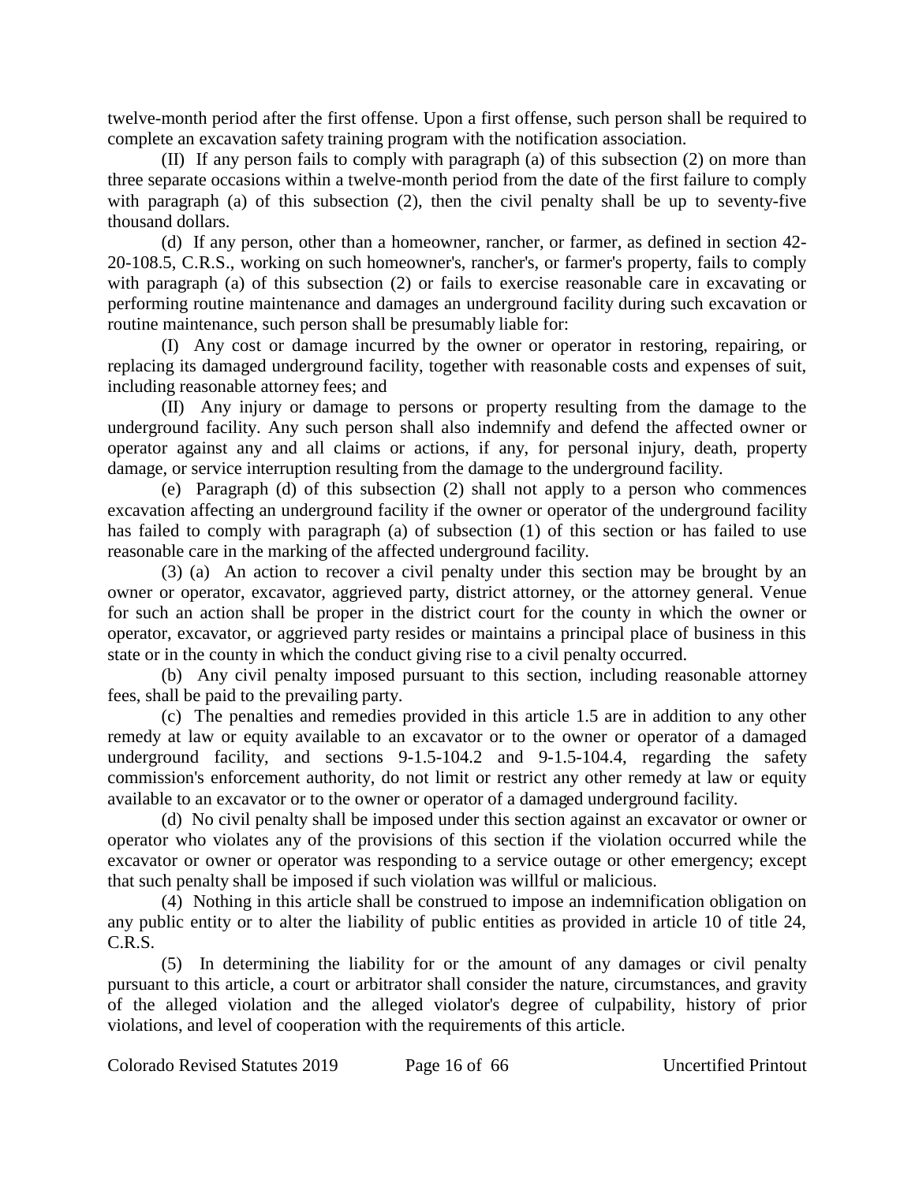twelve-month period after the first offense. Upon a first offense, such person shall be required to complete an excavation safety training program with the notification association.

(II) If any person fails to comply with paragraph (a) of this subsection (2) on more than three separate occasions within a twelve-month period from the date of the first failure to comply with paragraph (a) of this subsection (2), then the civil penalty shall be up to seventy-five thousand dollars.

(d) If any person, other than a homeowner, rancher, or farmer, as defined in section 42-20-108.5, C.R.S., working on such homeowner's, rancher's, or farmer's property, fails to comply with paragraph (a) of this subsection (2) or fails to exercise reasonable care in excavating or performing routine maintenance and damages an underground facility during such excavation or routine maintenance, such person shall be presumably liable for:

(I) Any cost or damage incurred by the owner or operator in restoring, repairing, or replacing its damaged underground facility, together with reasonable costs and expenses of suit, including reasonable attorney fees; and

(II) Any injury or damage to persons or property resulting from the damage to the underground facility. Any such person shall also indemnify and defend the affected owner or operator against any and all claims or actions, if any, for personal injury, death, property damage, or service interruption resulting from the damage to the underground facility.

(e) Paragraph (d) of this subsection (2) shall not apply to a person who commences excavation affecting an underground facility if the owner or operator of the underground facility has failed to comply with paragraph (a) of subsection (1) of this section or has failed to use reasonable care in the marking of the affected underground facility.

(3) (a) An action to recover a civil penalty under this section may be brought by an owner or operator, excavator, aggrieved party, district attorney, or the attorney general. Venue for such an action shall be proper in the district court for the county in which the owner or operator, excavator, or aggrieved party resides or maintains a principal place of business in this state or in the county in which the conduct giving rise to a civil penalty occurred.

(b) Any civil penalty imposed pursuant to this section, including reasonable attorney fees, shall be paid to the prevailing party.

(c) The penalties and remedies provided in this article 1.5 are in addition to any other remedy at law or equity available to an excavator or to the owner or operator of a damaged underground facility, and sections 9-1.5-104.2 and 9-1.5-104.4, regarding the safety commission's enforcement authority, do not limit or restrict any other remedy at law or equity available to an excavator or to the owner or operator of a damaged underground facility.

(d) No civil penalty shall be imposed under this section against an excavator or owner or operator who violates any of the provisions of this section if the violation occurred while the excavator or owner or operator was responding to a service outage or other emergency; except that such penalty shall be imposed if such violation was willful or malicious.

(4) Nothing in this article shall be construed to impose an indemnification obligation on any public entity or to alter the liability of public entities as provided in article 10 of title 24, C.R.S.

(5) In determining the liability for or the amount of any damages or civil penalty pursuant to this article, a court or arbitrator shall consider the nature, circumstances, and gravity of the alleged violation and the alleged violator's degree of culpability, history of prior violations, and level of cooperation with the requirements of this article.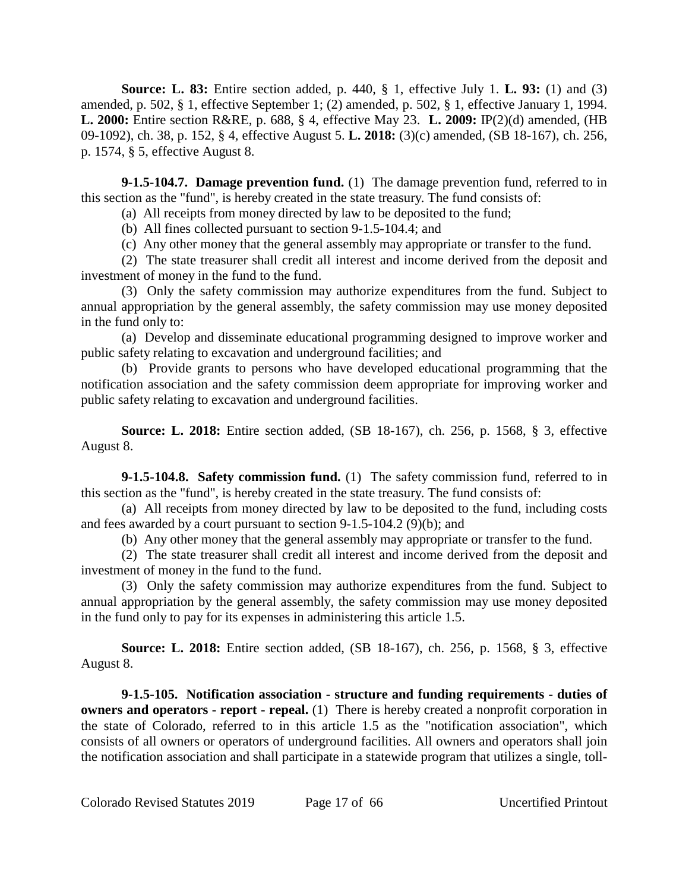**Source: L. 83:** Entire section added, p. 440, § 1, effective July 1. **L. 93:** (1) and (3) amended, p. 502, § 1, effective September 1; (2) amended, p. 502, § 1, effective January 1, 1994. **L. 2000:** Entire section R&RE, p. 688, § 4, effective May 23. **L. 2009:** IP(2)(d) amended, (HB 09-1092), ch. 38, p. 152, § 4, effective August 5. **L. 2018:** (3)(c) amended, (SB 18-167), ch. 256, p. 1574, § 5, effective August 8.

**9-1.5-104.7. Damage prevention fund.** (1) The damage prevention fund, referred to in this section as the "fund", is hereby created in the state treasury. The fund consists of:

(a) All receipts from money directed by law to be deposited to the fund;

(b) All fines collected pursuant to section 9-1.5-104.4; and

(c) Any other money that the general assembly may appropriate or transfer to the fund.

(2) The state treasurer shall credit all interest and income derived from the deposit and investment of money in the fund to the fund.

(3) Only the safety commission may authorize expenditures from the fund. Subject to annual appropriation by the general assembly, the safety commission may use money deposited in the fund only to:

(a) Develop and disseminate educational programming designed to improve worker and public safety relating to excavation and underground facilities; and

(b) Provide grants to persons who have developed educational programming that the notification association and the safety commission deem appropriate for improving worker and public safety relating to excavation and underground facilities.

**Source: L. 2018:** Entire section added, (SB 18-167), ch. 256, p. 1568, § 3, effective August 8.

**9-1.5-104.8. Safety commission fund.** (1) The safety commission fund, referred to in this section as the "fund", is hereby created in the state treasury. The fund consists of:

(a) All receipts from money directed by law to be deposited to the fund, including costs and fees awarded by a court pursuant to section 9-1.5-104.2 (9)(b); and

(b) Any other money that the general assembly may appropriate or transfer to the fund.

(2) The state treasurer shall credit all interest and income derived from the deposit and investment of money in the fund to the fund.

(3) Only the safety commission may authorize expenditures from the fund. Subject to annual appropriation by the general assembly, the safety commission may use money deposited in the fund only to pay for its expenses in administering this article 1.5.

**Source: L. 2018:** Entire section added, (SB 18-167), ch. 256, p. 1568, § 3, effective August 8.

**9-1.5-105. Notification association - structure and funding requirements - duties of owners and operators - report - repeal.** (1) There is hereby created a nonprofit corporation in the state of Colorado, referred to in this article 1.5 as the "notification association", which consists of all owners or operators of underground facilities. All owners and operators shall join the notification association and shall participate in a statewide program that utilizes a single, toll-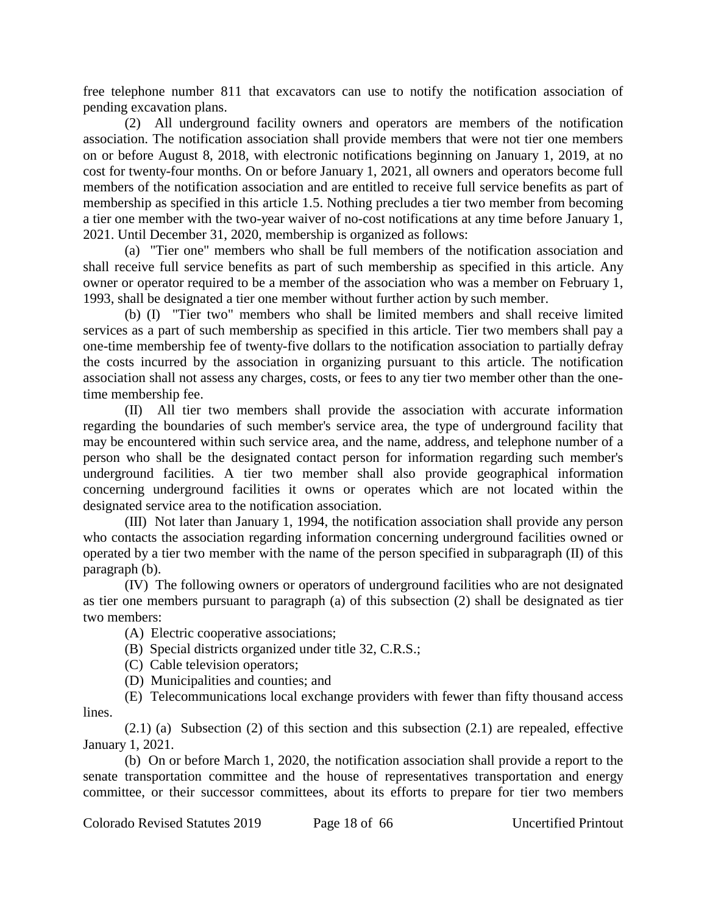free telephone number 811 that excavators can use to notify the notification association of pending excavation plans.

(2) All underground facility owners and operators are members of the notification association. The notification association shall provide members that were not tier one members on or before August 8, 2018, with electronic notifications beginning on January 1, 2019, at no cost for twenty-four months. On or before January 1, 2021, all owners and operators become full members of the notification association and are entitled to receive full service benefits as part of membership as specified in this article 1.5. Nothing precludes a tier two member from becoming a tier one member with the two-year waiver of no-cost notifications at any time before January 1, 2021. Until December 31, 2020, membership is organized as follows:

(a) "Tier one" members who shall be full members of the notification association and shall receive full service benefits as part of such membership as specified in this article. Any owner or operator required to be a member of the association who was a member on February 1, 1993, shall be designated a tier one member without further action by such member.

(b) (I) "Tier two" members who shall be limited members and shall receive limited services as a part of such membership as specified in this article. Tier two members shall pay a one-time membership fee of twenty-five dollars to the notification association to partially defray the costs incurred by the association in organizing pursuant to this article. The notification association shall not assess any charges, costs, or fees to any tier two member other than the one-time membership fee.

(II) All tier two members shall provide the association with accurate information regarding the boundaries of such member's service area, the type of underground facility that may be encountered within such service area, and the name, address, and telephone number of a person who shall be the designated contact person for information regarding such member's underground facilities. A tier two member shall also provide geographical information concerning underground facilities it owns or operates which are not located within the designated service area to the notification association.

(III) Not later than January 1, 1994, the notification association shall provide any person who contacts the association regarding information concerning underground facilities owned or operated by a tier two member with the name of the person specified in subparagraph (II) of this paragraph (b).

(IV) The following owners or operators of underground facilities who are not designated as tier one members pursuant to paragraph (a) of this subsection (2) shall be designated as tier two members:

(A) Electric cooperative associations;

(B) Special districts organized under title 32, C.R.S.;

(C) Cable television operators;

(D) Municipalities and counties; and

(E) Telecommunications local exchange providers with fewer than fifty thousand access lines.

(2.1) (a) Subsection (2) of this section and this subsection (2.1) are repealed, effective January 1, 2021.

(b) On or before March 1, 2020, the notification association shall provide a report to the senate transportation committee and the house of representatives transportation and energy committee, or their successor committees, about its efforts to prepare for tier two members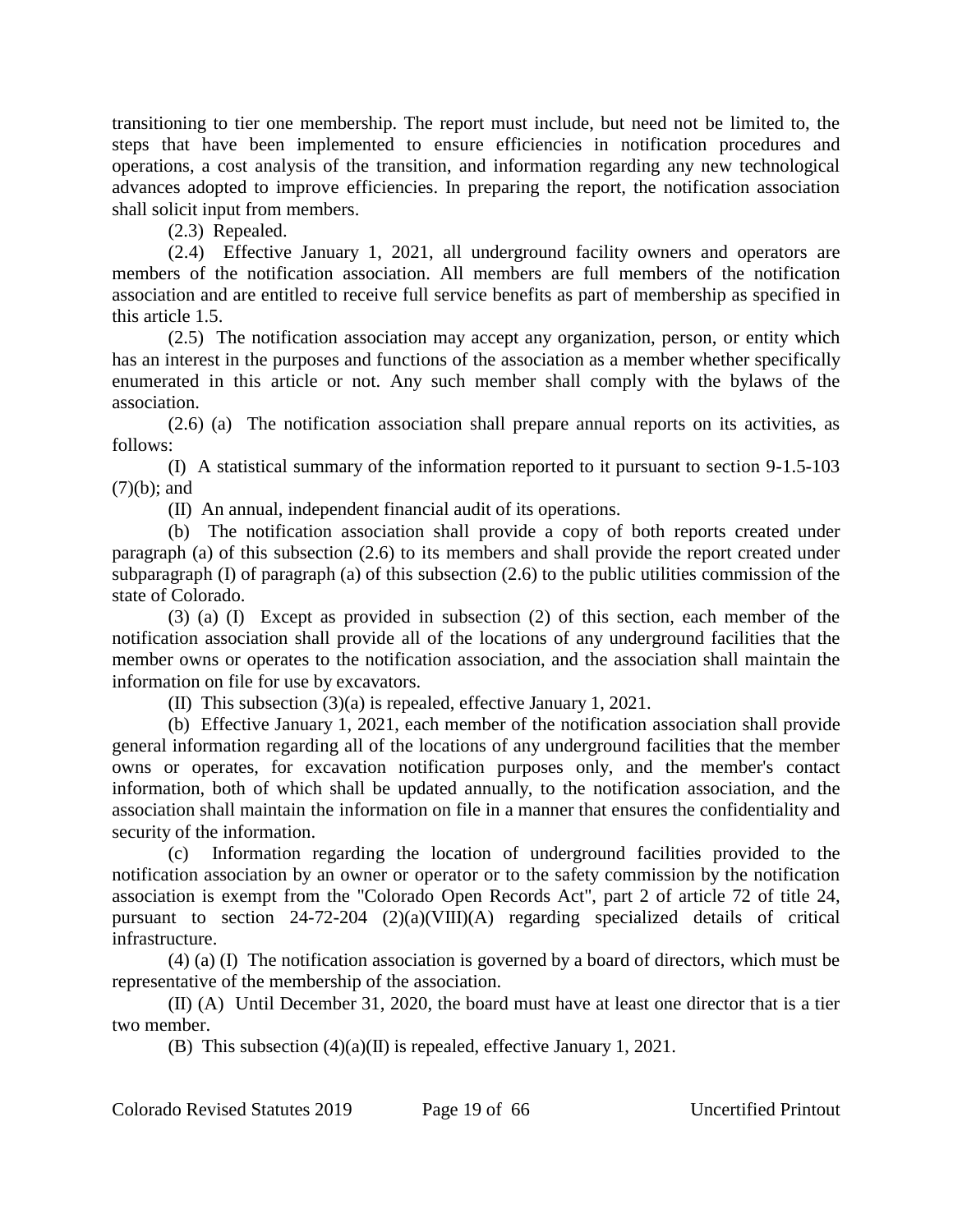transitioning to tier one membership. The report must include, but need not be limited to, the steps that have been implemented to ensure efficiencies in notification procedures and operations, a cost analysis of the transition, and information regarding any new technological advances adopted to improve efficiencies. In preparing the report, the notification association shall solicit input from members.

(2.3) Repealed.

(2.4) Effective January 1, 2021, all underground facility owners and operators are members of the notification association. All members are full members of the notification association and are entitled to receive full service benefits as part of membership as specified in this article 1.5.

(2.5) The notification association may accept any organization, person, or entity which has an interest in the purposes and functions of the association as a member whether specifically enumerated in this article or not. Any such member shall comply with the bylaws of the association.

(2.6) (a) The notification association shall prepare annual reports on its activities, as follows:

(I) A statistical summary of the information reported to it pursuant to section 9-1.5-103 (7)(b); and

(II) An annual, independent financial audit of its operations.

(b) The notification association shall provide a copy of both reports created under paragraph (a) of this subsection (2.6) to its members and shall provide the report created under subparagraph (I) of paragraph (a) of this subsection (2.6) to the public utilities commission of the state of Colorado.

(3) (a) (I) Except as provided in subsection (2) of this section, each member of the notification association shall provide all of the locations of any underground facilities that the member owns or operates to the notification association, and the association shall maintain the information on file for use by excavators.

(II) This subsection (3)(a) is repealed, effective January 1, 2021.

(b) Effective January 1, 2021, each member of the notification association shall provide general information regarding all of the locations of any underground facilities that the member owns or operates, for excavation notification purposes only, and the member's contact information, both of which shall be updated annually, to the notification association, and the association shall maintain the information on file in a manner that ensures the confidentiality and security of the information.

(c) Information regarding the location of underground facilities provided to the notification association by an owner or operator or to the safety commission by the notification association is exempt from the "Colorado Open Records Act", part 2 of article 72 of title 24, pursuant to section 24-72-204 (2)(a)(VIII)(A) regarding specialized details of critical infrastructure.

(4) (a) (I) The notification association is governed by a board of directors, which must be representative of the membership of the association.

(II) (A) Until December 31, 2020, the board must have at least one director that is a tier two member.

(B) This subsection (4)(a)(II) is repealed, effective January 1, 2021.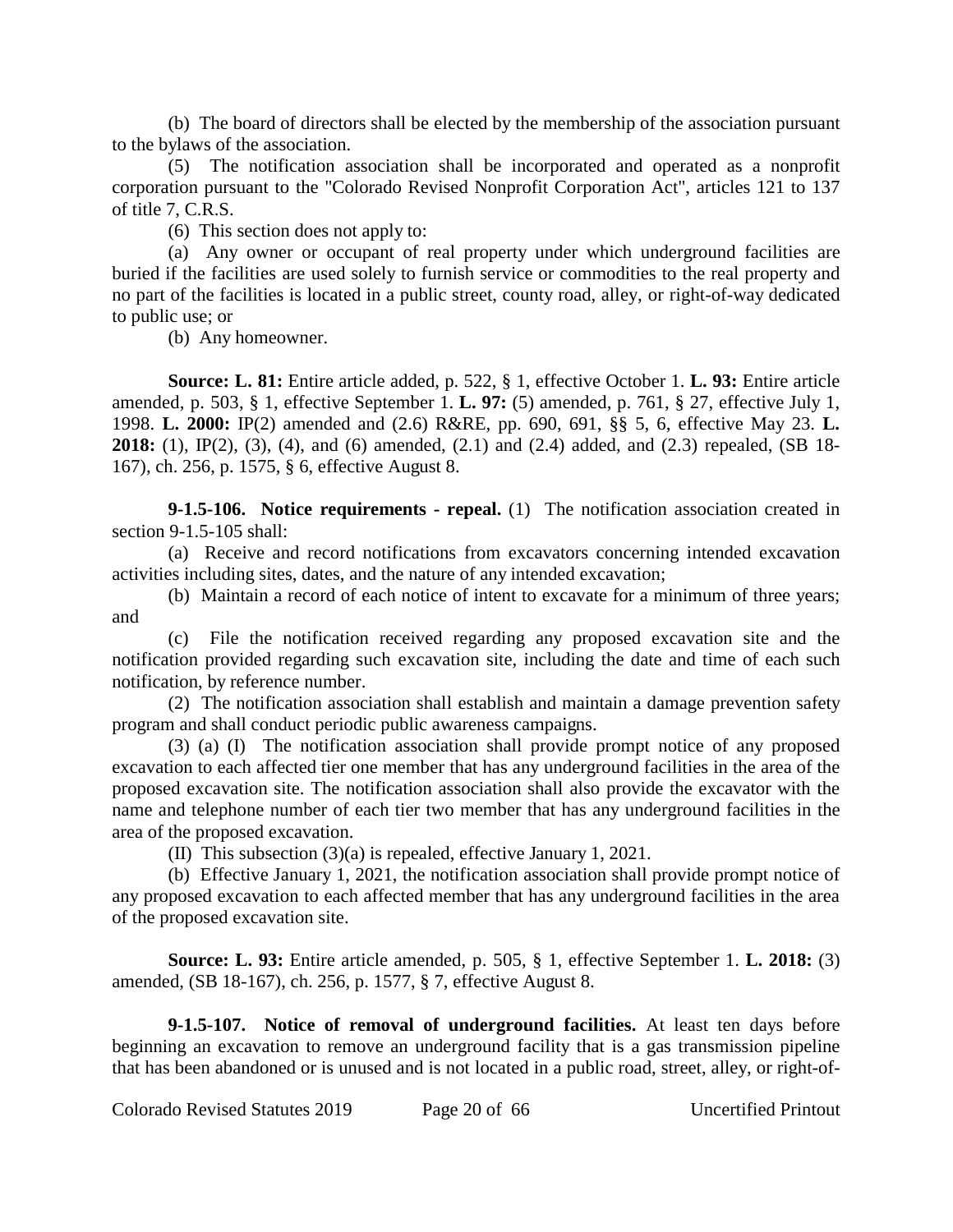(b) The board of directors shall be elected by the membership of the association pursuant to the bylaws of the association.

(5) The notification association shall be incorporated and operated as a nonprofit corporation pursuant to the "Colorado Revised Nonprofit Corporation Act", articles 121 to 137 of title 7, C.R.S.

(6) This section does not apply to:

(a) Any owner or occupant of real property under which underground facilities are buried if the facilities are used solely to furnish service or commodities to the real property and no part of the facilities is located in a public street, county road, alley, or right-of-way dedicated to public use; or

(b) Any homeowner.

**Source: L. 81:** Entire article added, p. 522, § 1, effective October 1. **L. 93:** Entire article amended, p. 503, § 1, effective September 1. **L. 97:** (5) amended, p. 761, § 27, effective July 1, 1998. **L. 2000:** IP(2) amended and (2.6) R&RE, pp. 690, 691, §§ 5, 6, effective May 23. **L. 2018:** (1), IP(2), (3), (4), and (6) amended, (2.1) and (2.4) added, and (2.3) repealed, (SB 18-167), ch. 256, p. 1575, § 6, effective August 8.

**9-1.5-106. Notice requirements - repeal.** (1) The notification association created in section 9-1.5-105 shall:

(a) Receive and record notifications from excavators concerning intended excavation activities including sites, dates, and the nature of any intended excavation;

(b) Maintain a record of each notice of intent to excavate for a minimum of three years; and

(c) File the notification received regarding any proposed excavation site and the notification provided regarding such excavation site, including the date and time of each such notification, by reference number.

(2) The notification association shall establish and maintain a damage prevention safety program and shall conduct periodic public awareness campaigns.

(3) (a) (I) The notification association shall provide prompt notice of any proposed excavation to each affected tier one member that has any underground facilities in the area of the proposed excavation site. The notification association shall also provide the excavator with the name and telephone number of each tier two member that has any underground facilities in the area of the proposed excavation.

(II) This subsection (3)(a) is repealed, effective January 1, 2021.

(b) Effective January 1, 2021, the notification association shall provide prompt notice of any proposed excavation to each affected member that has any underground facilities in the area of the proposed excavation site.

**Source: L. 93:** Entire article amended, p. 505, § 1, effective September 1. **L. 2018:** (3) amended, (SB 18-167), ch. 256, p. 1577, § 7, effective August 8.

**9-1.5-107. Notice of removal of underground facilities.** At least ten days before beginning an excavation to remove an underground facility that is a gas transmission pipeline that has been abandoned or is unused and is not located in a public road, street, alley, or right-of-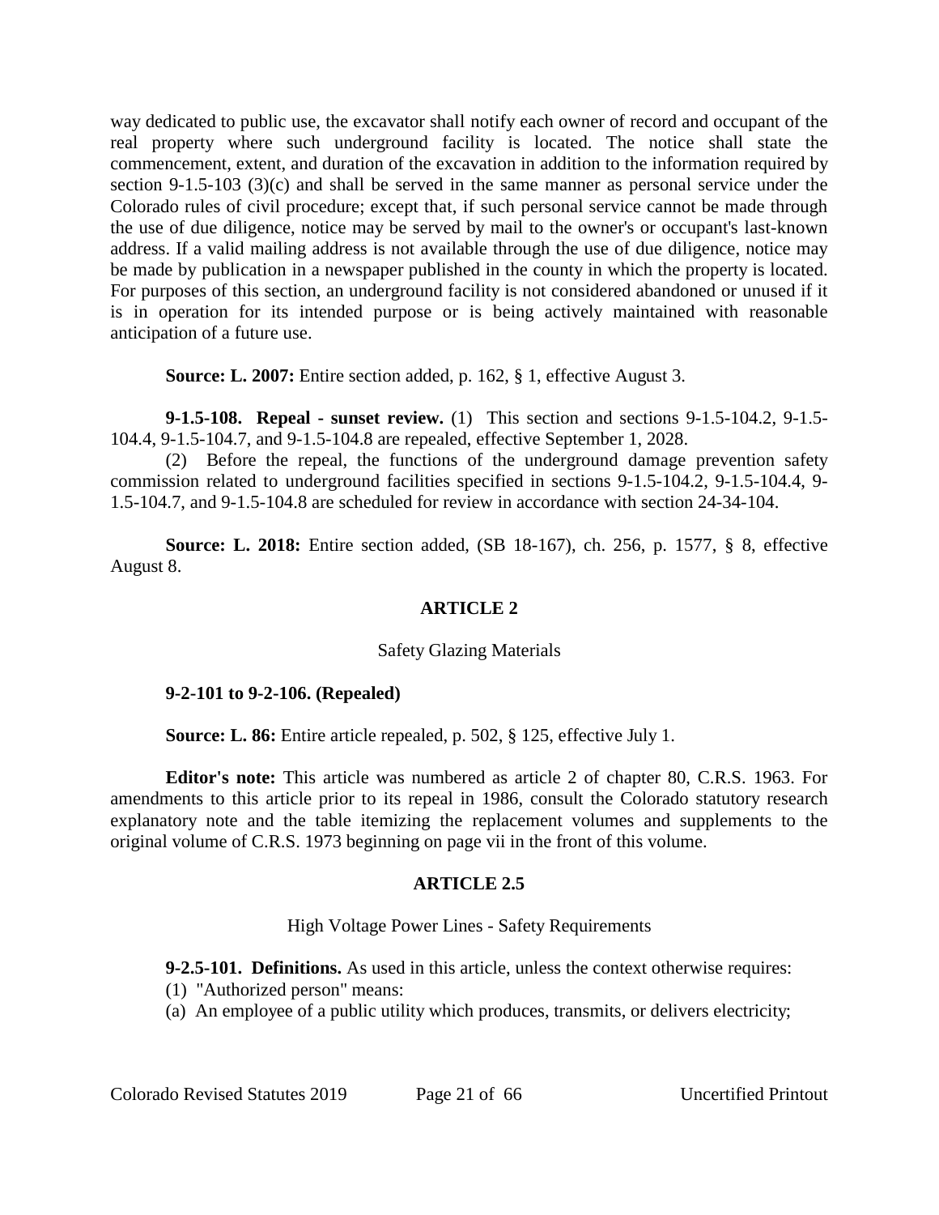way dedicated to public use, the excavator shall notify each owner of record and occupant of the real property where such underground facility is located. The notice shall state the commencement, extent, and duration of the excavation in addition to the information required by section 9-1.5-103 (3)(c) and shall be served in the same manner as personal service under the Colorado rules of civil procedure; except that, if such personal service cannot be made through the use of due diligence, notice may be served by mail to the owner's or occupant's last-known address. If a valid mailing address is not available through the use of due diligence, notice may be made by publication in a newspaper published in the county in which the property is located. For purposes of this section, an underground facility is not considered abandoned or unused if it is in operation for its intended purpose or is being actively maintained with reasonable anticipation of a future use.

**Source: L. 2007:** Entire section added, p. 162, § 1, effective August 3.

**9-1.5-108. Repeal - sunset review.** (1) This section and sections 9-1.5-104.2, 9-1.5-104.4, 9-1.5-104.7, and 9-1.5-104.8 are repealed, effective September 1, 2028.

(2) Before the repeal, the functions of the underground damage prevention safety commission related to underground facilities specified in sections 9-1.5-104.2, 9-1.5-104.4, 9-1.5-104.7, and 9-1.5-104.8 are scheduled for review in accordance with section 24-34-104.

**Source: L. 2018:** Entire section added, (SB 18-167), ch. 256, p. 1577, § 8, effective August 8.

## ARTICLE 2

### Safety Glazing Materials

**9-2-101 to 9-2-106. (Repealed)**

**Source: L. 86:** Entire article repealed, p. 502, § 125, effective July 1.

**Editor's note:** This article was numbered as article 2 of chapter 80, C.R.S. 1963. For amendments to this article prior to its repeal in 1986, consult the Colorado statutory research explanatory note and the table itemizing the replacement volumes and supplements to the original volume of C.R.S. 1973 beginning on page vii in the front of this volume.

## ARTICLE 2.5

### High Voltage Power Lines - Safety Requirements

**9-2.5-101. Definitions.** As used in this article, unless the context otherwise requires:

(1) "Authorized person" means:

(a) An employee of a public utility which produces, transmits, or delivers electricity;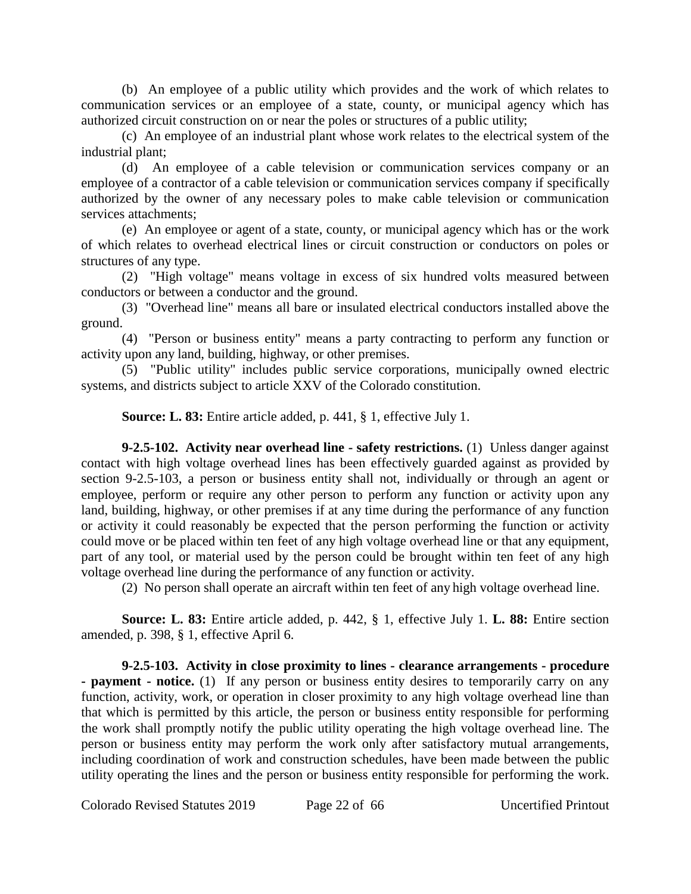(b) An employee of a public utility which provides and the work of which relates to communication services or an employee of a state, county, or municipal agency which has authorized circuit construction on or near the poles or structures of a public utility;

(c) An employee of an industrial plant whose work relates to the electrical system of the industrial plant;

(d) An employee of a cable television or communication services company or an employee of a contractor of a cable television or communication services company if specifically authorized by the owner of any necessary poles to make cable television or communication services attachments;

(e) An employee or agent of a state, county, or municipal agency which has or the work of which relates to overhead electrical lines or circuit construction or conductors on poles or structures of any type.

(2) "High voltage" means voltage in excess of six hundred volts measured between conductors or between a conductor and the ground.

(3) "Overhead line" means all bare or insulated electrical conductors installed above the ground.

(4) "Person or business entity" means a party contracting to perform any function or activity upon any land, building, highway, or other premises.

(5) "Public utility" includes public service corporations, municipally owned electric systems, and districts subject to article XXV of the Colorado constitution.

**Source: L. 83:** Entire article added, p. 441, § 1, effective July 1.

**9-2.5-102. Activity near overhead line - safety restrictions.** (1) Unless danger against contact with high voltage overhead lines has been effectively guarded against as provided by section 9-2.5-103, a person or business entity shall not, individually or through an agent or employee, perform or require any other person to perform any function or activity upon any land, building, highway, or other premises if at any time during the performance of any function or activity it could reasonably be expected that the person performing the function or activity could move or be placed within ten feet of any high voltage overhead line or that any equipment, part of any tool, or material used by the person could be brought within ten feet of any high voltage overhead line during the performance of any function or activity.

(2) No person shall operate an aircraft within ten feet of any high voltage overhead line.

**Source: L. 83:** Entire article added, p. 442, § 1, effective July 1. **L. 88:** Entire section amended, p. 398, § 1, effective April 6.

**9-2.5-103. Activity in close proximity to lines - clearance arrangements - procedure - payment - notice.** (1) If any person or business entity desires to temporarily carry on any function, activity, work, or operation in closer proximity to any high voltage overhead line than that which is permitted by this article, the person or business entity responsible for performing the work shall promptly notify the public utility operating the high voltage overhead line. The person or business entity may perform the work only after satisfactory mutual arrangements, including coordination of work and construction schedules, have been made between the public utility operating the lines and the person or business entity responsible for performing the work.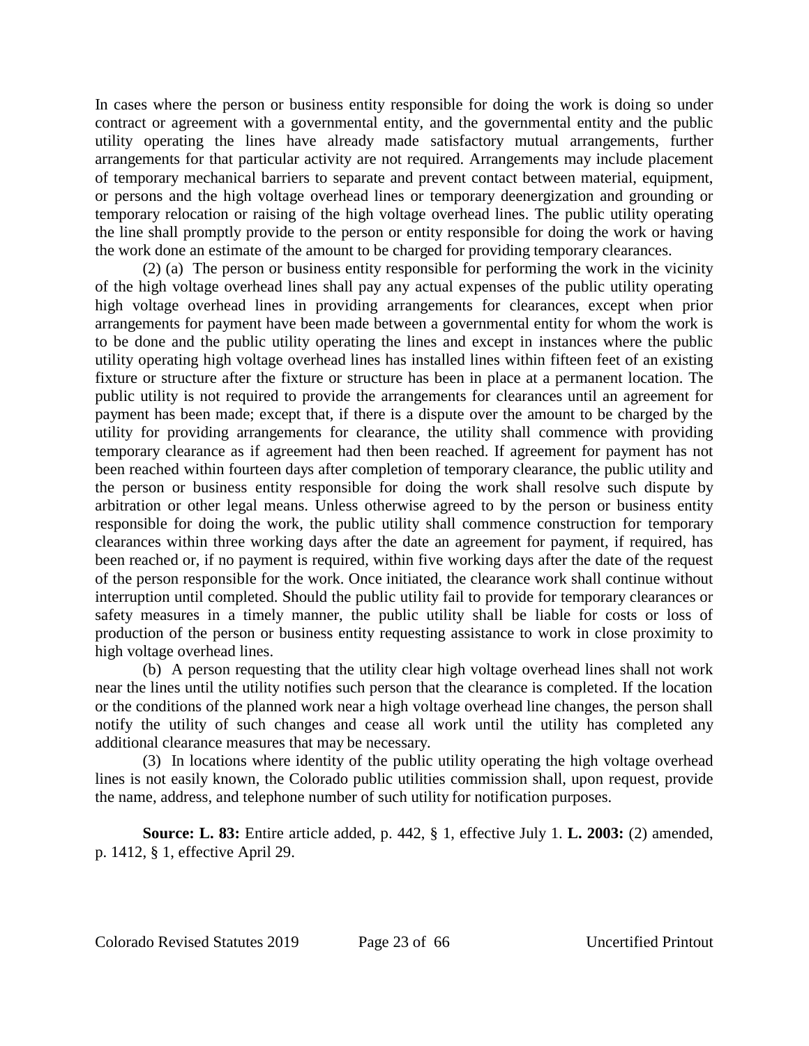In cases where the person or business entity responsible for doing the work is doing so under contract or agreement with a governmental entity, and the governmental entity and the public utility operating the lines have already made satisfactory mutual arrangements, further arrangements for that particular activity are not required. Arrangements may include placement of temporary mechanical barriers to separate and prevent contact between material, equipment, or persons and the high voltage overhead lines or temporary deenergization and grounding or temporary relocation or raising of the high voltage overhead lines. The public utility operating the line shall promptly provide to the person or entity responsible for doing the work or having the work done an estimate of the amount to be charged for providing temporary clearances.

(2) (a) The person or business entity responsible for performing the work in the vicinity of the high voltage overhead lines shall pay any actual expenses of the public utility operating high voltage overhead lines in providing arrangements for clearances, except when prior arrangements for payment have been made between a governmental entity for whom the work is to be done and the public utility operating the lines and except in instances where the public utility operating high voltage overhead lines has installed lines within fifteen feet of an existing fixture or structure after the fixture or structure has been in place at a permanent location. The public utility is not required to provide the arrangements for clearances until an agreement for payment has been made; except that, if there is a dispute over the amount to be charged by the utility for providing arrangements for clearance, the utility shall commence with providing temporary clearance as if agreement had then been reached. If agreement for payment has not been reached within fourteen days after completion of temporary clearance, the public utility and the person or business entity responsible for doing the work shall resolve such dispute by arbitration or other legal means. Unless otherwise agreed to by the person or business entity responsible for doing the work, the public utility shall commence construction for temporary clearances within three working days after the date an agreement for payment, if required, has been reached or, if no payment is required, within five working days after the date of the request of the person responsible for the work. Once initiated, the clearance work shall continue without interruption until completed. Should the public utility fail to provide for temporary clearances or safety measures in a timely manner, the public utility shall be liable for costs or loss of production of the person or business entity requesting assistance to work in close proximity to high voltage overhead lines.

(b) A person requesting that the utility clear high voltage overhead lines shall not work near the lines until the utility notifies such person that the clearance is completed. If the location or the conditions of the planned work near a high voltage overhead line changes, the person shall notify the utility of such changes and cease all work until the utility has completed any additional clearance measures that may be necessary.

(3) In locations where identity of the public utility operating the high voltage overhead lines is not easily known, the Colorado public utilities commission shall, upon request, provide the name, address, and telephone number of such utility for notification purposes.

**Source: L. 83:** Entire article added, p. 442, § 1, effective July 1. **L. 2003:** (2) amended, p. 1412, § 1, effective April 29.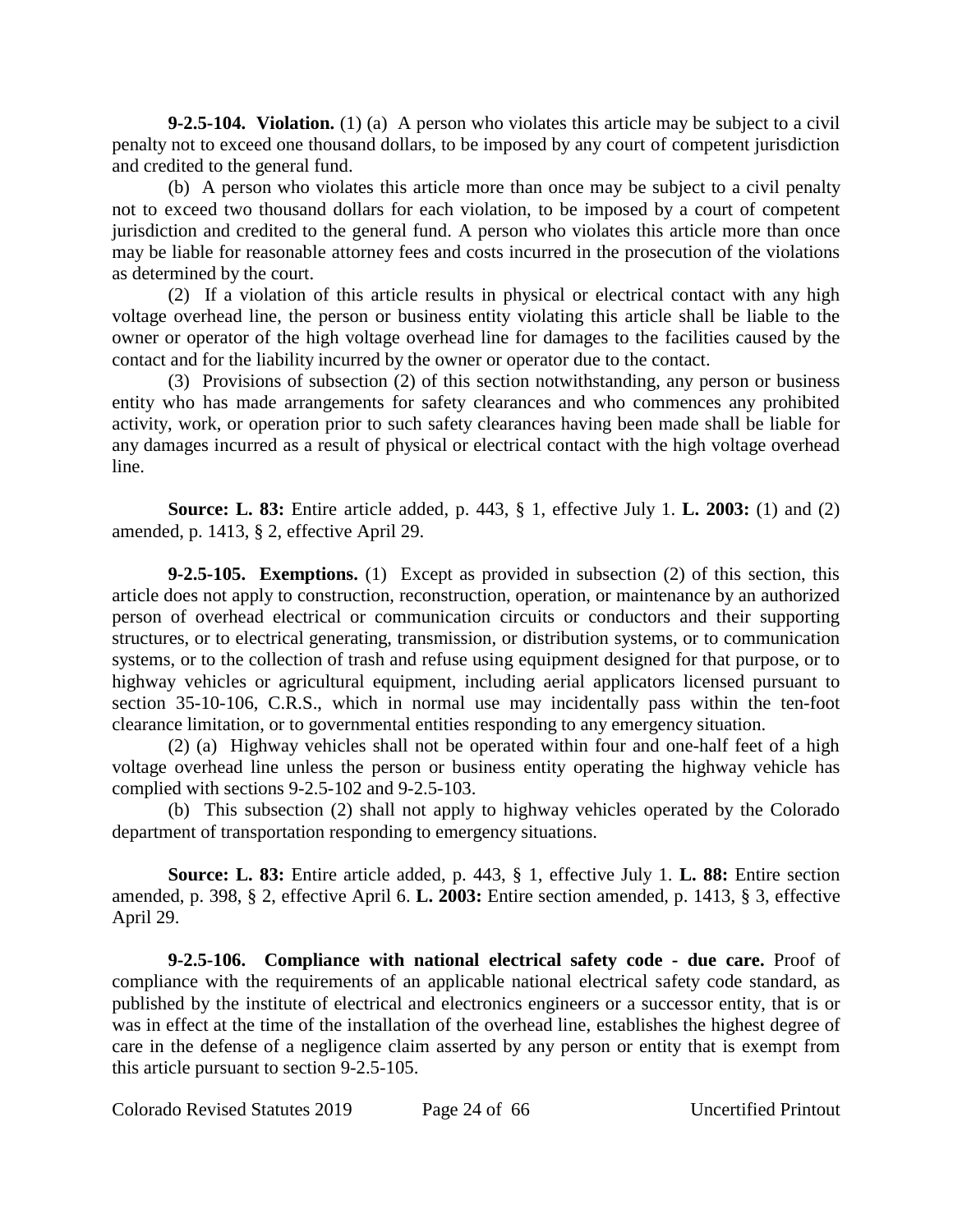**9-2.5-104. Violation.** (1) (a) A person who violates this article may be subject to a civil penalty not to exceed one thousand dollars, to be imposed by any court of competent jurisdiction and credited to the general fund.

(b) A person who violates this article more than once may be subject to a civil penalty not to exceed two thousand dollars for each violation, to be imposed by a court of competent jurisdiction and credited to the general fund. A person who violates this article more than once may be liable for reasonable attorney fees and costs incurred in the prosecution of the violations as determined by the court.

(2) If a violation of this article results in physical or electrical contact with any high voltage overhead line, the person or business entity violating this article shall be liable to the owner or operator of the high voltage overhead line for damages to the facilities caused by the contact and for the liability incurred by the owner or operator due to the contact.

(3) Provisions of subsection (2) of this section notwithstanding, any person or business entity who has made arrangements for safety clearances and who commences any prohibited activity, work, or operation prior to such safety clearances having been made shall be liable for any damages incurred as a result of physical or electrical contact with the high voltage overhead line.

**Source: L. 83:** Entire article added, p. 443, § 1, effective July 1. **L. 2003:** (1) and (2) amended, p. 1413, § 2, effective April 29.

**9-2.5-105. Exemptions.** (1) Except as provided in subsection (2) of this section, this article does not apply to construction, reconstruction, operation, or maintenance by an authorized person of overhead electrical or communication circuits or conductors and their supporting structures, or to electrical generating, transmission, or distribution systems, or to communication systems, or to the collection of trash and refuse using equipment designed for that purpose, or to highway vehicles or agricultural equipment, including aerial applicators licensed pursuant to section 35-10-106, C.R.S., which in normal use may incidentally pass within the ten-foot clearance limitation, or to governmental entities responding to any emergency situation.

(2) (a) Highway vehicles shall not be operated within four and one-half feet of a high voltage overhead line unless the person or business entity operating the highway vehicle has complied with sections 9-2.5-102 and 9-2.5-103.

(b) This subsection (2) shall not apply to highway vehicles operated by the Colorado department of transportation responding to emergency situations.

**Source: L. 83:** Entire article added, p. 443, § 1, effective July 1. **L. 88:** Entire section amended, p. 398, § 2, effective April 6. **L. 2003:** Entire section amended, p. 1413, § 3, effective April 29.

**9-2.5-106. Compliance with national electrical safety code - due care.** Proof of compliance with the requirements of an applicable national electrical safety code standard, as published by the institute of electrical and electronics engineers or a successor entity, that is or was in effect at the time of the installation of the overhead line, establishes the highest degree of care in the defense of a negligence claim asserted by any person or entity that is exempt from this article pursuant to section 9-2.5-105.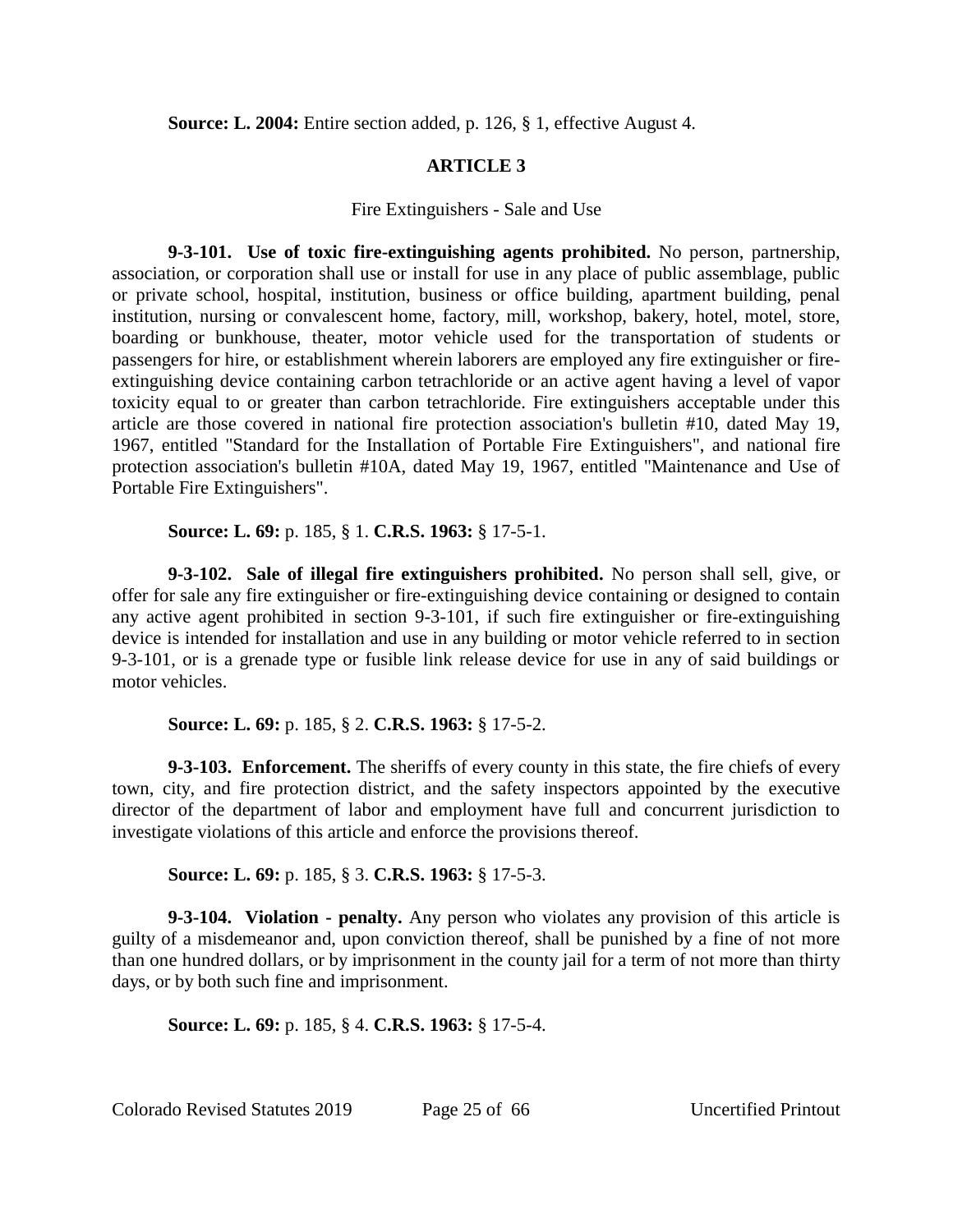**Source: L. 2004:** Entire section added, p. 126, § 1, effective August 4.

## ARTICLE 3

### Fire Extinguishers - Sale and Use

**9-3-101. Use of toxic fire-extinguishing agents prohibited.** No person, partnership, association, or corporation shall use or install for use in any place of public assemblage, public or private school, hospital, institution, business or office building, apartment building, penal institution, nursing or convalescent home, factory, mill, workshop, bakery, hotel, motel, store, boarding or bunkhouse, theater, motor vehicle used for the transportation of students or passengers for hire, or establishment wherein laborers are employed any fire extinguisher or fire-extinguishing device containing carbon tetrachloride or an active agent having a level of vapor toxicity equal to or greater than carbon tetrachloride. Fire extinguishers acceptable under this article are those covered in national fire protection association's bulletin #10, dated May 19, 1967, entitled "Standard for the Installation of Portable Fire Extinguishers", and national fire protection association's bulletin #10A, dated May 19, 1967, entitled "Maintenance and Use of Portable Fire Extinguishers".

**Source: L. 69:** p. 185, § 1. **C.R.S. 1963:** § 17-5-1.

**9-3-102. Sale of illegal fire extinguishers prohibited.** No person shall sell, give, or offer for sale any fire extinguisher or fire-extinguishing device containing or designed to contain any active agent prohibited in section 9-3-101, if such fire extinguisher or fire-extinguishing device is intended for installation and use in any building or motor vehicle referred to in section 9-3-101, or is a grenade type or fusible link release device for use in any of said buildings or motor vehicles.

**Source: L. 69:** p. 185, § 2. **C.R.S. 1963:** § 17-5-2.

**9-3-103. Enforcement.** The sheriffs of every county in this state, the fire chiefs of every town, city, and fire protection district, and the safety inspectors appointed by the executive director of the department of labor and employment have full and concurrent jurisdiction to investigate violations of this article and enforce the provisions thereof.

**Source: L. 69:** p. 185, § 3. **C.R.S. 1963:** § 17-5-3.

**9-3-104. Violation - penalty.** Any person who violates any provision of this article is guilty of a misdemeanor and, upon conviction thereof, shall be punished by a fine of not more than one hundred dollars, or by imprisonment in the county jail for a term of not more than thirty days, or by both such fine and imprisonment.

**Source: L. 69:** p. 185, § 4. **C.R.S. 1963:** § 17-5-4.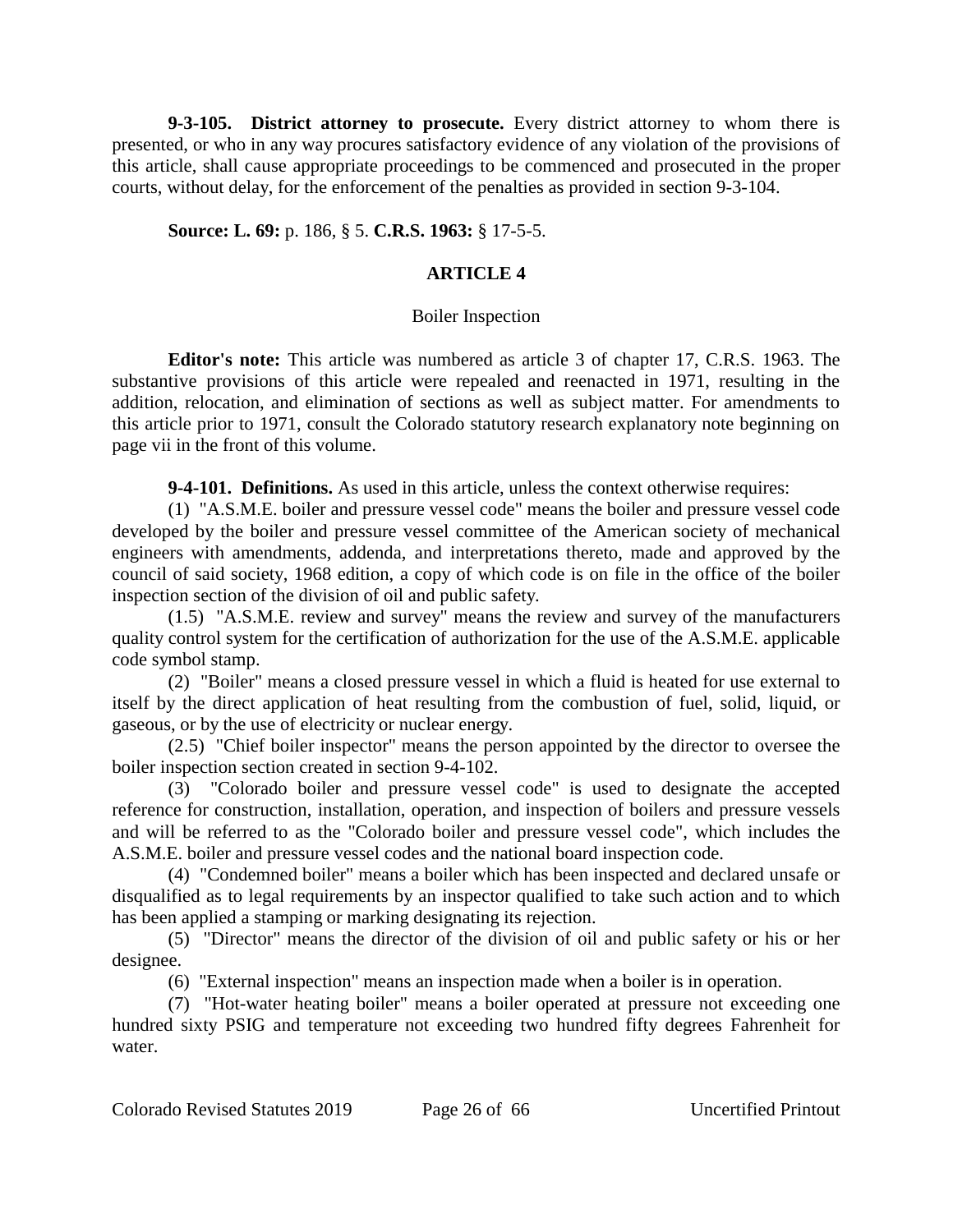**9-3-105. District attorney to prosecute.** Every district attorney to whom there is presented, or who in any way procures satisfactory evidence of any violation of the provisions of this article, shall cause appropriate proceedings to be commenced and prosecuted in the proper courts, without delay, for the enforcement of the penalties as provided in section 9-3-104.

**Source: L. 69:** p. 186, § 5. **C.R.S. 1963:** § 17-5-5.

## ARTICLE 4

### Boiler Inspection

**Editor's note:** This article was numbered as article 3 of chapter 17, C.R.S. 1963. The substantive provisions of this article were repealed and reenacted in 1971, resulting in the addition, relocation, and elimination of sections as well as subject matter. For amendments to this article prior to 1971, consult the Colorado statutory research explanatory note beginning on page vii in the front of this volume.

**9-4-101. Definitions.** As used in this article, unless the context otherwise requires:

(1) "A.S.M.E. boiler and pressure vessel code" means the boiler and pressure vessel code developed by the boiler and pressure vessel committee of the American society of mechanical engineers with amendments, addenda, and interpretations thereto, made and approved by the council of said society, 1968 edition, a copy of which code is on file in the office of the boiler inspection section of the division of oil and public safety.

(1.5) "A.S.M.E. review and survey" means the review and survey of the manufacturers quality control system for the certification of authorization for the use of the A.S.M.E. applicable code symbol stamp.

(2) "Boiler" means a closed pressure vessel in which a fluid is heated for use external to itself by the direct application of heat resulting from the combustion of fuel, solid, liquid, or gaseous, or by the use of electricity or nuclear energy.

(2.5) "Chief boiler inspector" means the person appointed by the director to oversee the boiler inspection section created in section 9-4-102.

(3) "Colorado boiler and pressure vessel code" is used to designate the accepted reference for construction, installation, operation, and inspection of boilers and pressure vessels and will be referred to as the "Colorado boiler and pressure vessel code", which includes the A.S.M.E. boiler and pressure vessel codes and the national board inspection code.

(4) "Condemned boiler" means a boiler which has been inspected and declared unsafe or disqualified as to legal requirements by an inspector qualified to take such action and to which has been applied a stamping or marking designating its rejection.

(5) "Director" means the director of the division of oil and public safety or his or her designee.

(6) "External inspection" means an inspection made when a boiler is in operation.

(7) "Hot-water heating boiler" means a boiler operated at pressure not exceeding one hundred sixty PSIG and temperature not exceeding two hundred fifty degrees Fahrenheit for water.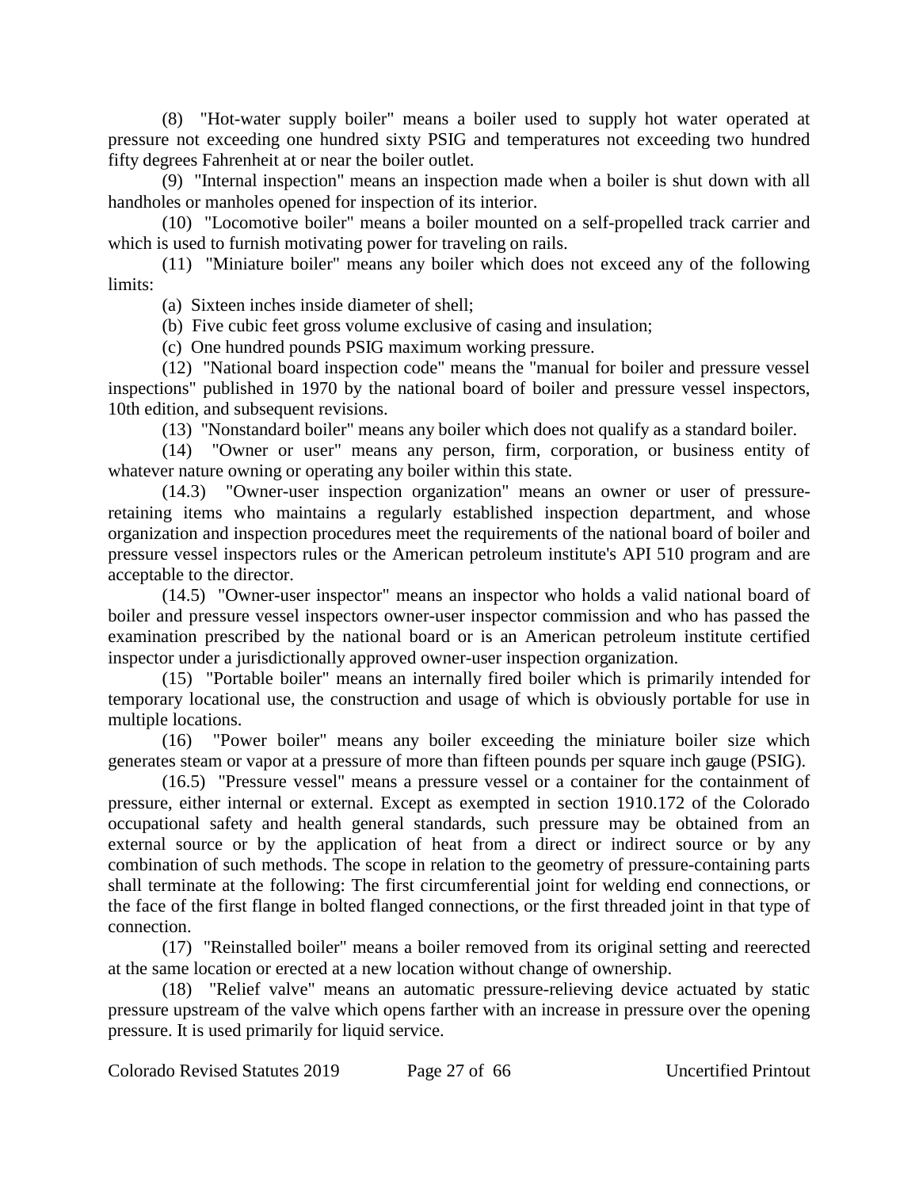(8) "Hot-water supply boiler" means a boiler used to supply hot water operated at pressure not exceeding one hundred sixty PSIG and temperatures not exceeding two hundred fifty degrees Fahrenheit at or near the boiler outlet.

(9) "Internal inspection" means an inspection made when a boiler is shut down with all handholes or manholes opened for inspection of its interior.

(10) "Locomotive boiler" means a boiler mounted on a self-propelled track carrier and which is used to furnish motivating power for traveling on rails.

(11) "Miniature boiler" means any boiler which does not exceed any of the following limits:

(a) Sixteen inches inside diameter of shell;

(b) Five cubic feet gross volume exclusive of casing and insulation;

(c) One hundred pounds PSIG maximum working pressure.

(12) "National board inspection code" means the "manual for boiler and pressure vessel inspections" published in 1970 by the national board of boiler and pressure vessel inspectors, 10th edition, and subsequent revisions.

(13) "Nonstandard boiler" means any boiler which does not qualify as a standard boiler.

(14) "Owner or user" means any person, firm, corporation, or business entity of whatever nature owning or operating any boiler within this state.

(14.3) "Owner-user inspection organization" means an owner or user of pressure-retaining items who maintains a regularly established inspection department, and whose organization and inspection procedures meet the requirements of the national board of boiler and pressure vessel inspectors rules or the American petroleum institute's API 510 program and are acceptable to the director.

(14.5) "Owner-user inspector" means an inspector who holds a valid national board of boiler and pressure vessel inspectors owner-user inspector commission and who has passed the examination prescribed by the national board or is an American petroleum institute certified inspector under a jurisdictionally approved owner-user inspection organization.

(15) "Portable boiler" means an internally fired boiler which is primarily intended for temporary locational use, the construction and usage of which is obviously portable for use in multiple locations.

(16) "Power boiler" means any boiler exceeding the miniature boiler size which generates steam or vapor at a pressure of more than fifteen pounds per square inch gauge (PSIG).

(16.5) "Pressure vessel" means a pressure vessel or a container for the containment of pressure, either internal or external. Except as exempted in section 1910.172 of the Colorado occupational safety and health general standards, such pressure may be obtained from an external source or by the application of heat from a direct or indirect source or by any combination of such methods. The scope in relation to the geometry of pressure-containing parts shall terminate at the following: The first circumferential joint for welding end connections, or the face of the first flange in bolted flanged connections, or the first threaded joint in that type of connection.

(17) "Reinstalled boiler" means a boiler removed from its original setting and reerected at the same location or erected at a new location without change of ownership.

(18) "Relief valve" means an automatic pressure-relieving device actuated by static pressure upstream of the valve which opens farther with an increase in pressure over the opening pressure. It is used primarily for liquid service.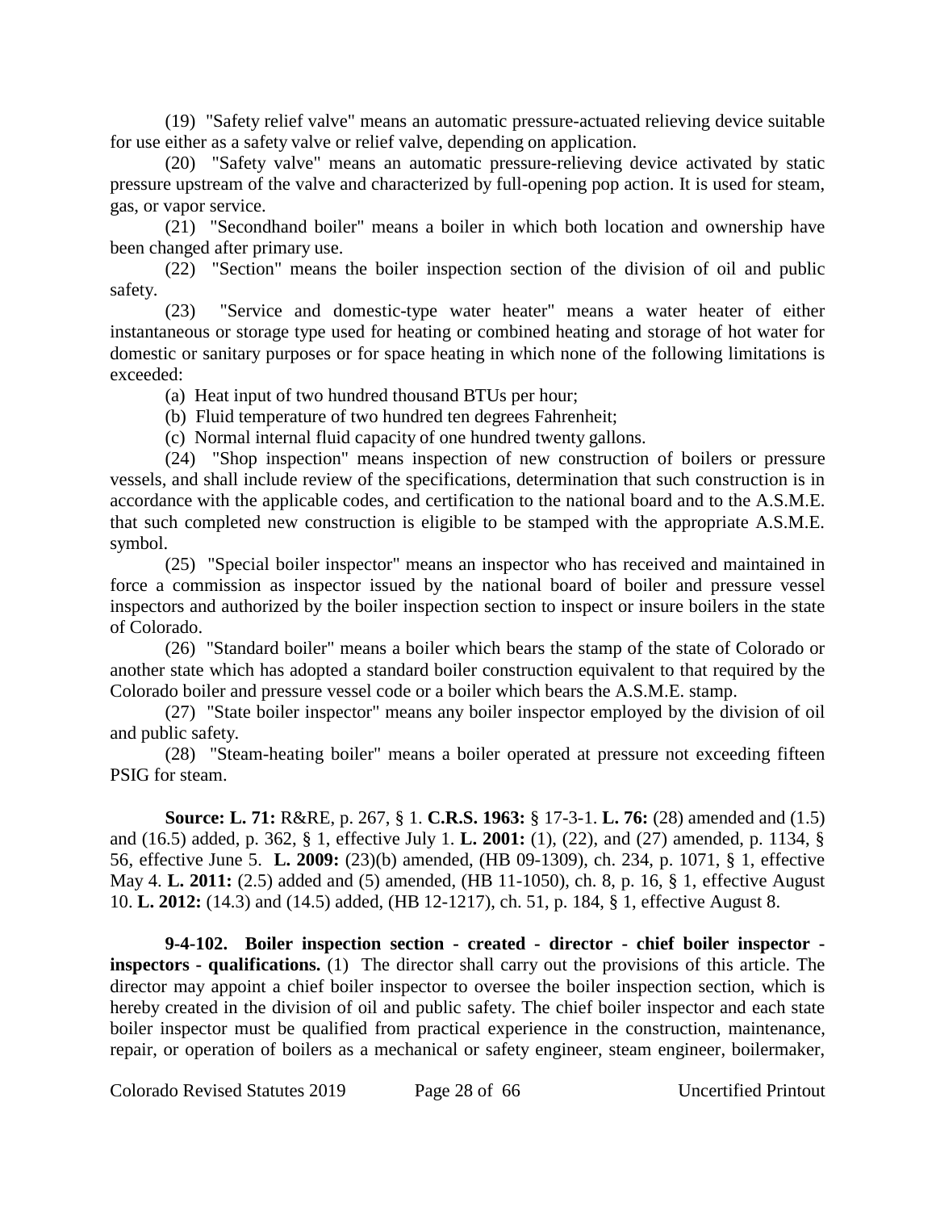(19) "Safety relief valve" means an automatic pressure-actuated relieving device suitable for use either as a safety valve or relief valve, depending on application.

(20) "Safety valve" means an automatic pressure-relieving device activated by static pressure upstream of the valve and characterized by full-opening pop action. It is used for steam, gas, or vapor service.

(21) "Secondhand boiler" means a boiler in which both location and ownership have been changed after primary use.

(22) "Section" means the boiler inspection section of the division of oil and public safety.

(23) "Service and domestic-type water heater" means a water heater of either instantaneous or storage type used for heating or combined heating and storage of hot water for domestic or sanitary purposes or for space heating in which none of the following limitations is exceeded:

(a) Heat input of two hundred thousand BTUs per hour;

(b) Fluid temperature of two hundred ten degrees Fahrenheit;

(c) Normal internal fluid capacity of one hundred twenty gallons.

(24) "Shop inspection" means inspection of new construction of boilers or pressure vessels, and shall include review of the specifications, determination that such construction is in accordance with the applicable codes, and certification to the national board and to the A.S.M.E. that such completed new construction is eligible to be stamped with the appropriate A.S.M.E. symbol.

(25) "Special boiler inspector" means an inspector who has received and maintained in force a commission as inspector issued by the national board of boiler and pressure vessel inspectors and authorized by the boiler inspection section to inspect or insure boilers in the state of Colorado.

(26) "Standard boiler" means a boiler which bears the stamp of the state of Colorado or another state which has adopted a standard boiler construction equivalent to that required by the Colorado boiler and pressure vessel code or a boiler which bears the A.S.M.E. stamp.

(27) "State boiler inspector" means any boiler inspector employed by the division of oil and public safety.

(28) "Steam-heating boiler" means a boiler operated at pressure not exceeding fifteen PSIG for steam.

**Source: L. 71:** R&RE, p. 267, § 1. **C.R.S. 1963:** § 17-3-1. **L. 76:** (28) amended and (1.5) and (16.5) added, p. 362, § 1, effective July 1. **L. 2001:** (1), (22), and (27) amended, p. 1134, § 56, effective June 5. **L. 2009:** (23)(b) amended, (HB 09-1309), ch. 234, p. 1071, § 1, effective May 4. **L. 2011:** (2.5) added and (5) amended, (HB 11-1050), ch. 8, p. 16, § 1, effective August 10. **L. 2012:** (14.3) and (14.5) added, (HB 12-1217), ch. 51, p. 184, § 1, effective August 8.

**9-4-102. Boiler inspection section - created - director - chief boiler inspector - inspectors - qualifications.** (1) The director shall carry out the provisions of this article. The director may appoint a chief boiler inspector to oversee the boiler inspection section, which is hereby created in the division of oil and public safety. The chief boiler inspector and each state boiler inspector must be qualified from practical experience in the construction, maintenance, repair, or operation of boilers as a mechanical or safety engineer, steam engineer, boilermaker,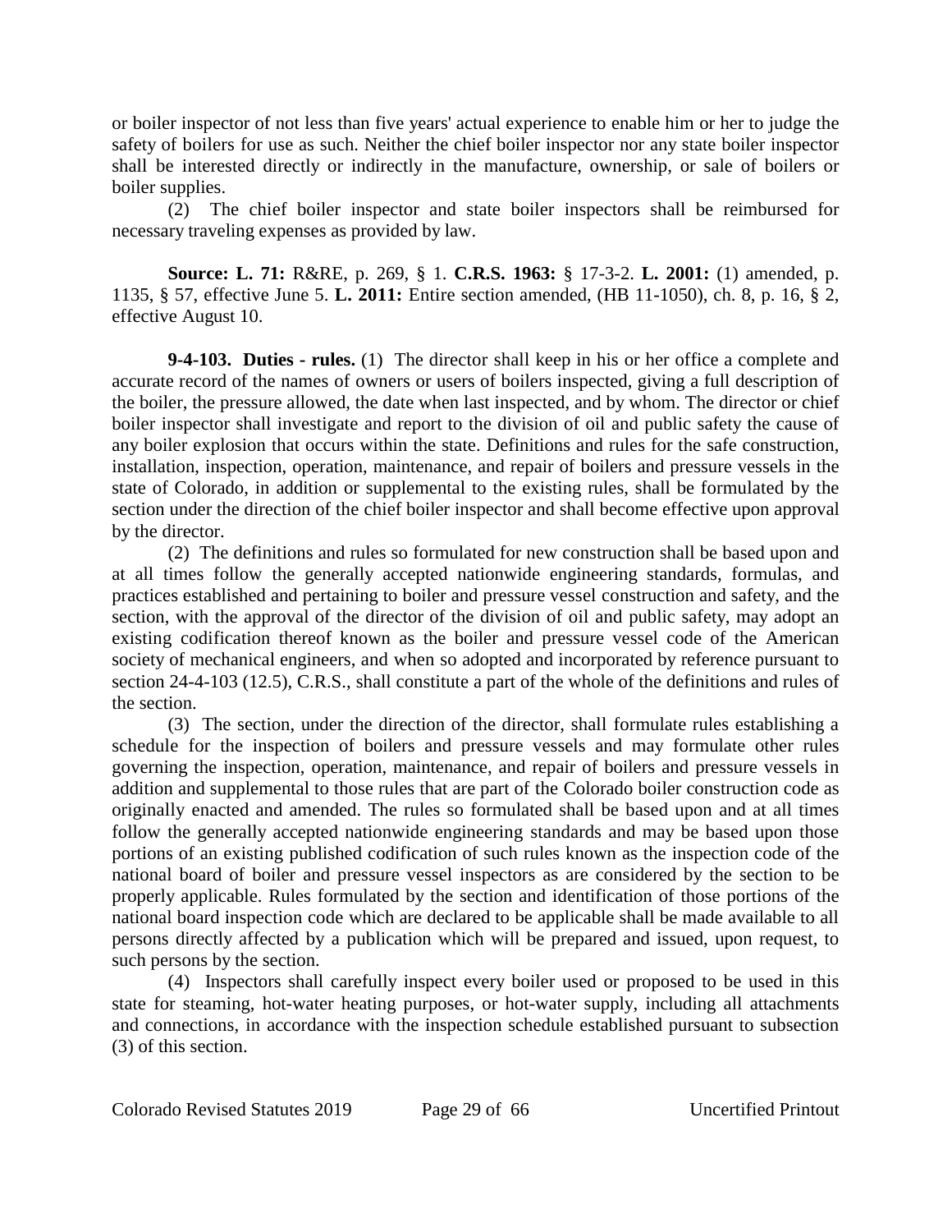or boiler inspector of not less than five years' actual experience to enable him or her to judge the safety of boilers for use as such. Neither the chief boiler inspector nor any state boiler inspector shall be interested directly or indirectly in the manufacture, ownership, or sale of boilers or boiler supplies.

(2) The chief boiler inspector and state boiler inspectors shall be reimbursed for necessary traveling expenses as provided by law.

**Source: L. 71:** R&RE, p. 269, § 1. **C.R.S. 1963:** § 17-3-2. **L. 2001:** (1) amended, p. 1135, § 57, effective June 5. **L. 2011:** Entire section amended, (HB 11-1050), ch. 8, p. 16, § 2, effective August 10.

**9-4-103. Duties - rules.** (1) The director shall keep in his or her office a complete and accurate record of the names of owners or users of boilers inspected, giving a full description of the boiler, the pressure allowed, the date when last inspected, and by whom. The director or chief boiler inspector shall investigate and report to the division of oil and public safety the cause of any boiler explosion that occurs within the state. Definitions and rules for the safe construction, installation, inspection, operation, maintenance, and repair of boilers and pressure vessels in the state of Colorado, in addition or supplemental to the existing rules, shall be formulated by the section under the direction of the chief boiler inspector and shall become effective upon approval by the director.

(2) The definitions and rules so formulated for new construction shall be based upon and at all times follow the generally accepted nationwide engineering standards, formulas, and practices established and pertaining to boiler and pressure vessel construction and safety, and the section, with the approval of the director of the division of oil and public safety, may adopt an existing codification thereof known as the boiler and pressure vessel code of the American society of mechanical engineers, and when so adopted and incorporated by reference pursuant to section 24-4-103 (12.5), C.R.S., shall constitute a part of the whole of the definitions and rules of the section.

(3) The section, under the direction of the director, shall formulate rules establishing a schedule for the inspection of boilers and pressure vessels and may formulate other rules governing the inspection, operation, maintenance, and repair of boilers and pressure vessels in addition and supplemental to those rules that are part of the Colorado boiler construction code as originally enacted and amended. The rules so formulated shall be based upon and at all times follow the generally accepted nationwide engineering standards and may be based upon those portions of an existing published codification of such rules known as the inspection code of the national board of boiler and pressure vessel inspectors as are considered by the section to be properly applicable. Rules formulated by the section and identification of those portions of the national board inspection code which are declared to be applicable shall be made available to all persons directly affected by a publication which will be prepared and issued, upon request, to such persons by the section.

(4) Inspectors shall carefully inspect every boiler used or proposed to be used in this state for steaming, hot-water heating purposes, or hot-water supply, including all attachments and connections, in accordance with the inspection schedule established pursuant to subsection (3) of this section.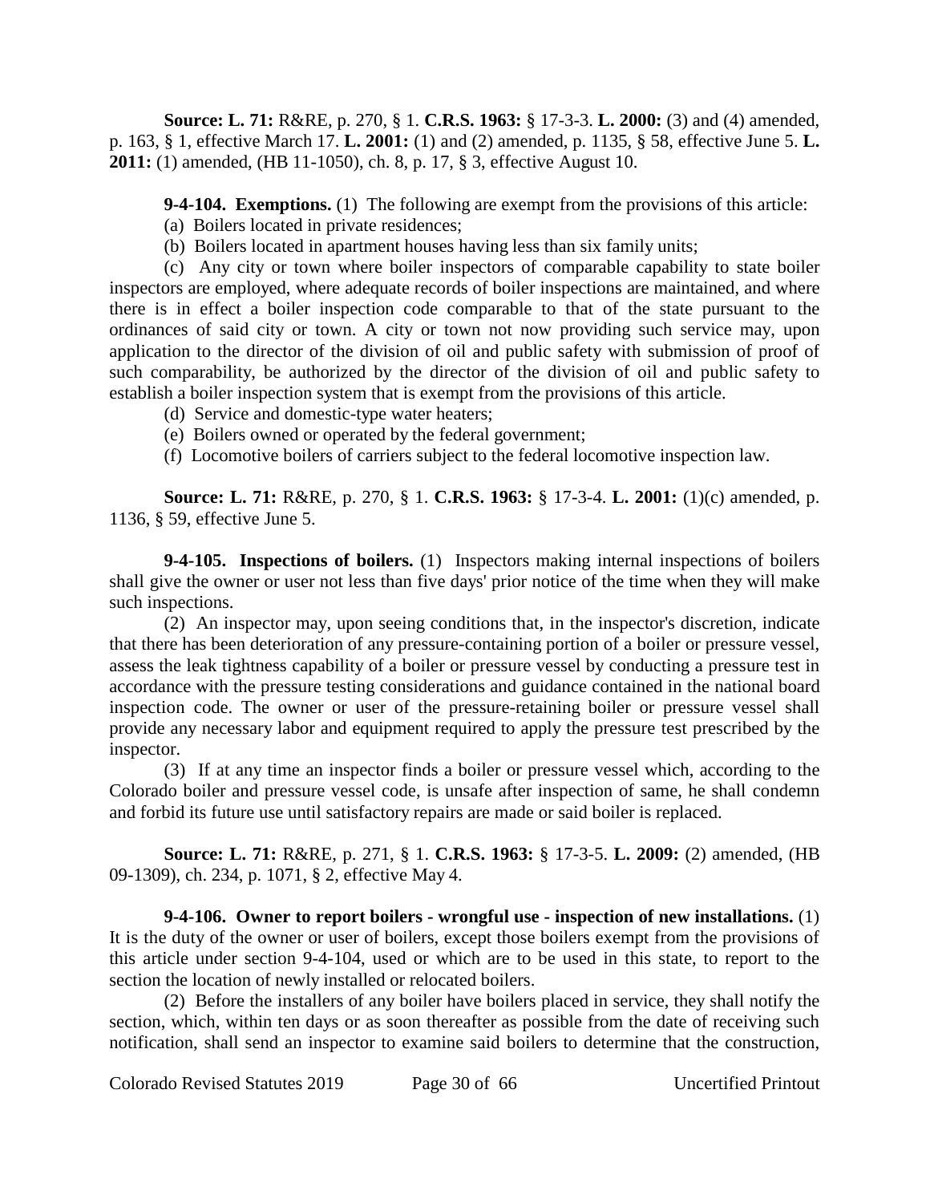**Source: L. 71:** R&RE, p. 270, § 1. **C.R.S. 1963:** § 17-3-3. **L. 2000:** (3) and (4) amended, p. 163, § 1, effective March 17. **L. 2001:** (1) and (2) amended, p. 1135, § 58, effective June 5. **L. 2011:** (1) amended, (HB 11-1050), ch. 8, p. 17, § 3, effective August 10.

**9-4-104. Exemptions.** (1) The following are exempt from the provisions of this article:

(a) Boilers located in private residences;

(b) Boilers located in apartment houses having less than six family units;

(c) Any city or town where boiler inspectors of comparable capability to state boiler inspectors are employed, where adequate records of boiler inspections are maintained, and where there is in effect a boiler inspection code comparable to that of the state pursuant to the ordinances of said city or town. A city or town not now providing such service may, upon application to the director of the division of oil and public safety with submission of proof of such comparability, be authorized by the director of the division of oil and public safety to establish a boiler inspection system that is exempt from the provisions of this article.

(d) Service and domestic-type water heaters;

(e) Boilers owned or operated by the federal government;

(f) Locomotive boilers of carriers subject to the federal locomotive inspection law.

**Source: L. 71:** R&RE, p. 270, § 1. **C.R.S. 1963:** § 17-3-4. **L. 2001:** (1)(c) amended, p. 1136, § 59, effective June 5.

**9-4-105. Inspections of boilers.** (1) Inspectors making internal inspections of boilers shall give the owner or user not less than five days' prior notice of the time when they will make such inspections.

(2) An inspector may, upon seeing conditions that, in the inspector's discretion, indicate that there has been deterioration of any pressure-containing portion of a boiler or pressure vessel, assess the leak tightness capability of a boiler or pressure vessel by conducting a pressure test in accordance with the pressure testing considerations and guidance contained in the national board inspection code. The owner or user of the pressure-retaining boiler or pressure vessel shall provide any necessary labor and equipment required to apply the pressure test prescribed by the inspector.

(3) If at any time an inspector finds a boiler or pressure vessel which, according to the Colorado boiler and pressure vessel code, is unsafe after inspection of same, he shall condemn and forbid its future use until satisfactory repairs are made or said boiler is replaced.

**Source: L. 71:** R&RE, p. 271, § 1. **C.R.S. 1963:** § 17-3-5. **L. 2009:** (2) amended, (HB 09-1309), ch. 234, p. 1071, § 2, effective May 4.

**9-4-106. Owner to report boilers - wrongful use - inspection of new installations.** (1) It is the duty of the owner or user of boilers, except those boilers exempt from the provisions of this article under section 9-4-104, used or which are to be used in this state, to report to the section the location of newly installed or relocated boilers.

(2) Before the installers of any boiler have boilers placed in service, they shall notify the section, which, within ten days or as soon thereafter as possible from the date of receiving such notification, shall send an inspector to examine said boilers to determine that the construction,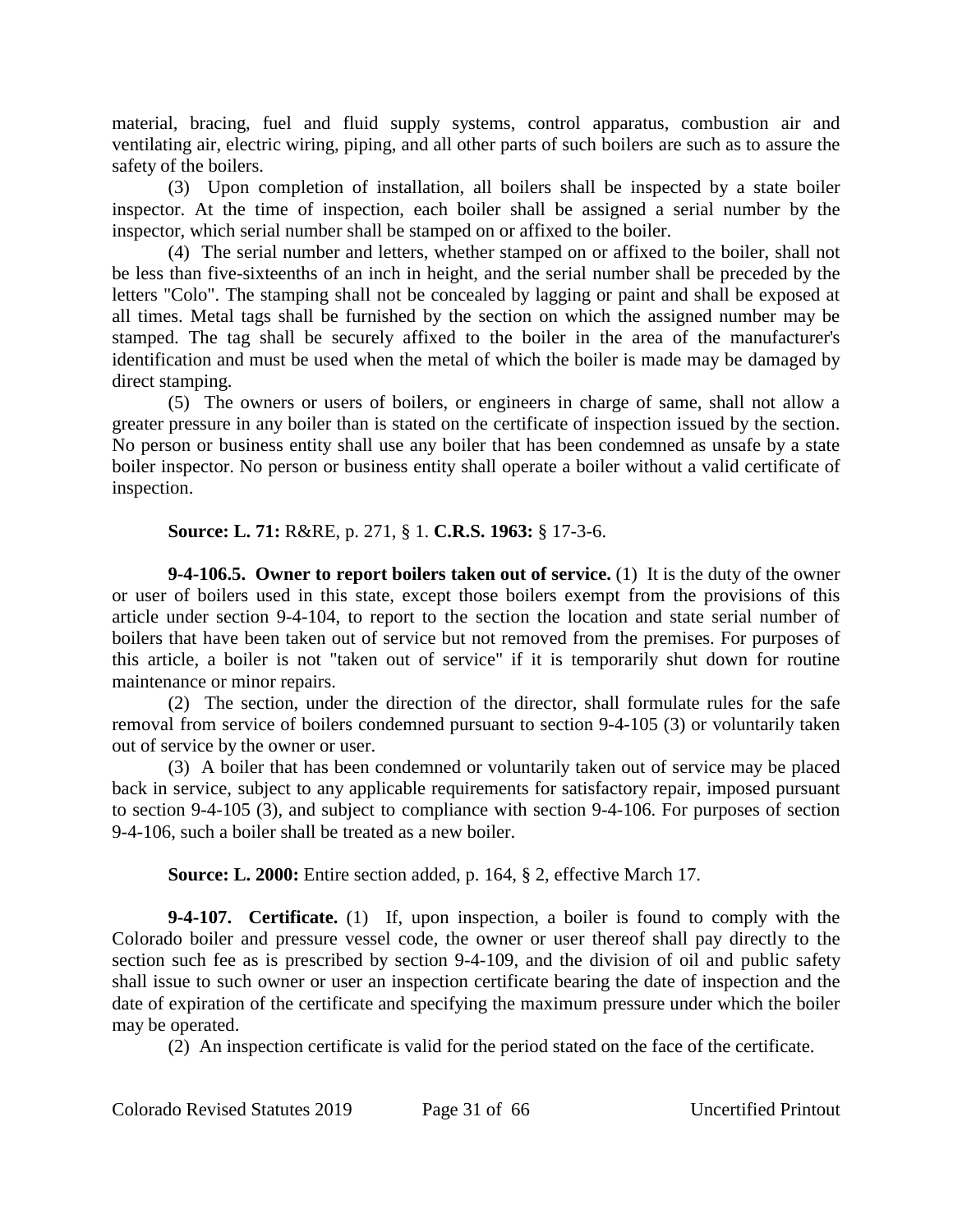material, bracing, fuel and fluid supply systems, control apparatus, combustion air and ventilating air, electric wiring, piping, and all other parts of such boilers are such as to assure the safety of the boilers.

(3) Upon completion of installation, all boilers shall be inspected by a state boiler inspector. At the time of inspection, each boiler shall be assigned a serial number by the inspector, which serial number shall be stamped on or affixed to the boiler.

(4) The serial number and letters, whether stamped on or affixed to the boiler, shall not be less than five-sixteenths of an inch in height, and the serial number shall be preceded by the letters "Colo". The stamping shall not be concealed by lagging or paint and shall be exposed at all times. Metal tags shall be furnished by the section on which the assigned number may be stamped. The tag shall be securely affixed to the boiler in the area of the manufacturer's identification and must be used when the metal of which the boiler is made may be damaged by direct stamping.

(5) The owners or users of boilers, or engineers in charge of same, shall not allow a greater pressure in any boiler than is stated on the certificate of inspection issued by the section. No person or business entity shall use any boiler that has been condemned as unsafe by a state boiler inspector. No person or business entity shall operate a boiler without a valid certificate of inspection.

**Source: L. 71:** R&RE, p. 271, § 1. **C.R.S. 1963:** § 17-3-6.

**9-4-106.5. Owner to report boilers taken out of service.** (1) It is the duty of the owner or user of boilers used in this state, except those boilers exempt from the provisions of this article under section 9-4-104, to report to the section the location and state serial number of boilers that have been taken out of service but not removed from the premises. For purposes of this article, a boiler is not "taken out of service" if it is temporarily shut down for routine maintenance or minor repairs.

(2) The section, under the direction of the director, shall formulate rules for the safe removal from service of boilers condemned pursuant to section 9-4-105 (3) or voluntarily taken out of service by the owner or user.

(3) A boiler that has been condemned or voluntarily taken out of service may be placed back in service, subject to any applicable requirements for satisfactory repair, imposed pursuant to section 9-4-105 (3), and subject to compliance with section 9-4-106. For purposes of section 9-4-106, such a boiler shall be treated as a new boiler.

**Source: L. 2000:** Entire section added, p. 164, § 2, effective March 17.

**9-4-107. Certificate.** (1) If, upon inspection, a boiler is found to comply with the Colorado boiler and pressure vessel code, the owner or user thereof shall pay directly to the section such fee as is prescribed by section 9-4-109, and the division of oil and public safety shall issue to such owner or user an inspection certificate bearing the date of inspection and the date of expiration of the certificate and specifying the maximum pressure under which the boiler may be operated.

(2) An inspection certificate is valid for the period stated on the face of the certificate.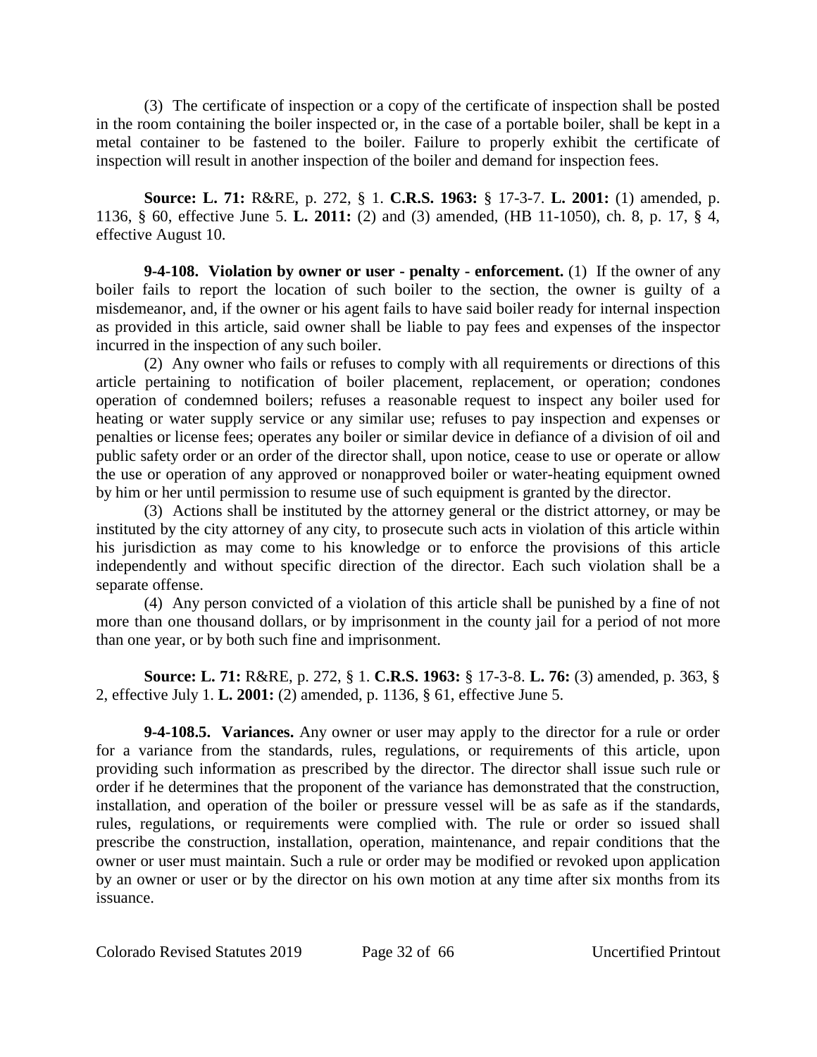(3) The certificate of inspection or a copy of the certificate of inspection shall be posted in the room containing the boiler inspected or, in the case of a portable boiler, shall be kept in a metal container to be fastened to the boiler. Failure to properly exhibit the certificate of inspection will result in another inspection of the boiler and demand for inspection fees.

**Source: L. 71:** R&RE, p. 272, § 1. **C.R.S. 1963:** § 17-3-7. **L. 2001:** (1) amended, p. 1136, § 60, effective June 5. **L. 2011:** (2) and (3) amended, (HB 11-1050), ch. 8, p. 17, § 4, effective August 10.

**9-4-108. Violation by owner or user - penalty - enforcement.** (1) If the owner of any boiler fails to report the location of such boiler to the section, the owner is guilty of a misdemeanor, and, if the owner or his agent fails to have said boiler ready for internal inspection as provided in this article, said owner shall be liable to pay fees and expenses of the inspector incurred in the inspection of any such boiler.

(2) Any owner who fails or refuses to comply with all requirements or directions of this article pertaining to notification of boiler placement, replacement, or operation; condones operation of condemned boilers; refuses a reasonable request to inspect any boiler used for heating or water supply service or any similar use; refuses to pay inspection and expenses or penalties or license fees; operates any boiler or similar device in defiance of a division of oil and public safety order or an order of the director shall, upon notice, cease to use or operate or allow the use or operation of any approved or nonapproved boiler or water-heating equipment owned by him or her until permission to resume use of such equipment is granted by the director.

(3) Actions shall be instituted by the attorney general or the district attorney, or may be instituted by the city attorney of any city, to prosecute such acts in violation of this article within his jurisdiction as may come to his knowledge or to enforce the provisions of this article independently and without specific direction of the director. Each such violation shall be a separate offense.

(4) Any person convicted of a violation of this article shall be punished by a fine of not more than one thousand dollars, or by imprisonment in the county jail for a period of not more than one year, or by both such fine and imprisonment.

**Source: L. 71:** R&RE, p. 272, § 1. **C.R.S. 1963:** § 17-3-8. **L. 76:** (3) amended, p. 363, § 2, effective July 1. **L. 2001:** (2) amended, p. 1136, § 61, effective June 5.

**9-4-108.5. Variances.** Any owner or user may apply to the director for a rule or order for a variance from the standards, rules, regulations, or requirements of this article, upon providing such information as prescribed by the director. The director shall issue such rule or order if he determines that the proponent of the variance has demonstrated that the construction, installation, and operation of the boiler or pressure vessel will be as safe as if the standards, rules, regulations, or requirements were complied with. The rule or order so issued shall prescribe the construction, installation, operation, maintenance, and repair conditions that the owner or user must maintain. Such a rule or order may be modified or revoked upon application by an owner or user or by the director on his own motion at any time after six months from its issuance.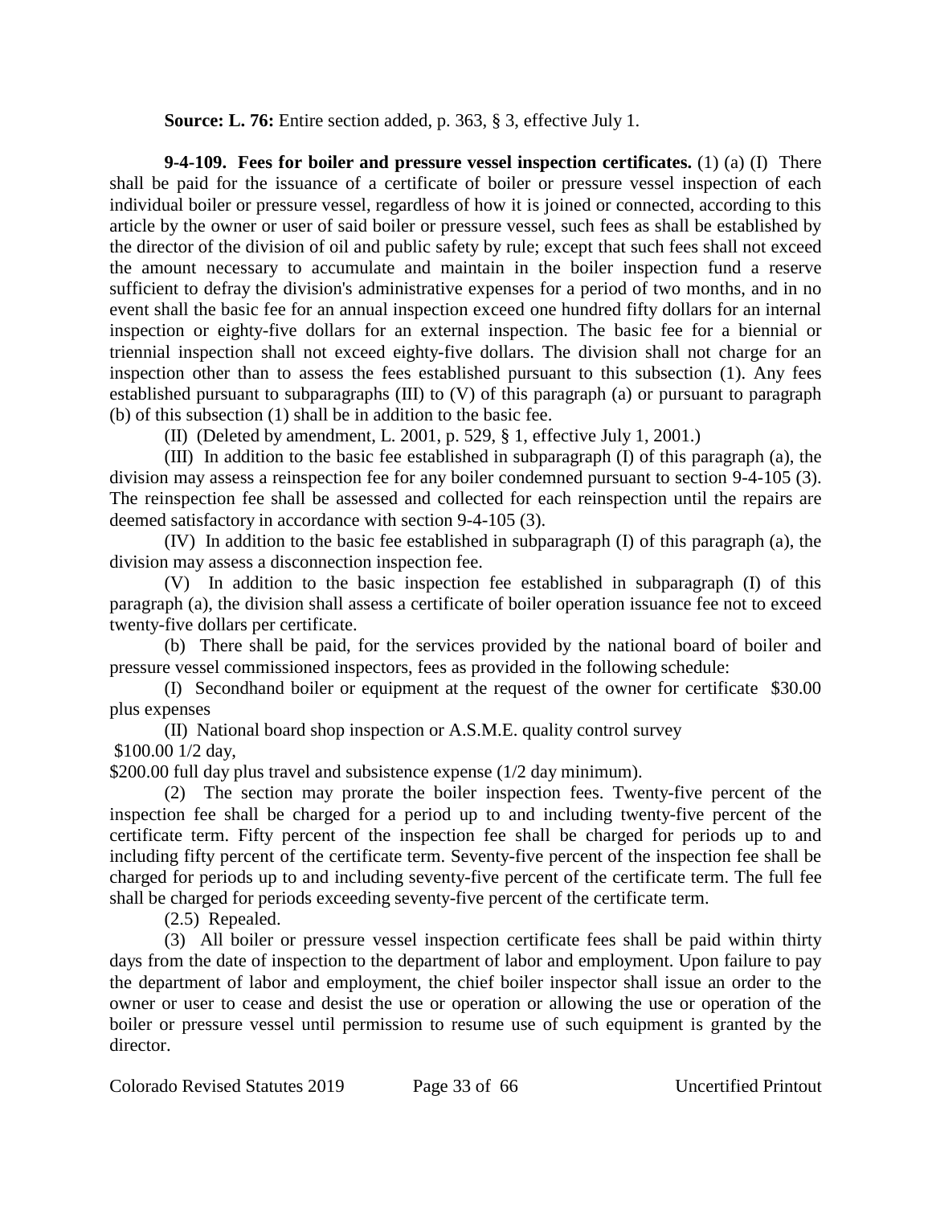**Source: L. 76:** Entire section added, p. 363, § 3, effective July 1.

**9-4-109. Fees for boiler and pressure vessel inspection certificates.** (1) (a) (I) There shall be paid for the issuance of a certificate of boiler or pressure vessel inspection of each individual boiler or pressure vessel, regardless of how it is joined or connected, according to this article by the owner or user of said boiler or pressure vessel, such fees as shall be established by the director of the division of oil and public safety by rule; except that such fees shall not exceed the amount necessary to accumulate and maintain in the boiler inspection fund a reserve sufficient to defray the division's administrative expenses for a period of two months, and in no event shall the basic fee for an annual inspection exceed one hundred fifty dollars for an internal inspection or eighty-five dollars for an external inspection. The basic fee for a biennial or triennial inspection shall not exceed eighty-five dollars. The division shall not charge for an inspection other than to assess the fees established pursuant to this subsection (1). Any fees established pursuant to subparagraphs (III) to (V) of this paragraph (a) or pursuant to paragraph (b) of this subsection (1) shall be in addition to the basic fee.

(II) (Deleted by amendment, L. 2001, p. 529, § 1, effective July 1, 2001.)

(III) In addition to the basic fee established in subparagraph (I) of this paragraph (a), the division may assess a reinspection fee for any boiler condemned pursuant to section 9-4-105 (3). The reinspection fee shall be assessed and collected for each reinspection until the repairs are deemed satisfactory in accordance with section 9-4-105 (3).

(IV) In addition to the basic fee established in subparagraph (I) of this paragraph (a), the division may assess a disconnection inspection fee.

(V) In addition to the basic inspection fee established in subparagraph (I) of this paragraph (a), the division shall assess a certificate of boiler operation issuance fee not to exceed twenty-five dollars per certificate.

(b) There shall be paid, for the services provided by the national board of boiler and pressure vessel commissioned inspectors, fees as provided in the following schedule:

(I) Secondhand boiler or equipment at the request of the owner for certificate $30.00 plus expenses

(II) National board shop inspection or A.S.M.E. quality control survey
$100.00 1/2 day,
$200.00 full day plus travel and subsistence expense (1/2 day minimum).

(2) The section may prorate the boiler inspection fees. Twenty-five percent of the inspection fee shall be charged for a period up to and including twenty-five percent of the certificate term. Fifty percent of the inspection fee shall be charged for periods up to and including fifty percent of the certificate term. Seventy-five percent of the inspection fee shall be charged for periods up to and including seventy-five percent of the certificate term. The full fee shall be charged for periods exceeding seventy-five percent of the certificate term.

(2.5) Repealed.

(3) All boiler or pressure vessel inspection certificate fees shall be paid within thirty days from the date of inspection to the department of labor and employment. Upon failure to pay the department of labor and employment, the chief boiler inspector shall issue an order to the owner or user to cease and desist the use or operation or allowing the use or operation of the boiler or pressure vessel until permission to resume use of such equipment is granted by the director.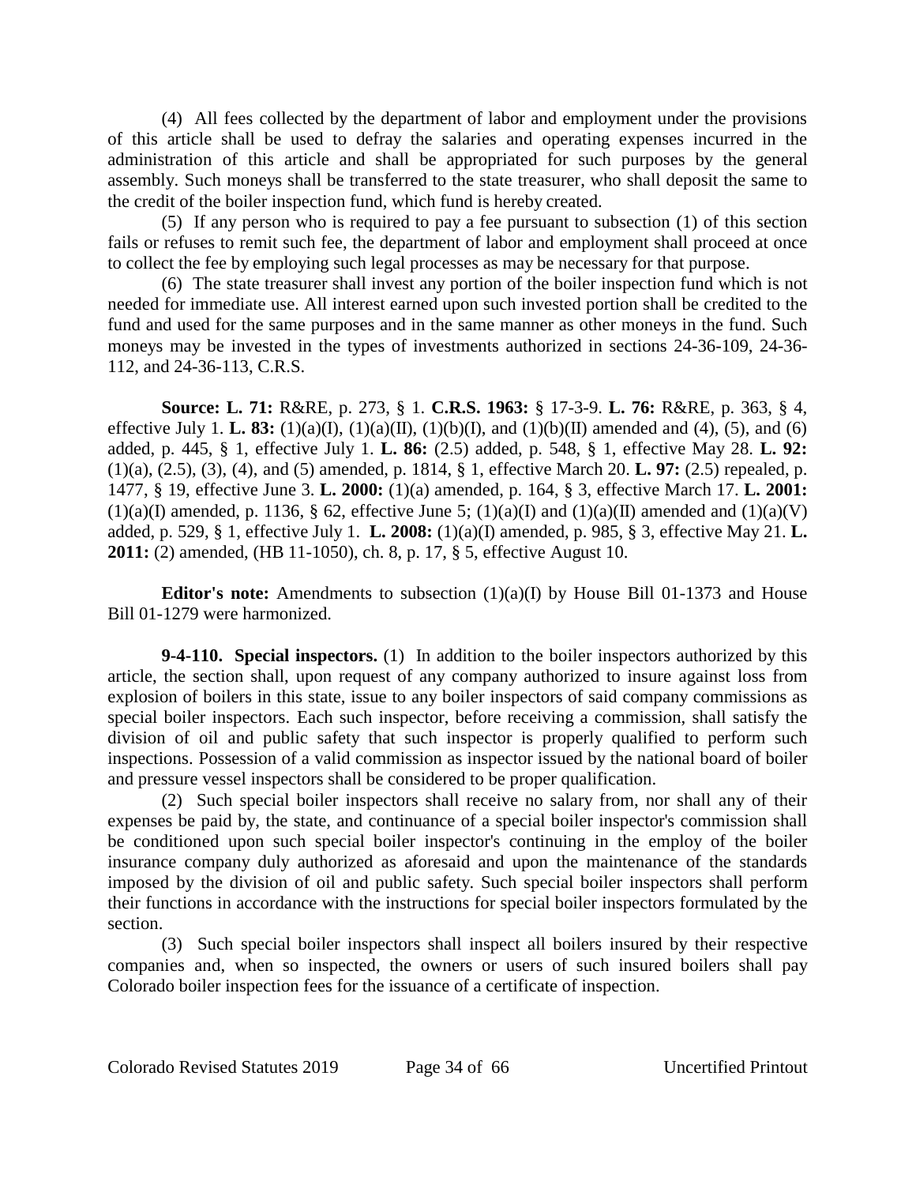(4) All fees collected by the department of labor and employment under the provisions of this article shall be used to defray the salaries and operating expenses incurred in the administration of this article and shall be appropriated for such purposes by the general assembly. Such moneys shall be transferred to the state treasurer, who shall deposit the same to the credit of the boiler inspection fund, which fund is hereby created.

(5) If any person who is required to pay a fee pursuant to subsection (1) of this section fails or refuses to remit such fee, the department of labor and employment shall proceed at once to collect the fee by employing such legal processes as may be necessary for that purpose.

(6) The state treasurer shall invest any portion of the boiler inspection fund which is not needed for immediate use. All interest earned upon such invested portion shall be credited to the fund and used for the same purposes and in the same manner as other moneys in the fund. Such moneys may be invested in the types of investments authorized in sections 24-36-109, 24-36-112, and 24-36-113, C.R.S.

**Source: L. 71:** R&RE, p. 273, § 1. **C.R.S. 1963:** § 17-3-9. **L. 76:** R&RE, p. 363, § 4, effective July 1. **L. 83:** (1)(a)(I), (1)(a)(II), (1)(b)(I), and (1)(b)(II) amended and (4), (5), and (6) added, p. 445, § 1, effective July 1. **L. 86:** (2.5) added, p. 548, § 1, effective May 28. **L. 92:** (1)(a), (2.5), (3), (4), and (5) amended, p. 1814, § 1, effective March 20. **L. 97:** (2.5) repealed, p. 1477, § 19, effective June 3. **L. 2000:** (1)(a) amended, p. 164, § 3, effective March 17. **L. 2001:** (1)(a)(I) amended, p. 1136, § 62, effective June 5; (1)(a)(I) and (1)(a)(II) amended and (1)(a)(V) added, p. 529, § 1, effective July 1. **L. 2008:** (1)(a)(I) amended, p. 985, § 3, effective May 21. **L. 2011:** (2) amended, (HB 11-1050), ch. 8, p. 17, § 5, effective August 10.

**Editor's note:** Amendments to subsection (1)(a)(I) by House Bill 01-1373 and House Bill 01-1279 were harmonized.

**9-4-110. Special inspectors.** (1) In addition to the boiler inspectors authorized by this article, the section shall, upon request of any company authorized to insure against loss from explosion of boilers in this state, issue to any boiler inspectors of said company commissions as special boiler inspectors. Each such inspector, before receiving a commission, shall satisfy the division of oil and public safety that such inspector is properly qualified to perform such inspections. Possession of a valid commission as inspector issued by the national board of boiler and pressure vessel inspectors shall be considered to be proper qualification.

(2) Such special boiler inspectors shall receive no salary from, nor shall any of their expenses be paid by, the state, and continuance of a special boiler inspector's commission shall be conditioned upon such special boiler inspector's continuing in the employ of the boiler insurance company duly authorized as aforesaid and upon the maintenance of the standards imposed by the division of oil and public safety. Such special boiler inspectors shall perform their functions in accordance with the instructions for special boiler inspectors formulated by the section.

(3) Such special boiler inspectors shall inspect all boilers insured by their respective companies and, when so inspected, the owners or users of such insured boilers shall pay Colorado boiler inspection fees for the issuance of a certificate of inspection.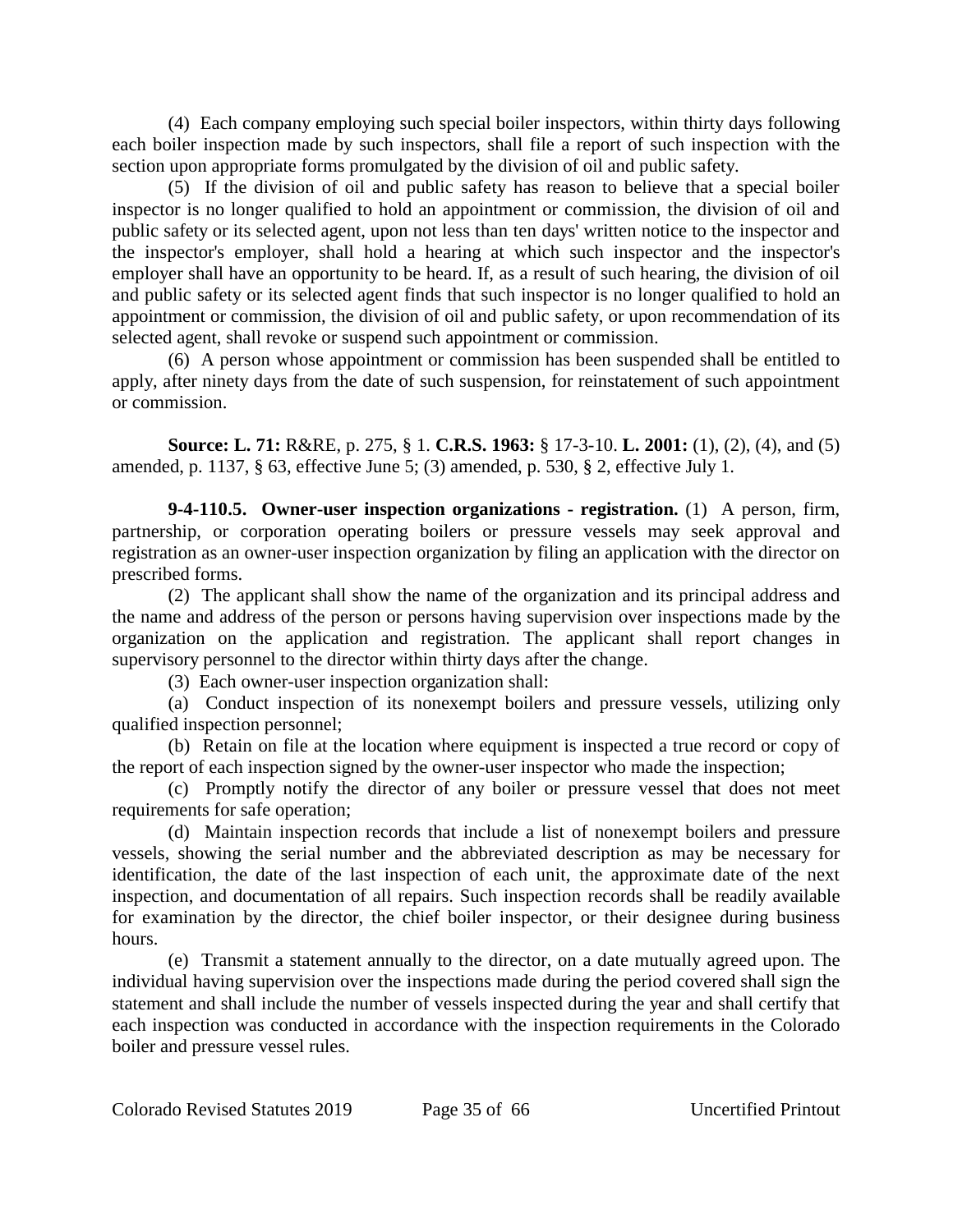(4) Each company employing such special boiler inspectors, within thirty days following each boiler inspection made by such inspectors, shall file a report of such inspection with the section upon appropriate forms promulgated by the division of oil and public safety.

(5) If the division of oil and public safety has reason to believe that a special boiler inspector is no longer qualified to hold an appointment or commission, the division of oil and public safety or its selected agent, upon not less than ten days' written notice to the inspector and the inspector's employer, shall hold a hearing at which such inspector and the inspector's employer shall have an opportunity to be heard. If, as a result of such hearing, the division of oil and public safety or its selected agent finds that such inspector is no longer qualified to hold an appointment or commission, the division of oil and public safety, or upon recommendation of its selected agent, shall revoke or suspend such appointment or commission.

(6) A person whose appointment or commission has been suspended shall be entitled to apply, after ninety days from the date of such suspension, for reinstatement of such appointment or commission.

**Source: L. 71:** R&RE, p. 275, § 1. **C.R.S. 1963:** § 17-3-10. **L. 2001:** (1), (2), (4), and (5) amended, p. 1137, § 63, effective June 5; (3) amended, p. 530, § 2, effective July 1.

**9-4-110.5. Owner-user inspection organizations - registration.** (1) A person, firm, partnership, or corporation operating boilers or pressure vessels may seek approval and registration as an owner-user inspection organization by filing an application with the director on prescribed forms.

(2) The applicant shall show the name of the organization and its principal address and the name and address of the person or persons having supervision over inspections made by the organization on the application and registration. The applicant shall report changes in supervisory personnel to the director within thirty days after the change.

(3) Each owner-user inspection organization shall:

(a) Conduct inspection of its nonexempt boilers and pressure vessels, utilizing only qualified inspection personnel;

(b) Retain on file at the location where equipment is inspected a true record or copy of the report of each inspection signed by the owner-user inspector who made the inspection;

(c) Promptly notify the director of any boiler or pressure vessel that does not meet requirements for safe operation;

(d) Maintain inspection records that include a list of nonexempt boilers and pressure vessels, showing the serial number and the abbreviated description as may be necessary for identification, the date of the last inspection of each unit, the approximate date of the next inspection, and documentation of all repairs. Such inspection records shall be readily available for examination by the director, the chief boiler inspector, or their designee during business hours.

(e) Transmit a statement annually to the director, on a date mutually agreed upon. The individual having supervision over the inspections made during the period covered shall sign the statement and shall include the number of vessels inspected during the year and shall certify that each inspection was conducted in accordance with the inspection requirements in the Colorado boiler and pressure vessel rules.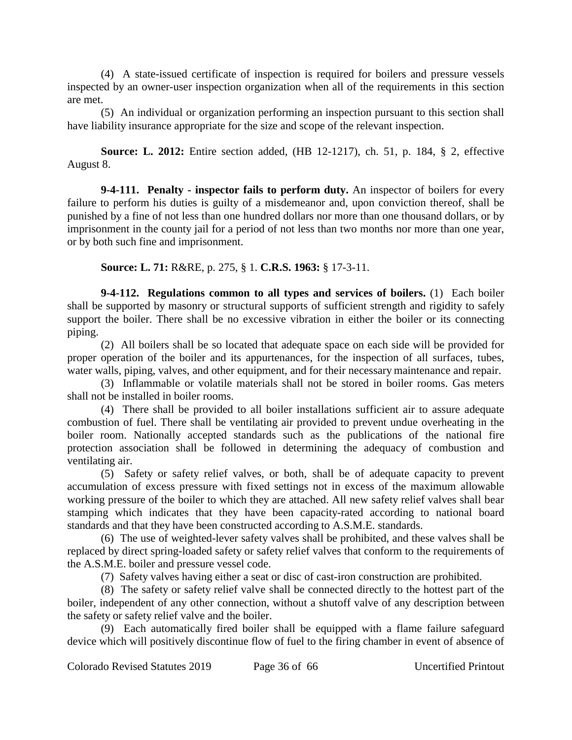(4) A state-issued certificate of inspection is required for boilers and pressure vessels inspected by an owner-user inspection organization when all of the requirements in this section are met.

(5) An individual or organization performing an inspection pursuant to this section shall have liability insurance appropriate for the size and scope of the relevant inspection.

**Source: L. 2012:** Entire section added, (HB 12-1217), ch. 51, p. 184, § 2, effective August 8.

**9-4-111. Penalty - inspector fails to perform duty.** An inspector of boilers for every failure to perform his duties is guilty of a misdemeanor and, upon conviction thereof, shall be punished by a fine of not less than one hundred dollars nor more than one thousand dollars, or by imprisonment in the county jail for a period of not less than two months nor more than one year, or by both such fine and imprisonment.

**Source: L. 71:** R&RE, p. 275, § 1. **C.R.S. 1963:** § 17-3-11.

**9-4-112. Regulations common to all types and services of boilers.** (1) Each boiler shall be supported by masonry or structural supports of sufficient strength and rigidity to safely support the boiler. There shall be no excessive vibration in either the boiler or its connecting piping.

(2) All boilers shall be so located that adequate space on each side will be provided for proper operation of the boiler and its appurtenances, for the inspection of all surfaces, tubes, water walls, piping, valves, and other equipment, and for their necessary maintenance and repair.

(3) Inflammable or volatile materials shall not be stored in boiler rooms. Gas meters shall not be installed in boiler rooms.

(4) There shall be provided to all boiler installations sufficient air to assure adequate combustion of fuel. There shall be ventilating air provided to prevent undue overheating in the boiler room. Nationally accepted standards such as the publications of the national fire protection association shall be followed in determining the adequacy of combustion and ventilating air.

(5) Safety or safety relief valves, or both, shall be of adequate capacity to prevent accumulation of excess pressure with fixed settings not in excess of the maximum allowable working pressure of the boiler to which they are attached. All new safety relief valves shall bear stamping which indicates that they have been capacity-rated according to national board standards and that they have been constructed according to A.S.M.E. standards.

(6) The use of weighted-lever safety valves shall be prohibited, and these valves shall be replaced by direct spring-loaded safety or safety relief valves that conform to the requirements of the A.S.M.E. boiler and pressure vessel code.

(7) Safety valves having either a seat or disc of cast-iron construction are prohibited.

(8) The safety or safety relief valve shall be connected directly to the hottest part of the boiler, independent of any other connection, without a shutoff valve of any description between the safety or safety relief valve and the boiler.

(9) Each automatically fired boiler shall be equipped with a flame failure safeguard device which will positively discontinue flow of fuel to the firing chamber in event of absence of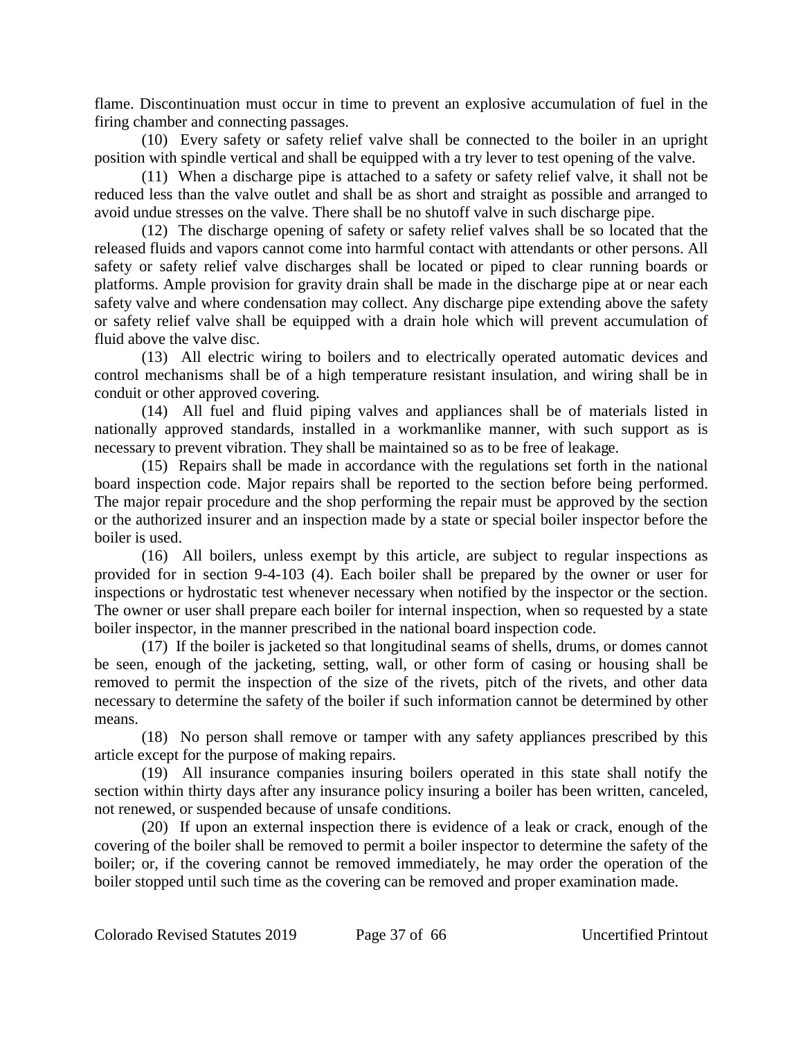flame. Discontinuation must occur in time to prevent an explosive accumulation of fuel in the firing chamber and connecting passages.

(10) Every safety or safety relief valve shall be connected to the boiler in an upright position with spindle vertical and shall be equipped with a try lever to test opening of the valve.

(11) When a discharge pipe is attached to a safety or safety relief valve, it shall not be reduced less than the valve outlet and shall be as short and straight as possible and arranged to avoid undue stresses on the valve. There shall be no shutoff valve in such discharge pipe.

(12) The discharge opening of safety or safety relief valves shall be so located that the released fluids and vapors cannot come into harmful contact with attendants or other persons. All safety or safety relief valve discharges shall be located or piped to clear running boards or platforms. Ample provision for gravity drain shall be made in the discharge pipe at or near each safety valve and where condensation may collect. Any discharge pipe extending above the safety or safety relief valve shall be equipped with a drain hole which will prevent accumulation of fluid above the valve disc.

(13) All electric wiring to boilers and to electrically operated automatic devices and control mechanisms shall be of a high temperature resistant insulation, and wiring shall be in conduit or other approved covering.

(14) All fuel and fluid piping valves and appliances shall be of materials listed in nationally approved standards, installed in a workmanlike manner, with such support as is necessary to prevent vibration. They shall be maintained so as to be free of leakage.

(15) Repairs shall be made in accordance with the regulations set forth in the national board inspection code. Major repairs shall be reported to the section before being performed. The major repair procedure and the shop performing the repair must be approved by the section or the authorized insurer and an inspection made by a state or special boiler inspector before the boiler is used.

(16) All boilers, unless exempt by this article, are subject to regular inspections as provided for in section 9-4-103 (4). Each boiler shall be prepared by the owner or user for inspections or hydrostatic test whenever necessary when notified by the inspector or the section. The owner or user shall prepare each boiler for internal inspection, when so requested by a state boiler inspector, in the manner prescribed in the national board inspection code.

(17) If the boiler is jacketed so that longitudinal seams of shells, drums, or domes cannot be seen, enough of the jacketing, setting, wall, or other form of casing or housing shall be removed to permit the inspection of the size of the rivets, pitch of the rivets, and other data necessary to determine the safety of the boiler if such information cannot be determined by other means.

(18) No person shall remove or tamper with any safety appliances prescribed by this article except for the purpose of making repairs.

(19) All insurance companies insuring boilers operated in this state shall notify the section within thirty days after any insurance policy insuring a boiler has been written, canceled, not renewed, or suspended because of unsafe conditions.

(20) If upon an external inspection there is evidence of a leak or crack, enough of the covering of the boiler shall be removed to permit a boiler inspector to determine the safety of the boiler; or, if the covering cannot be removed immediately, he may order the operation of the boiler stopped until such time as the covering can be removed and proper examination made.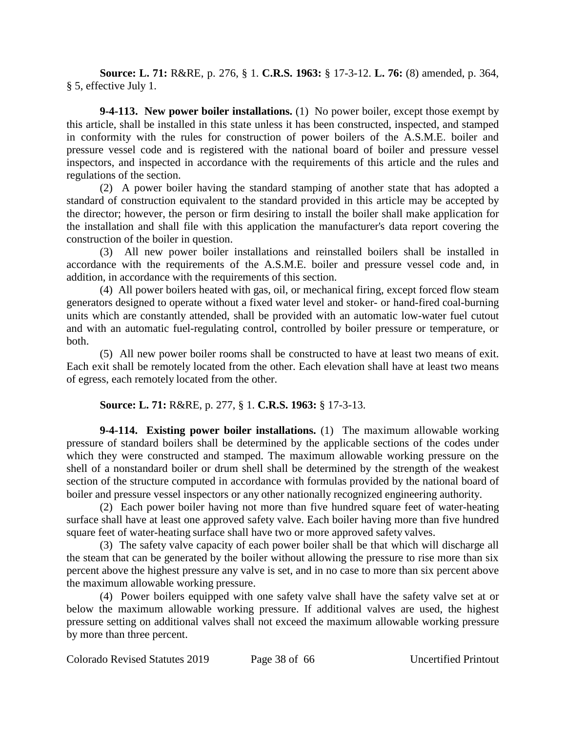**Source: L. 71:** R&RE, p. 276, § 1. **C.R.S. 1963:** § 17-3-12. **L. 76:** (8) amended, p. 364, § 5, effective July 1.

**9-4-113. New power boiler installations.** (1) No power boiler, except those exempt by this article, shall be installed in this state unless it has been constructed, inspected, and stamped in conformity with the rules for construction of power boilers of the A.S.M.E. boiler and pressure vessel code and is registered with the national board of boiler and pressure vessel inspectors, and inspected in accordance with the requirements of this article and the rules and regulations of the section.

(2) A power boiler having the standard stamping of another state that has adopted a standard of construction equivalent to the standard provided in this article may be accepted by the director; however, the person or firm desiring to install the boiler shall make application for the installation and shall file with this application the manufacturer's data report covering the construction of the boiler in question.

(3) All new power boiler installations and reinstalled boilers shall be installed in accordance with the requirements of the A.S.M.E. boiler and pressure vessel code and, in addition, in accordance with the requirements of this section.

(4) All power boilers heated with gas, oil, or mechanical firing, except forced flow steam generators designed to operate without a fixed water level and stoker- or hand-fired coal-burning units which are constantly attended, shall be provided with an automatic low-water fuel cutout and with an automatic fuel-regulating control, controlled by boiler pressure or temperature, or both.

(5) All new power boiler rooms shall be constructed to have at least two means of exit. Each exit shall be remotely located from the other. Each elevation shall have at least two means of egress, each remotely located from the other.

**Source: L. 71:** R&RE, p. 277, § 1. **C.R.S. 1963:** § 17-3-13.

**9-4-114. Existing power boiler installations.** (1) The maximum allowable working pressure of standard boilers shall be determined by the applicable sections of the codes under which they were constructed and stamped. The maximum allowable working pressure on the shell of a nonstandard boiler or drum shell shall be determined by the strength of the weakest section of the structure computed in accordance with formulas provided by the national board of boiler and pressure vessel inspectors or any other nationally recognized engineering authority.

(2) Each power boiler having not more than five hundred square feet of water-heating surface shall have at least one approved safety valve. Each boiler having more than five hundred square feet of water-heating surface shall have two or more approved safety valves.

(3) The safety valve capacity of each power boiler shall be that which will discharge all the steam that can be generated by the boiler without allowing the pressure to rise more than six percent above the highest pressure any valve is set, and in no case to more than six percent above the maximum allowable working pressure.

(4) Power boilers equipped with one safety valve shall have the safety valve set at or below the maximum allowable working pressure. If additional valves are used, the highest pressure setting on additional valves shall not exceed the maximum allowable working pressure by more than three percent.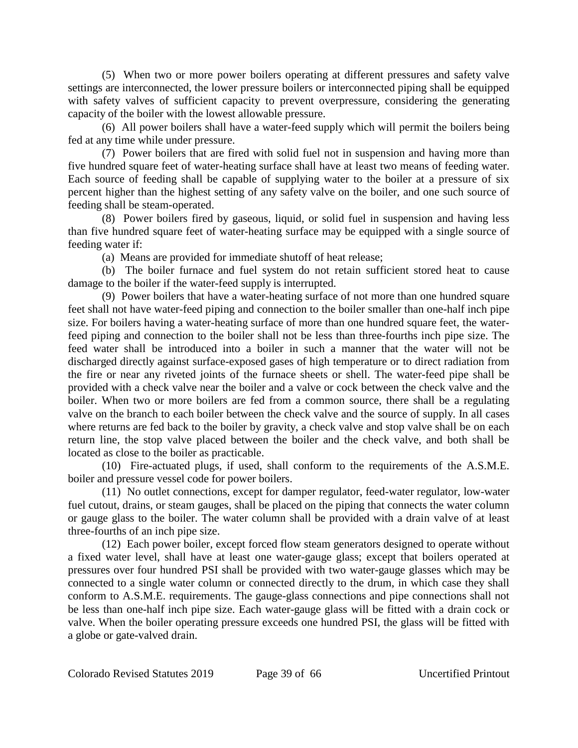(5) When two or more power boilers operating at different pressures and safety valve settings are interconnected, the lower pressure boilers or interconnected piping shall be equipped with safety valves of sufficient capacity to prevent overpressure, considering the generating capacity of the boiler with the lowest allowable pressure.

(6) All power boilers shall have a water-feed supply which will permit the boilers being fed at any time while under pressure.

(7) Power boilers that are fired with solid fuel not in suspension and having more than five hundred square feet of water-heating surface shall have at least two means of feeding water. Each source of feeding shall be capable of supplying water to the boiler at a pressure of six percent higher than the highest setting of any safety valve on the boiler, and one such source of feeding shall be steam-operated.

(8) Power boilers fired by gaseous, liquid, or solid fuel in suspension and having less than five hundred square feet of water-heating surface may be equipped with a single source of feeding water if:

(a) Means are provided for immediate shutoff of heat release;

(b) The boiler furnace and fuel system do not retain sufficient stored heat to cause damage to the boiler if the water-feed supply is interrupted.

(9) Power boilers that have a water-heating surface of not more than one hundred square feet shall not have water-feed piping and connection to the boiler smaller than one-half inch pipe size. For boilers having a water-heating surface of more than one hundred square feet, the water-feed piping and connection to the boiler shall not be less than three-fourths inch pipe size. The feed water shall be introduced into a boiler in such a manner that the water will not be discharged directly against surface-exposed gases of high temperature or to direct radiation from the fire or near any riveted joints of the furnace sheets or shell. The water-feed pipe shall be provided with a check valve near the boiler and a valve or cock between the check valve and the boiler. When two or more boilers are fed from a common source, there shall be a regulating valve on the branch to each boiler between the check valve and the source of supply. In all cases where returns are fed back to the boiler by gravity, a check valve and stop valve shall be on each return line, the stop valve placed between the boiler and the check valve, and both shall be located as close to the boiler as practicable.

(10) Fire-actuated plugs, if used, shall conform to the requirements of the A.S.M.E. boiler and pressure vessel code for power boilers.

(11) No outlet connections, except for damper regulator, feed-water regulator, low-water fuel cutout, drains, or steam gauges, shall be placed on the piping that connects the water column or gauge glass to the boiler. The water column shall be provided with a drain valve of at least three-fourths of an inch pipe size.

(12) Each power boiler, except forced flow steam generators designed to operate without a fixed water level, shall have at least one water-gauge glass; except that boilers operated at pressures over four hundred PSI shall be provided with two water-gauge glasses which may be connected to a single water column or connected directly to the drum, in which case they shall conform to A.S.M.E. requirements. The gauge-glass connections and pipe connections shall not be less than one-half inch pipe size. Each water-gauge glass will be fitted with a drain cock or valve. When the boiler operating pressure exceeds one hundred PSI, the glass will be fitted with a globe or gate-valved drain.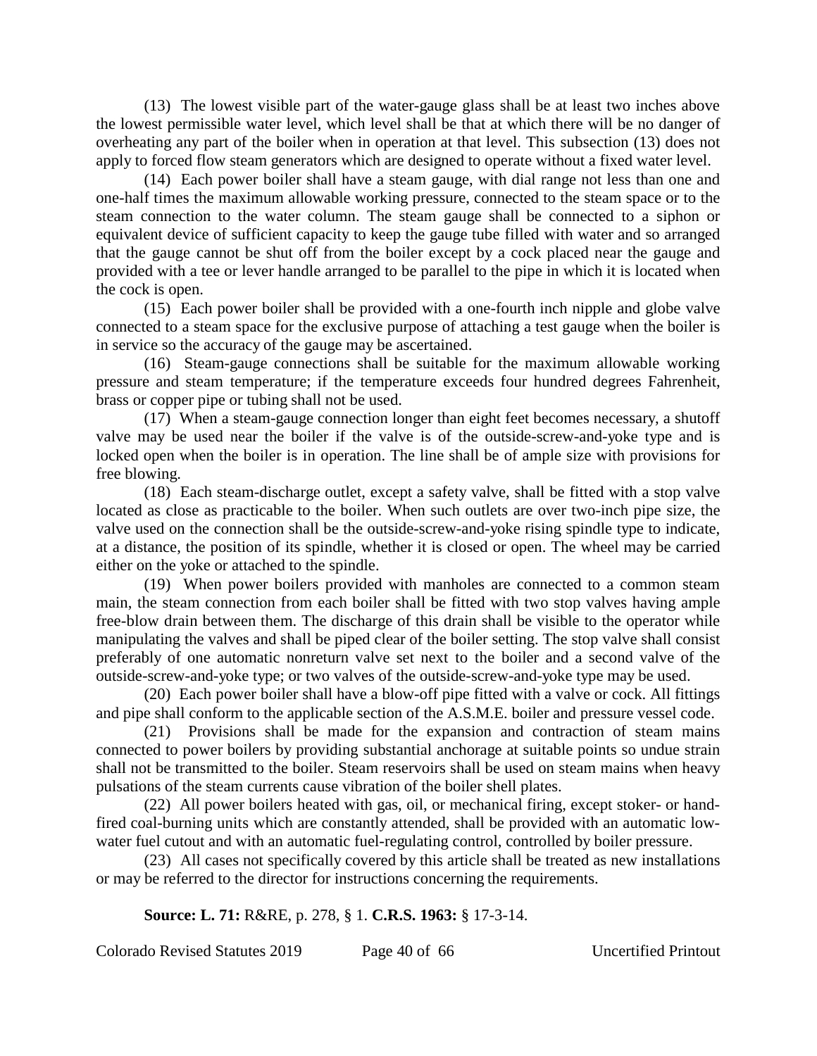(13) The lowest visible part of the water-gauge glass shall be at least two inches above the lowest permissible water level, which level shall be that at which there will be no danger of overheating any part of the boiler when in operation at that level. This subsection (13) does not apply to forced flow steam generators which are designed to operate without a fixed water level.

(14) Each power boiler shall have a steam gauge, with dial range not less than one and one-half times the maximum allowable working pressure, connected to the steam space or to the steam connection to the water column. The steam gauge shall be connected to a siphon or equivalent device of sufficient capacity to keep the gauge tube filled with water and so arranged that the gauge cannot be shut off from the boiler except by a cock placed near the gauge and provided with a tee or lever handle arranged to be parallel to the pipe in which it is located when the cock is open.

(15) Each power boiler shall be provided with a one-fourth inch nipple and globe valve connected to a steam space for the exclusive purpose of attaching a test gauge when the boiler is in service so the accuracy of the gauge may be ascertained.

(16) Steam-gauge connections shall be suitable for the maximum allowable working pressure and steam temperature; if the temperature exceeds four hundred degrees Fahrenheit, brass or copper pipe or tubing shall not be used.

(17) When a steam-gauge connection longer than eight feet becomes necessary, a shutoff valve may be used near the boiler if the valve is of the outside-screw-and-yoke type and is locked open when the boiler is in operation. The line shall be of ample size with provisions for free blowing.

(18) Each steam-discharge outlet, except a safety valve, shall be fitted with a stop valve located as close as practicable to the boiler. When such outlets are over two-inch pipe size, the valve used on the connection shall be the outside-screw-and-yoke rising spindle type to indicate, at a distance, the position of its spindle, whether it is closed or open. The wheel may be carried either on the yoke or attached to the spindle.

(19) When power boilers provided with manholes are connected to a common steam main, the steam connection from each boiler shall be fitted with two stop valves having ample free-blow drain between them. The discharge of this drain shall be visible to the operator while manipulating the valves and shall be piped clear of the boiler setting. The stop valve shall consist preferably of one automatic nonreturn valve set next to the boiler and a second valve of the outside-screw-and-yoke type; or two valves of the outside-screw-and-yoke type may be used.

(20) Each power boiler shall have a blow-off pipe fitted with a valve or cock. All fittings and pipe shall conform to the applicable section of the A.S.M.E. boiler and pressure vessel code.

(21) Provisions shall be made for the expansion and contraction of steam mains connected to power boilers by providing substantial anchorage at suitable points so undue strain shall not be transmitted to the boiler. Steam reservoirs shall be used on steam mains when heavy pulsations of the steam currents cause vibration of the boiler shell plates.

(22) All power boilers heated with gas, oil, or mechanical firing, except stoker- or hand-fired coal-burning units which are constantly attended, shall be provided with an automatic low-water fuel cutout and with an automatic fuel-regulating control, controlled by boiler pressure.

(23) All cases not specifically covered by this article shall be treated as new installations or may be referred to the director for instructions concerning the requirements.

**Source: L. 71:** R&RE, p. 278, § 1. **C.R.S. 1963:** § 17-3-14.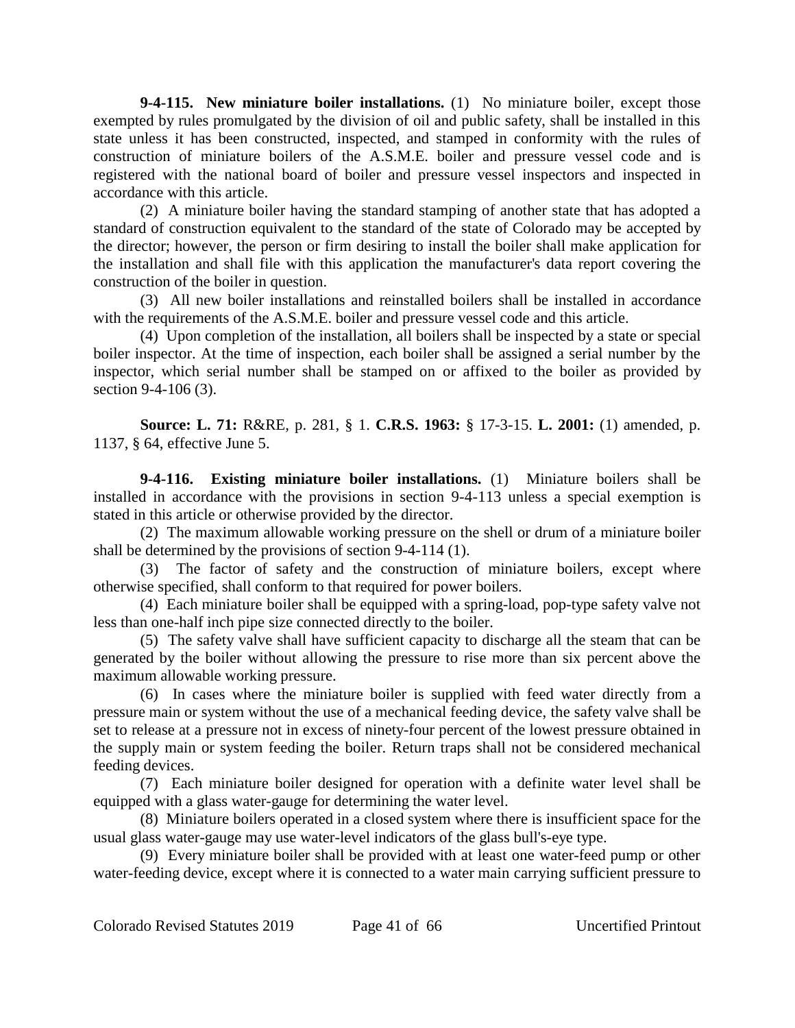**9-4-115. New miniature boiler installations.** (1) No miniature boiler, except those exempted by rules promulgated by the division of oil and public safety, shall be installed in this state unless it has been constructed, inspected, and stamped in conformity with the rules of construction of miniature boilers of the A.S.M.E. boiler and pressure vessel code and is registered with the national board of boiler and pressure vessel inspectors and inspected in accordance with this article.

(2) A miniature boiler having the standard stamping of another state that has adopted a standard of construction equivalent to the standard of the state of Colorado may be accepted by the director; however, the person or firm desiring to install the boiler shall make application for the installation and shall file with this application the manufacturer's data report covering the construction of the boiler in question.

(3) All new boiler installations and reinstalled boilers shall be installed in accordance with the requirements of the A.S.M.E. boiler and pressure vessel code and this article.

(4) Upon completion of the installation, all boilers shall be inspected by a state or special boiler inspector. At the time of inspection, each boiler shall be assigned a serial number by the inspector, which serial number shall be stamped on or affixed to the boiler as provided by section 9-4-106 (3).

**Source: L. 71:** R&RE, p. 281, § 1. **C.R.S. 1963:** § 17-3-15. **L. 2001:** (1) amended, p. 1137, § 64, effective June 5.

**9-4-116. Existing miniature boiler installations.** (1) Miniature boilers shall be installed in accordance with the provisions in section 9-4-113 unless a special exemption is stated in this article or otherwise provided by the director.

(2) The maximum allowable working pressure on the shell or drum of a miniature boiler shall be determined by the provisions of section 9-4-114 (1).

(3) The factor of safety and the construction of miniature boilers, except where otherwise specified, shall conform to that required for power boilers.

(4) Each miniature boiler shall be equipped with a spring-load, pop-type safety valve not less than one-half inch pipe size connected directly to the boiler.

(5) The safety valve shall have sufficient capacity to discharge all the steam that can be generated by the boiler without allowing the pressure to rise more than six percent above the maximum allowable working pressure.

(6) In cases where the miniature boiler is supplied with feed water directly from a pressure main or system without the use of a mechanical feeding device, the safety valve shall be set to release at a pressure not in excess of ninety-four percent of the lowest pressure obtained in the supply main or system feeding the boiler. Return traps shall not be considered mechanical feeding devices.

(7) Each miniature boiler designed for operation with a definite water level shall be equipped with a glass water-gauge for determining the water level.

(8) Miniature boilers operated in a closed system where there is insufficient space for the usual glass water-gauge may use water-level indicators of the glass bull's-eye type.

(9) Every miniature boiler shall be provided with at least one water-feed pump or other water-feeding device, except where it is connected to a water main carrying sufficient pressure to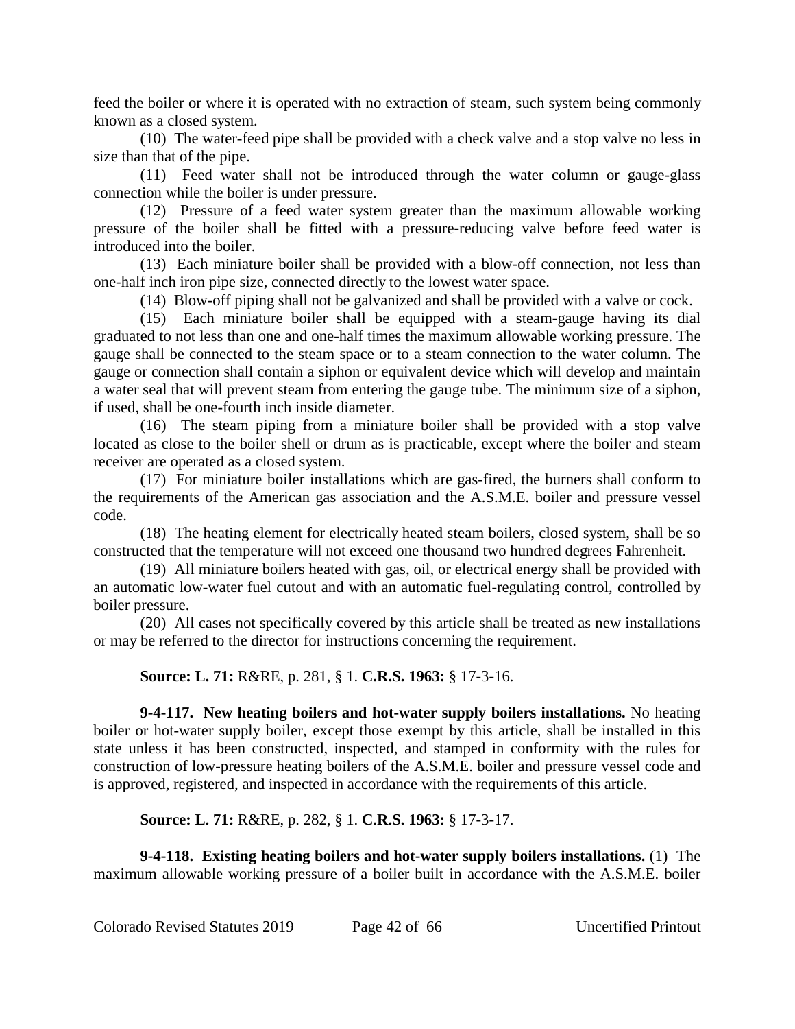feed the boiler or where it is operated with no extraction of steam, such system being commonly known as a closed system.

(10) The water-feed pipe shall be provided with a check valve and a stop valve no less in size than that of the pipe.

(11) Feed water shall not be introduced through the water column or gauge-glass connection while the boiler is under pressure.

(12) Pressure of a feed water system greater than the maximum allowable working pressure of the boiler shall be fitted with a pressure-reducing valve before feed water is introduced into the boiler.

(13) Each miniature boiler shall be provided with a blow-off connection, not less than one-half inch iron pipe size, connected directly to the lowest water space.

(14) Blow-off piping shall not be galvanized and shall be provided with a valve or cock.

(15) Each miniature boiler shall be equipped with a steam-gauge having its dial graduated to not less than one and one-half times the maximum allowable working pressure. The gauge shall be connected to the steam space or to a steam connection to the water column. The gauge or connection shall contain a siphon or equivalent device which will develop and maintain a water seal that will prevent steam from entering the gauge tube. The minimum size of a siphon, if used, shall be one-fourth inch inside diameter.

(16) The steam piping from a miniature boiler shall be provided with a stop valve located as close to the boiler shell or drum as is practicable, except where the boiler and steam receiver are operated as a closed system.

(17) For miniature boiler installations which are gas-fired, the burners shall conform to the requirements of the American gas association and the A.S.M.E. boiler and pressure vessel code.

(18) The heating element for electrically heated steam boilers, closed system, shall be so constructed that the temperature will not exceed one thousand two hundred degrees Fahrenheit.

(19) All miniature boilers heated with gas, oil, or electrical energy shall be provided with an automatic low-water fuel cutout and with an automatic fuel-regulating control, controlled by boiler pressure.

(20) All cases not specifically covered by this article shall be treated as new installations or may be referred to the director for instructions concerning the requirement.

**Source: L. 71:** R&RE, p. 281, § 1. **C.R.S. 1963:** § 17-3-16.

**9-4-117. New heating boilers and hot-water supply boilers installations.** No heating boiler or hot-water supply boiler, except those exempt by this article, shall be installed in this state unless it has been constructed, inspected, and stamped in conformity with the rules for construction of low-pressure heating boilers of the A.S.M.E. boiler and pressure vessel code and is approved, registered, and inspected in accordance with the requirements of this article.

**Source: L. 71:** R&RE, p. 282, § 1. **C.R.S. 1963:** § 17-3-17.

**9-4-118. Existing heating boilers and hot-water supply boilers installations.** (1) The maximum allowable working pressure of a boiler built in accordance with the A.S.M.E. boiler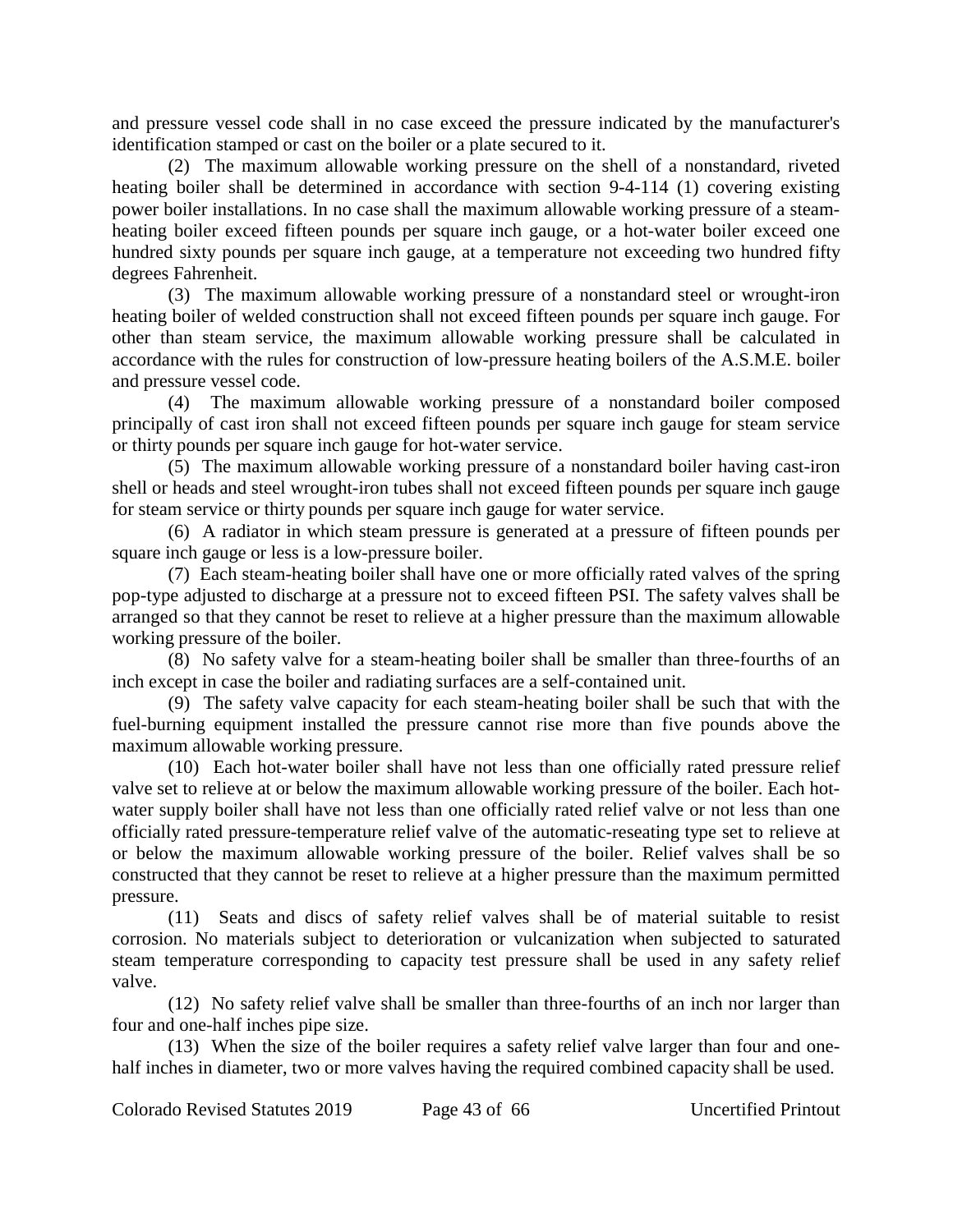and pressure vessel code shall in no case exceed the pressure indicated by the manufacturer's identification stamped or cast on the boiler or a plate secured to it.

(2) The maximum allowable working pressure on the shell of a nonstandard, riveted heating boiler shall be determined in accordance with section 9-4-114 (1) covering existing power boiler installations. In no case shall the maximum allowable working pressure of a steam-heating boiler exceed fifteen pounds per square inch gauge, or a hot-water boiler exceed one hundred sixty pounds per square inch gauge, at a temperature not exceeding two hundred fifty degrees Fahrenheit.

(3) The maximum allowable working pressure of a nonstandard steel or wrought-iron heating boiler of welded construction shall not exceed fifteen pounds per square inch gauge. For other than steam service, the maximum allowable working pressure shall be calculated in accordance with the rules for construction of low-pressure heating boilers of the A.S.M.E. boiler and pressure vessel code.

(4) The maximum allowable working pressure of a nonstandard boiler composed principally of cast iron shall not exceed fifteen pounds per square inch gauge for steam service or thirty pounds per square inch gauge for hot-water service.

(5) The maximum allowable working pressure of a nonstandard boiler having cast-iron shell or heads and steel wrought-iron tubes shall not exceed fifteen pounds per square inch gauge for steam service or thirty pounds per square inch gauge for water service.

(6) A radiator in which steam pressure is generated at a pressure of fifteen pounds per square inch gauge or less is a low-pressure boiler.

(7) Each steam-heating boiler shall have one or more officially rated valves of the spring pop-type adjusted to discharge at a pressure not to exceed fifteen PSI. The safety valves shall be arranged so that they cannot be reset to relieve at a higher pressure than the maximum allowable working pressure of the boiler.

(8) No safety valve for a steam-heating boiler shall be smaller than three-fourths of an inch except in case the boiler and radiating surfaces are a self-contained unit.

(9) The safety valve capacity for each steam-heating boiler shall be such that with the fuel-burning equipment installed the pressure cannot rise more than five pounds above the maximum allowable working pressure.

(10) Each hot-water boiler shall have not less than one officially rated pressure relief valve set to relieve at or below the maximum allowable working pressure of the boiler. Each hot-water supply boiler shall have not less than one officially rated relief valve or not less than one officially rated pressure-temperature relief valve of the automatic-reseating type set to relieve at or below the maximum allowable working pressure of the boiler. Relief valves shall be so constructed that they cannot be reset to relieve at a higher pressure than the maximum permitted pressure.

(11) Seats and discs of safety relief valves shall be of material suitable to resist corrosion. No materials subject to deterioration or vulcanization when subjected to saturated steam temperature corresponding to capacity test pressure shall be used in any safety relief valve.

(12) No safety relief valve shall be smaller than three-fourths of an inch nor larger than four and one-half inches pipe size.

(13) When the size of the boiler requires a safety relief valve larger than four and one-half inches in diameter, two or more valves having the required combined capacity shall be used.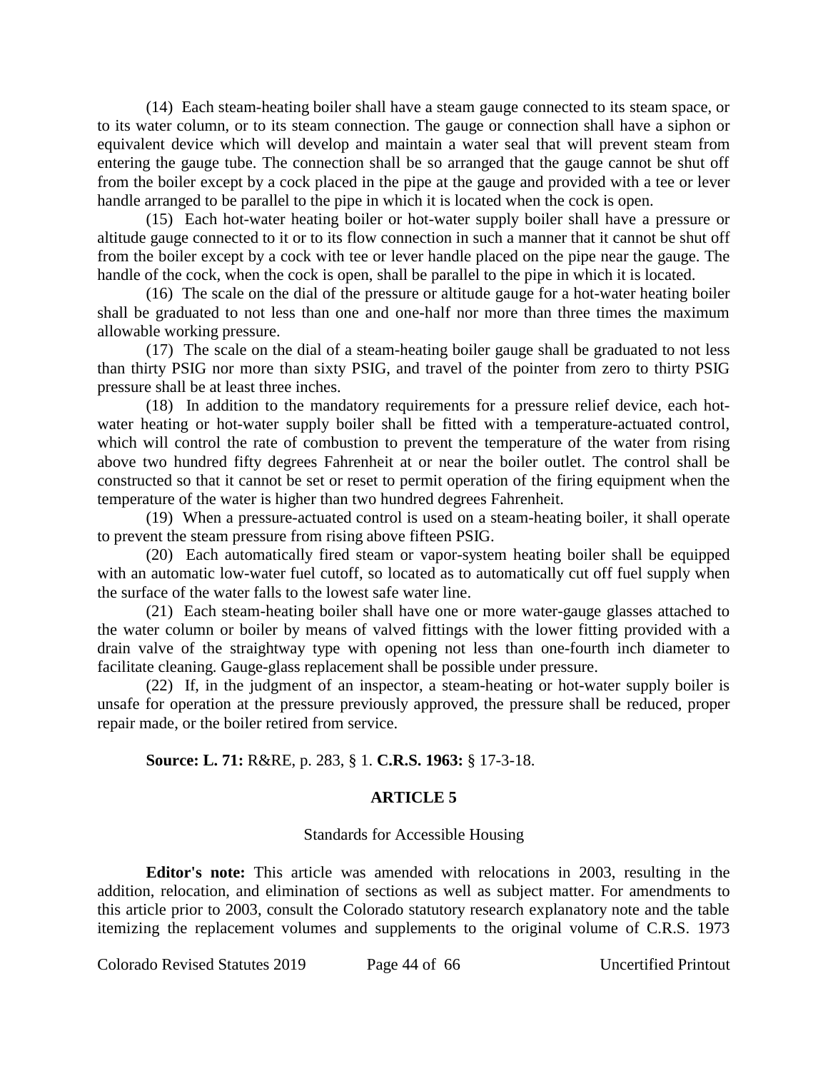(14) Each steam-heating boiler shall have a steam gauge connected to its steam space, or to its water column, or to its steam connection. The gauge or connection shall have a siphon or equivalent device which will develop and maintain a water seal that will prevent steam from entering the gauge tube. The connection shall be so arranged that the gauge cannot be shut off from the boiler except by a cock placed in the pipe at the gauge and provided with a tee or lever handle arranged to be parallel to the pipe in which it is located when the cock is open.

(15) Each hot-water heating boiler or hot-water supply boiler shall have a pressure or altitude gauge connected to it or to its flow connection in such a manner that it cannot be shut off from the boiler except by a cock with tee or lever handle placed on the pipe near the gauge. The handle of the cock, when the cock is open, shall be parallel to the pipe in which it is located.

(16) The scale on the dial of the pressure or altitude gauge for a hot-water heating boiler shall be graduated to not less than one and one-half nor more than three times the maximum allowable working pressure.

(17) The scale on the dial of a steam-heating boiler gauge shall be graduated to not less than thirty PSIG nor more than sixty PSIG, and travel of the pointer from zero to thirty PSIG pressure shall be at least three inches.

(18) In addition to the mandatory requirements for a pressure relief device, each hot-water heating or hot-water supply boiler shall be fitted with a temperature-actuated control, which will control the rate of combustion to prevent the temperature of the water from rising above two hundred fifty degrees Fahrenheit at or near the boiler outlet. The control shall be constructed so that it cannot be set or reset to permit operation of the firing equipment when the temperature of the water is higher than two hundred degrees Fahrenheit.

(19) When a pressure-actuated control is used on a steam-heating boiler, it shall operate to prevent the steam pressure from rising above fifteen PSIG.

(20) Each automatically fired steam or vapor-system heating boiler shall be equipped with an automatic low-water fuel cutoff, so located as to automatically cut off fuel supply when the surface of the water falls to the lowest safe water line.

(21) Each steam-heating boiler shall have one or more water-gauge glasses attached to the water column or boiler by means of valved fittings with the lower fitting provided with a drain valve of the straightway type with opening not less than one-fourth inch diameter to facilitate cleaning. Gauge-glass replacement shall be possible under pressure.

(22) If, in the judgment of an inspector, a steam-heating or hot-water supply boiler is unsafe for operation at the pressure previously approved, the pressure shall be reduced, proper repair made, or the boiler retired from service.

**Source: L. 71:** R&RE, p. 283, § 1. **C.R.S. 1963:** § 17-3-18.

## ARTICLE 5

### Standards for Accessible Housing

**Editor's note:** This article was amended with relocations in 2003, resulting in the addition, relocation, and elimination of sections as well as subject matter. For amendments to this article prior to 2003, consult the Colorado statutory research explanatory note and the table itemizing the replacement volumes and supplements to the original volume of C.R.S. 1973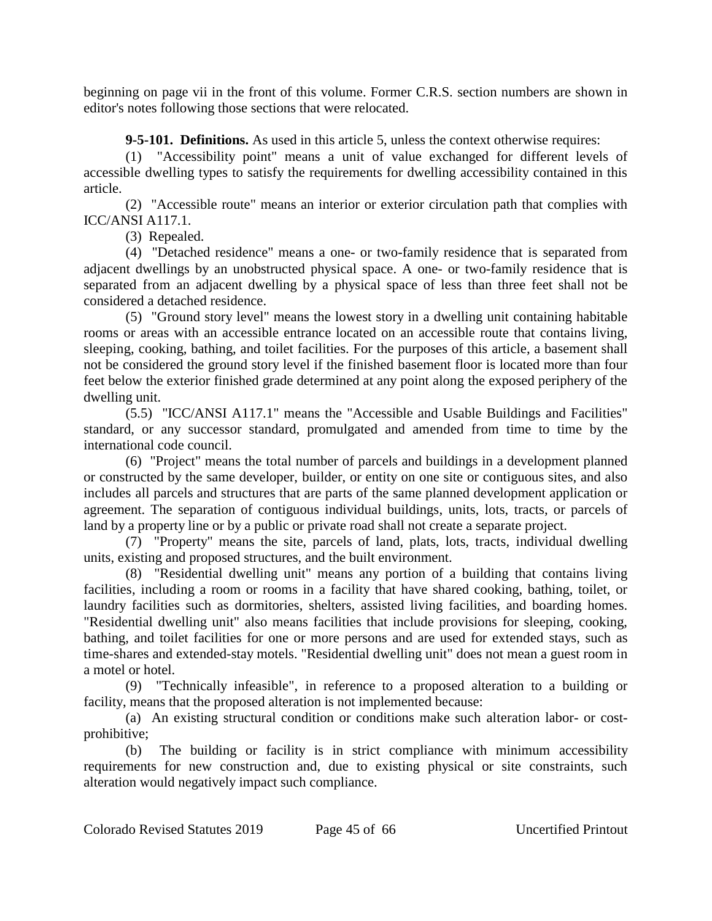beginning on page vii in the front of this volume. Former C.R.S. section numbers are shown in editor's notes following those sections that were relocated.

**9-5-101. Definitions.** As used in this article 5, unless the context otherwise requires:

(1) "Accessibility point" means a unit of value exchanged for different levels of accessible dwelling types to satisfy the requirements for dwelling accessibility contained in this article.

(2) "Accessible route" means an interior or exterior circulation path that complies with ICC/ANSI A117.1.

(3) Repealed.

(4) "Detached residence" means a one- or two-family residence that is separated from adjacent dwellings by an unobstructed physical space. A one- or two-family residence that is separated from an adjacent dwelling by a physical space of less than three feet shall not be considered a detached residence.

(5) "Ground story level" means the lowest story in a dwelling unit containing habitable rooms or areas with an accessible entrance located on an accessible route that contains living, sleeping, cooking, bathing, and toilet facilities. For the purposes of this article, a basement shall not be considered the ground story level if the finished basement floor is located more than four feet below the exterior finished grade determined at any point along the exposed periphery of the dwelling unit.

(5.5) "ICC/ANSI A117.1" means the "Accessible and Usable Buildings and Facilities" standard, or any successor standard, promulgated and amended from time to time by the international code council.

(6) "Project" means the total number of parcels and buildings in a development planned or constructed by the same developer, builder, or entity on one site or contiguous sites, and also includes all parcels and structures that are parts of the same planned development application or agreement. The separation of contiguous individual buildings, units, lots, tracts, or parcels of land by a property line or by a public or private road shall not create a separate project.

(7) "Property" means the site, parcels of land, plats, lots, tracts, individual dwelling units, existing and proposed structures, and the built environment.

(8) "Residential dwelling unit" means any portion of a building that contains living facilities, including a room or rooms in a facility that have shared cooking, bathing, toilet, or laundry facilities such as dormitories, shelters, assisted living facilities, and boarding homes. "Residential dwelling unit" also means facilities that include provisions for sleeping, cooking, bathing, and toilet facilities for one or more persons and are used for extended stays, such as time-shares and extended-stay motels. "Residential dwelling unit" does not mean a guest room in a motel or hotel.

(9) "Technically infeasible", in reference to a proposed alteration to a building or facility, means that the proposed alteration is not implemented because:

(a) An existing structural condition or conditions make such alteration labor- or cost-prohibitive;

(b) The building or facility is in strict compliance with minimum accessibility requirements for new construction and, due to existing physical or site constraints, such alteration would negatively impact such compliance.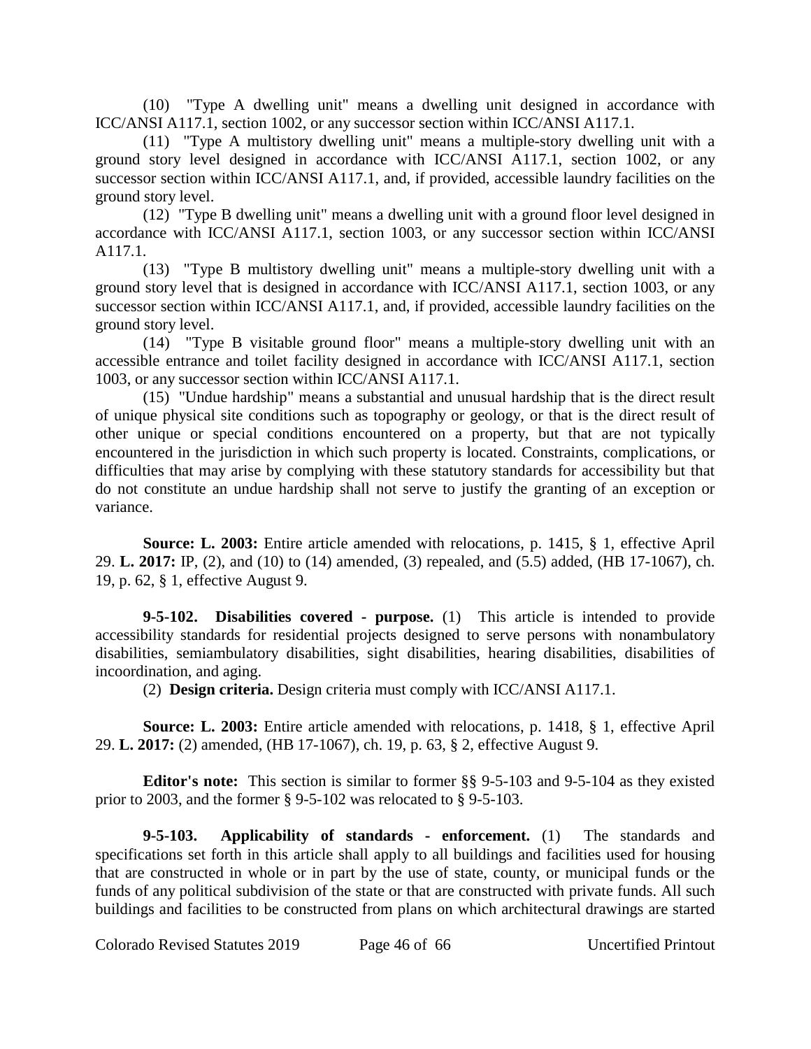(10) "Type A dwelling unit" means a dwelling unit designed in accordance with ICC/ANSI A117.1, section 1002, or any successor section within ICC/ANSI A117.1.

(11) "Type A multistory dwelling unit" means a multiple-story dwelling unit with a ground story level designed in accordance with ICC/ANSI A117.1, section 1002, or any successor section within ICC/ANSI A117.1, and, if provided, accessible laundry facilities on the ground story level.

(12) "Type B dwelling unit" means a dwelling unit with a ground floor level designed in accordance with ICC/ANSI A117.1, section 1003, or any successor section within ICC/ANSI A117.1.

(13) "Type B multistory dwelling unit" means a multiple-story dwelling unit with a ground story level that is designed in accordance with ICC/ANSI A117.1, section 1003, or any successor section within ICC/ANSI A117.1, and, if provided, accessible laundry facilities on the ground story level.

(14) "Type B visitable ground floor" means a multiple-story dwelling unit with an accessible entrance and toilet facility designed in accordance with ICC/ANSI A117.1, section 1003, or any successor section within ICC/ANSI A117.1.

(15) "Undue hardship" means a substantial and unusual hardship that is the direct result of unique physical site conditions such as topography or geology, or that is the direct result of other unique or special conditions encountered on a property, but that are not typically encountered in the jurisdiction in which such property is located. Constraints, complications, or difficulties that may arise by complying with these statutory standards for accessibility but that do not constitute an undue hardship shall not serve to justify the granting of an exception or variance.

**Source: L. 2003:** Entire article amended with relocations, p. 1415, § 1, effective April 29. **L. 2017:** IP, (2), and (10) to (14) amended, (3) repealed, and (5.5) added, (HB 17-1067), ch. 19, p. 62, § 1, effective August 9.

**9-5-102. Disabilities covered - purpose.** (1) This article is intended to provide accessibility standards for residential projects designed to serve persons with nonambulatory disabilities, semiambulatory disabilities, sight disabilities, hearing disabilities, disabilities of incoordination, and aging.

(2) **Design criteria.** Design criteria must comply with ICC/ANSI A117.1.

**Source: L. 2003:** Entire article amended with relocations, p. 1418, § 1, effective April 29. **L. 2017:** (2) amended, (HB 17-1067), ch. 19, p. 63, § 2, effective August 9.

**Editor's note:** This section is similar to former §§ 9-5-103 and 9-5-104 as they existed prior to 2003, and the former § 9-5-102 was relocated to § 9-5-103.

**9-5-103. Applicability of standards - enforcement.** (1) The standards and specifications set forth in this article shall apply to all buildings and facilities used for housing that are constructed in whole or in part by the use of state, county, or municipal funds or the funds of any political subdivision of the state or that are constructed with private funds. All such buildings and facilities to be constructed from plans on which architectural drawings are started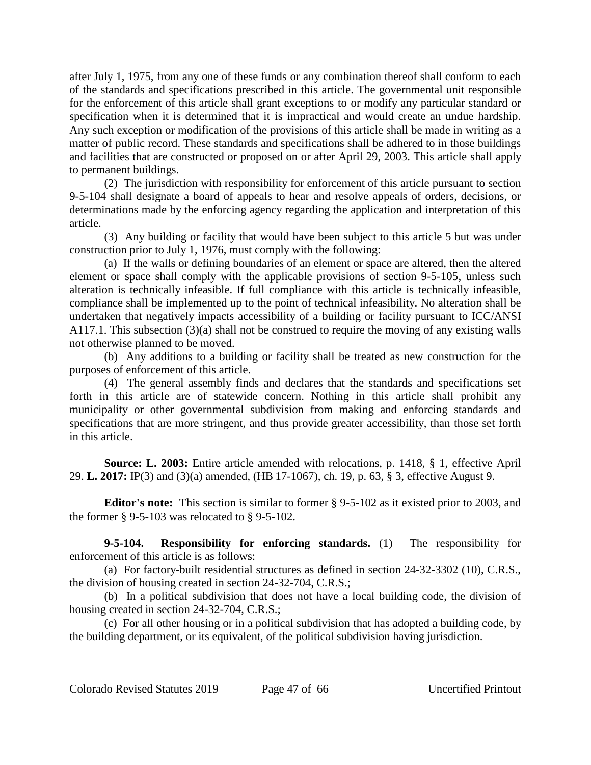after July 1, 1975, from any one of these funds or any combination thereof shall conform to each of the standards and specifications prescribed in this article. The governmental unit responsible for the enforcement of this article shall grant exceptions to or modify any particular standard or specification when it is determined that it is impractical and would create an undue hardship. Any such exception or modification of the provisions of this article shall be made in writing as a matter of public record. These standards and specifications shall be adhered to in those buildings and facilities that are constructed or proposed on or after April 29, 2003. This article shall apply to permanent buildings.

(2) The jurisdiction with responsibility for enforcement of this article pursuant to section 9-5-104 shall designate a board of appeals to hear and resolve appeals of orders, decisions, or determinations made by the enforcing agency regarding the application and interpretation of this article.

(3) Any building or facility that would have been subject to this article 5 but was under construction prior to July 1, 1976, must comply with the following:

(a) If the walls or defining boundaries of an element or space are altered, then the altered element or space shall comply with the applicable provisions of section 9-5-105, unless such alteration is technically infeasible. If full compliance with this article is technically infeasible, compliance shall be implemented up to the point of technical infeasibility. No alteration shall be undertaken that negatively impacts accessibility of a building or facility pursuant to ICC/ANSI A117.1. This subsection (3)(a) shall not be construed to require the moving of any existing walls not otherwise planned to be moved.

(b) Any additions to a building or facility shall be treated as new construction for the purposes of enforcement of this article.

(4) The general assembly finds and declares that the standards and specifications set forth in this article are of statewide concern. Nothing in this article shall prohibit any municipality or other governmental subdivision from making and enforcing standards and specifications that are more stringent, and thus provide greater accessibility, than those set forth in this article.

**Source: L. 2003:** Entire article amended with relocations, p. 1418, § 1, effective April 29. **L. 2017:** IP(3) and (3)(a) amended, (HB 17-1067), ch. 19, p. 63, § 3, effective August 9.

**Editor's note:** This section is similar to former § 9-5-102 as it existed prior to 2003, and the former § 9-5-103 was relocated to § 9-5-102.

**9-5-104. Responsibility for enforcing standards.** (1) The responsibility for enforcement of this article is as follows:

(a) For factory-built residential structures as defined in section 24-32-3302 (10), C.R.S., the division of housing created in section 24-32-704, C.R.S.;

(b) In a political subdivision that does not have a local building code, the division of housing created in section 24-32-704, C.R.S.;

(c) For all other housing or in a political subdivision that has adopted a building code, by the building department, or its equivalent, of the political subdivision having jurisdiction.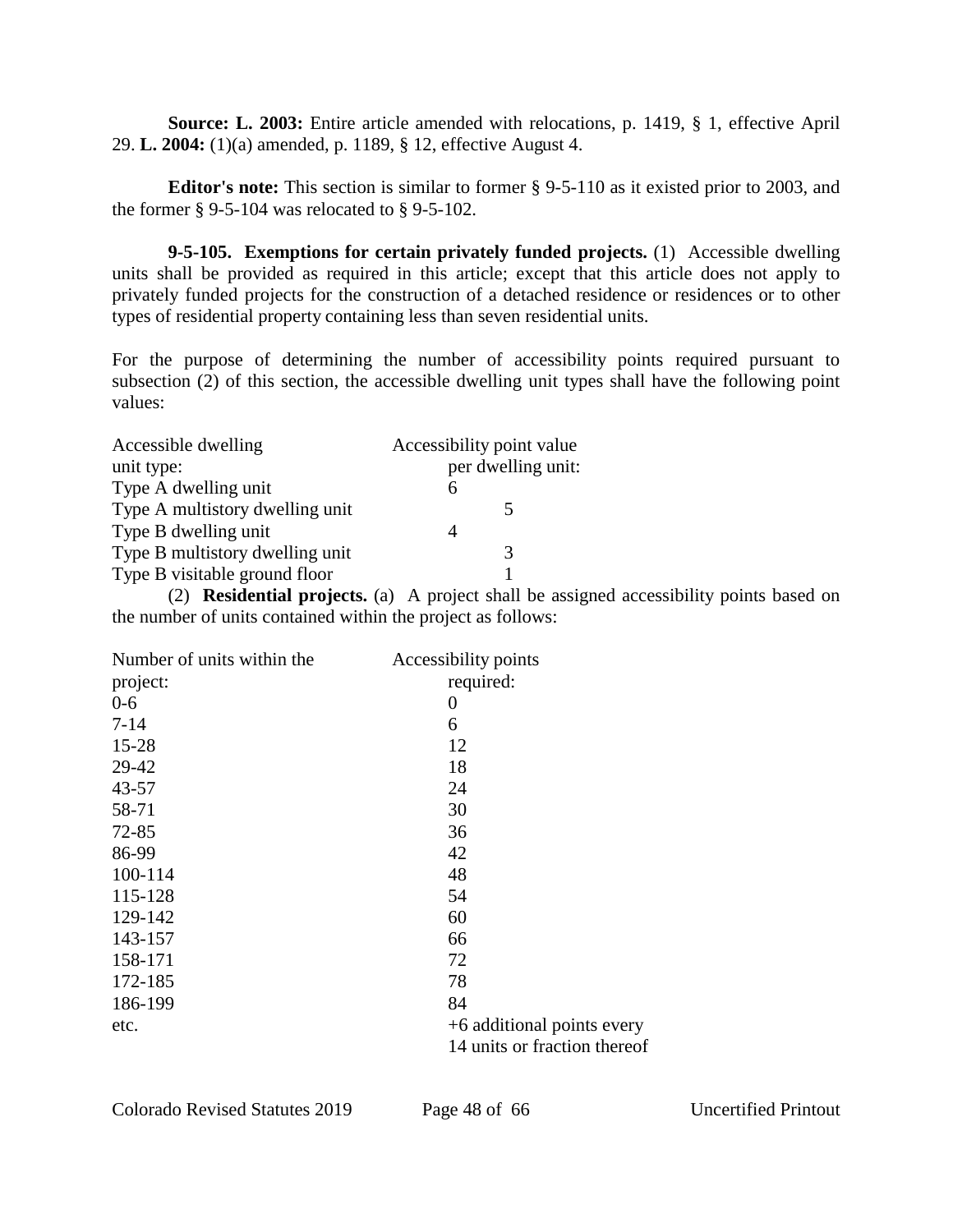**Source: L. 2003:** Entire article amended with relocations, p. 1419, § 1, effective April 29. **L. 2004:** (1)(a) amended, p. 1189, § 12, effective August 4.

**Editor's note:** This section is similar to former § 9-5-110 as it existed prior to 2003, and the former § 9-5-104 was relocated to § 9-5-102.

**9-5-105. Exemptions for certain privately funded projects.** (1) Accessible dwelling units shall be provided as required in this article; except that this article does not apply to privately funded projects for the construction of a detached residence or residences or to other types of residential property containing less than seven residential units.

For the purpose of determining the number of accessibility points required pursuant to subsection (2) of this section, the accessible dwelling unit types shall have the following point values:

| Accessible dwelling unit type: | Accessibility point value per dwelling unit: |
|---|---|
| Type A dwelling unit | 6 |
| Type A multistory dwelling unit | 5 |
| Type B dwelling unit | 4 |
| Type B multistory dwelling unit | 3 |
| Type B visitable ground floor | 1 |

(2) **Residential projects.** (a) A project shall be assigned accessibility points based on the number of units contained within the project as follows:

| Number of units within the project: | Accessibility points required: |
|---|---|
| 0-6 | 0 |
| 7-14 | 6 |
| 15-28 | 12 |
| 29-42 | 18 |
| 43-57 | 24 |
| 58-71 | 30 |
| 72-85 | 36 |
| 86-99 | 42 |
| 100-114 | 48 |
| 115-128 | 54 |
| 129-142 | 60 |
| 143-157 | 66 |
| 158-171 | 72 |
| 172-185 | 78 |
| 186-199 | 84 |
| etc. | +6 additional points every 14 units or fraction thereof |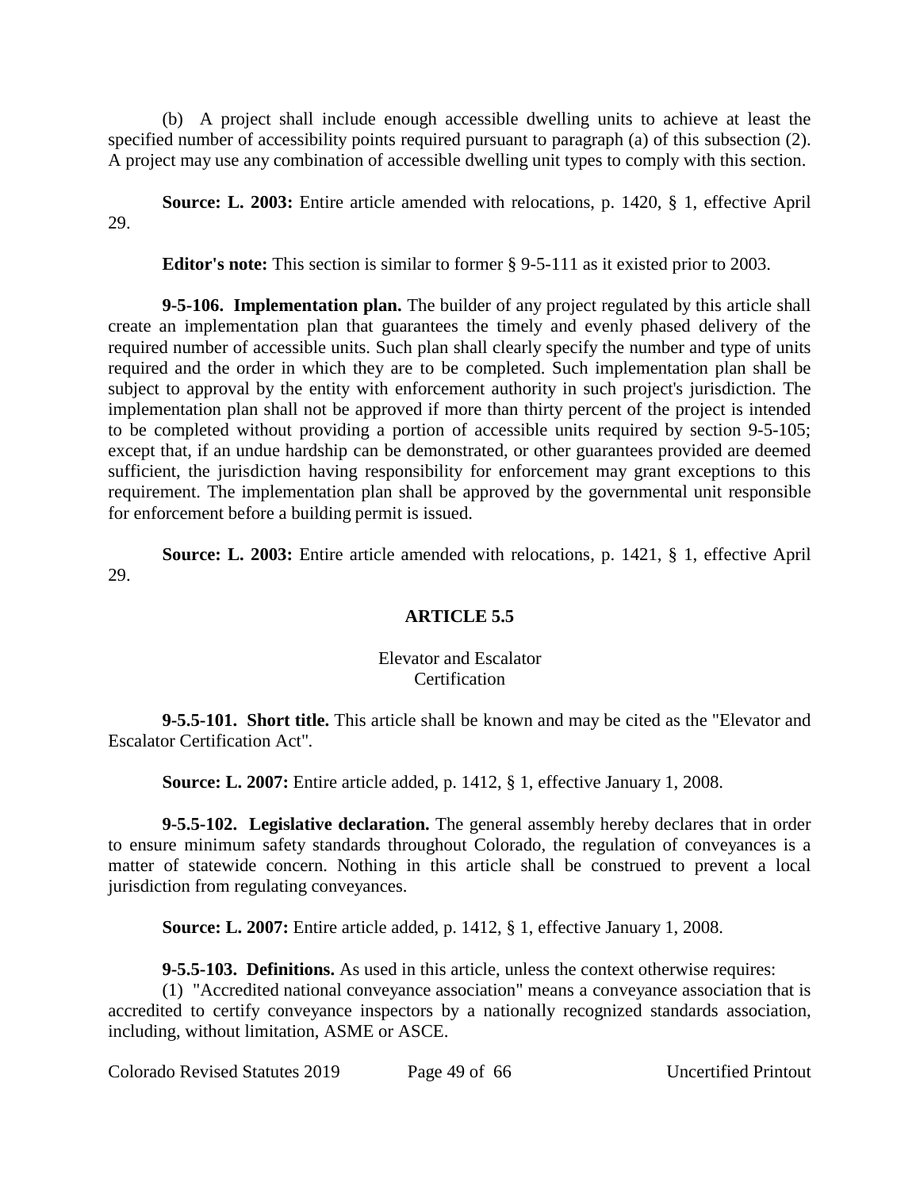(b) A project shall include enough accessible dwelling units to achieve at least the specified number of accessibility points required pursuant to paragraph (a) of this subsection (2). A project may use any combination of accessible dwelling unit types to comply with this section.

**Source: L. 2003:** Entire article amended with relocations, p. 1420, § 1, effective April 29.

**Editor's note:** This section is similar to former § 9-5-111 as it existed prior to 2003.

**9-5-106. Implementation plan.** The builder of any project regulated by this article shall create an implementation plan that guarantees the timely and evenly phased delivery of the required number of accessible units. Such plan shall clearly specify the number and type of units required and the order in which they are to be completed. Such implementation plan shall be subject to approval by the entity with enforcement authority in such project's jurisdiction. The implementation plan shall not be approved if more than thirty percent of the project is intended to be completed without providing a portion of accessible units required by section 9-5-105; except that, if an undue hardship can be demonstrated, or other guarantees provided are deemed sufficient, the jurisdiction having responsibility for enforcement may grant exceptions to this requirement. The implementation plan shall be approved by the governmental unit responsible for enforcement before a building permit is issued.

**Source: L. 2003:** Entire article amended with relocations, p. 1421, § 1, effective April 29.

## ARTICLE 5.5

### Elevator and Escalator Certification

**9-5.5-101. Short title.** This article shall be known and may be cited as the "Elevator and Escalator Certification Act".

**Source: L. 2007:** Entire article added, p. 1412, § 1, effective January 1, 2008.

**9-5.5-102. Legislative declaration.** The general assembly hereby declares that in order to ensure minimum safety standards throughout Colorado, the regulation of conveyances is a matter of statewide concern. Nothing in this article shall be construed to prevent a local jurisdiction from regulating conveyances.

**Source: L. 2007:** Entire article added, p. 1412, § 1, effective January 1, 2008.

**9-5.5-103. Definitions.** As used in this article, unless the context otherwise requires:

(1) "Accredited national conveyance association" means a conveyance association that is accredited to certify conveyance inspectors by a nationally recognized standards association, including, without limitation, ASME or ASCE.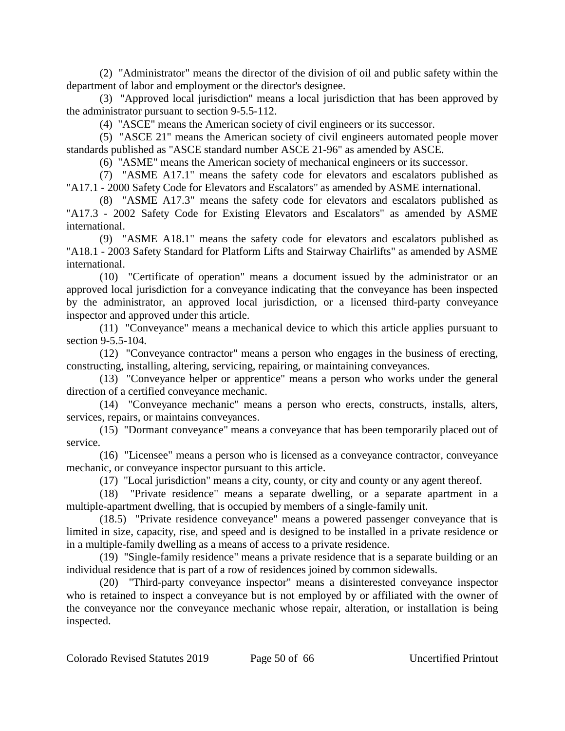(2) "Administrator" means the director of the division of oil and public safety within the department of labor and employment or the director's designee.

(3) "Approved local jurisdiction" means a local jurisdiction that has been approved by the administrator pursuant to section 9-5.5-112.

(4) "ASCE" means the American society of civil engineers or its successor.

(5) "ASCE 21" means the American society of civil engineers automated people mover standards published as "ASCE standard number ASCE 21-96" as amended by ASCE.

(6) "ASME" means the American society of mechanical engineers or its successor.

(7) "ASME A17.1" means the safety code for elevators and escalators published as "A17.1 - 2000 Safety Code for Elevators and Escalators" as amended by ASME international.

(8) "ASME A17.3" means the safety code for elevators and escalators published as "A17.3 - 2002 Safety Code for Existing Elevators and Escalators" as amended by ASME international.

(9) "ASME A18.1" means the safety code for elevators and escalators published as "A18.1 - 2003 Safety Standard for Platform Lifts and Stairway Chairlifts" as amended by ASME international.

(10) "Certificate of operation" means a document issued by the administrator or an approved local jurisdiction for a conveyance indicating that the conveyance has been inspected by the administrator, an approved local jurisdiction, or a licensed third-party conveyance inspector and approved under this article.

(11) "Conveyance" means a mechanical device to which this article applies pursuant to section 9-5.5-104.

(12) "Conveyance contractor" means a person who engages in the business of erecting, constructing, installing, altering, servicing, repairing, or maintaining conveyances.

(13) "Conveyance helper or apprentice" means a person who works under the general direction of a certified conveyance mechanic.

(14) "Conveyance mechanic" means a person who erects, constructs, installs, alters, services, repairs, or maintains conveyances.

(15) "Dormant conveyance" means a conveyance that has been temporarily placed out of service.

(16) "Licensee" means a person who is licensed as a conveyance contractor, conveyance mechanic, or conveyance inspector pursuant to this article.

(17) "Local jurisdiction" means a city, county, or city and county or any agent thereof.

(18) "Private residence" means a separate dwelling, or a separate apartment in a multiple-apartment dwelling, that is occupied by members of a single-family unit.

(18.5) "Private residence conveyance" means a powered passenger conveyance that is limited in size, capacity, rise, and speed and is designed to be installed in a private residence or in a multiple-family dwelling as a means of access to a private residence.

(19) "Single-family residence" means a private residence that is a separate building or an individual residence that is part of a row of residences joined by common sidewalls.

(20) "Third-party conveyance inspector" means a disinterested conveyance inspector who is retained to inspect a conveyance but is not employed by or affiliated with the owner of the conveyance nor the conveyance mechanic whose repair, alteration, or installation is being inspected.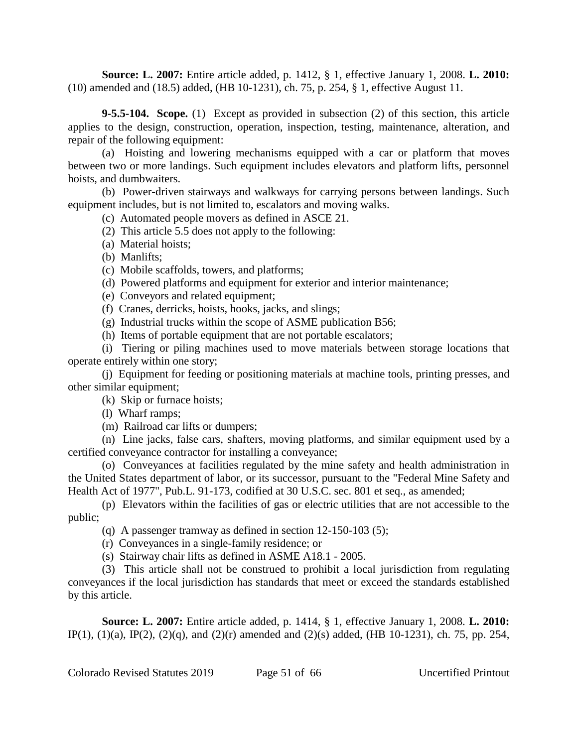**Source: L. 2007:** Entire article added, p. 1412, § 1, effective January 1, 2008. **L. 2010:** (10) amended and (18.5) added, (HB 10-1231), ch. 75, p. 254, § 1, effective August 11.

**9-5.5-104. Scope.** (1) Except as provided in subsection (2) of this section, this article applies to the design, construction, operation, inspection, testing, maintenance, alteration, and repair of the following equipment:

(a) Hoisting and lowering mechanisms equipped with a car or platform that moves between two or more landings. Such equipment includes elevators and platform lifts, personnel hoists, and dumbwaiters.

(b) Power-driven stairways and walkways for carrying persons between landings. Such equipment includes, but is not limited to, escalators and moving walks.

(c) Automated people movers as defined in ASCE 21.

(2) This article 5.5 does not apply to the following:

(a) Material hoists;

(b) Manlifts;

(c) Mobile scaffolds, towers, and platforms;

(d) Powered platforms and equipment for exterior and interior maintenance;

(e) Conveyors and related equipment;

(f) Cranes, derricks, hoists, hooks, jacks, and slings;

(g) Industrial trucks within the scope of ASME publication B56;

(h) Items of portable equipment that are not portable escalators;

(i) Tiering or piling machines used to move materials between storage locations that operate entirely within one story;

(j) Equipment for feeding or positioning materials at machine tools, printing presses, and other similar equipment;

(k) Skip or furnace hoists;

(l) Wharf ramps;

(m) Railroad car lifts or dumpers;

(n) Line jacks, false cars, shafters, moving platforms, and similar equipment used by a certified conveyance contractor for installing a conveyance;

(o) Conveyances at facilities regulated by the mine safety and health administration in the United States department of labor, or its successor, pursuant to the "Federal Mine Safety and Health Act of 1977", Pub.L. 91-173, codified at 30 U.S.C. sec. 801 et seq., as amended;

(p) Elevators within the facilities of gas or electric utilities that are not accessible to the public;

(q) A passenger tramway as defined in section 12-150-103 (5);

(r) Conveyances in a single-family residence; or

(s) Stairway chair lifts as defined in ASME A18.1 - 2005.

(3) This article shall not be construed to prohibit a local jurisdiction from regulating conveyances if the local jurisdiction has standards that meet or exceed the standards established by this article.

**Source: L. 2007:** Entire article added, p. 1414, § 1, effective January 1, 2008. **L. 2010:** IP(1), (1)(a), IP(2), (2)(q), and (2)(r) amended and (2)(s) added, (HB 10-1231), ch. 75, pp. 254,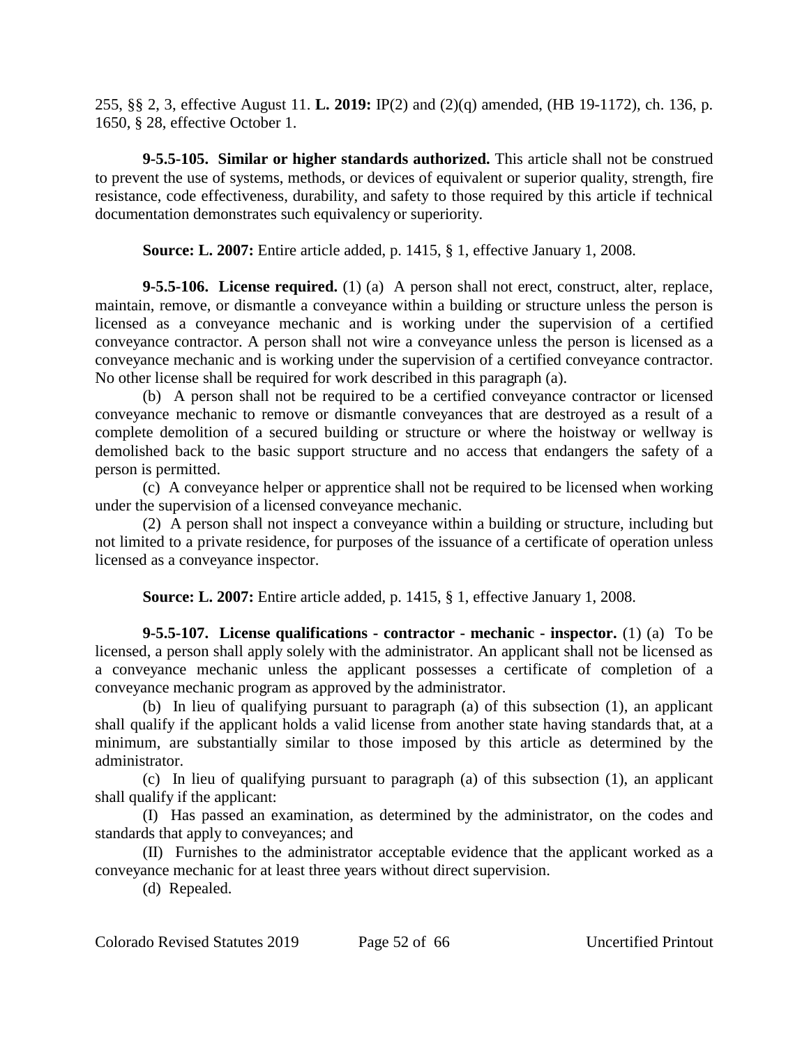255, §§ 2, 3, effective August 11. **L. 2019:** IP(2) and (2)(q) amended, (HB 19-1172), ch. 136, p. 1650, § 28, effective October 1.

**9-5.5-105. Similar or higher standards authorized.** This article shall not be construed to prevent the use of systems, methods, or devices of equivalent or superior quality, strength, fire resistance, code effectiveness, durability, and safety to those required by this article if technical documentation demonstrates such equivalency or superiority.

**Source: L. 2007:** Entire article added, p. 1415, § 1, effective January 1, 2008.

**9-5.5-106. License required.** (1) (a) A person shall not erect, construct, alter, replace, maintain, remove, or dismantle a conveyance within a building or structure unless the person is licensed as a conveyance mechanic and is working under the supervision of a certified conveyance contractor. A person shall not wire a conveyance unless the person is licensed as a conveyance mechanic and is working under the supervision of a certified conveyance contractor. No other license shall be required for work described in this paragraph (a).

(b) A person shall not be required to be a certified conveyance contractor or licensed conveyance mechanic to remove or dismantle conveyances that are destroyed as a result of a complete demolition of a secured building or structure or where the hoistway or wellway is demolished back to the basic support structure and no access that endangers the safety of a person is permitted.

(c) A conveyance helper or apprentice shall not be required to be licensed when working under the supervision of a licensed conveyance mechanic.

(2) A person shall not inspect a conveyance within a building or structure, including but not limited to a private residence, for purposes of the issuance of a certificate of operation unless licensed as a conveyance inspector.

**Source: L. 2007:** Entire article added, p. 1415, § 1, effective January 1, 2008.

**9-5.5-107. License qualifications - contractor - mechanic - inspector.** (1) (a) To be licensed, a person shall apply solely with the administrator. An applicant shall not be licensed as a conveyance mechanic unless the applicant possesses a certificate of completion of a conveyance mechanic program as approved by the administrator.

(b) In lieu of qualifying pursuant to paragraph (a) of this subsection (1), an applicant shall qualify if the applicant holds a valid license from another state having standards that, at a minimum, are substantially similar to those imposed by this article as determined by the administrator.

(c) In lieu of qualifying pursuant to paragraph (a) of this subsection (1), an applicant shall qualify if the applicant:

(I) Has passed an examination, as determined by the administrator, on the codes and standards that apply to conveyances; and

(II) Furnishes to the administrator acceptable evidence that the applicant worked as a conveyance mechanic for at least three years without direct supervision.

(d) Repealed.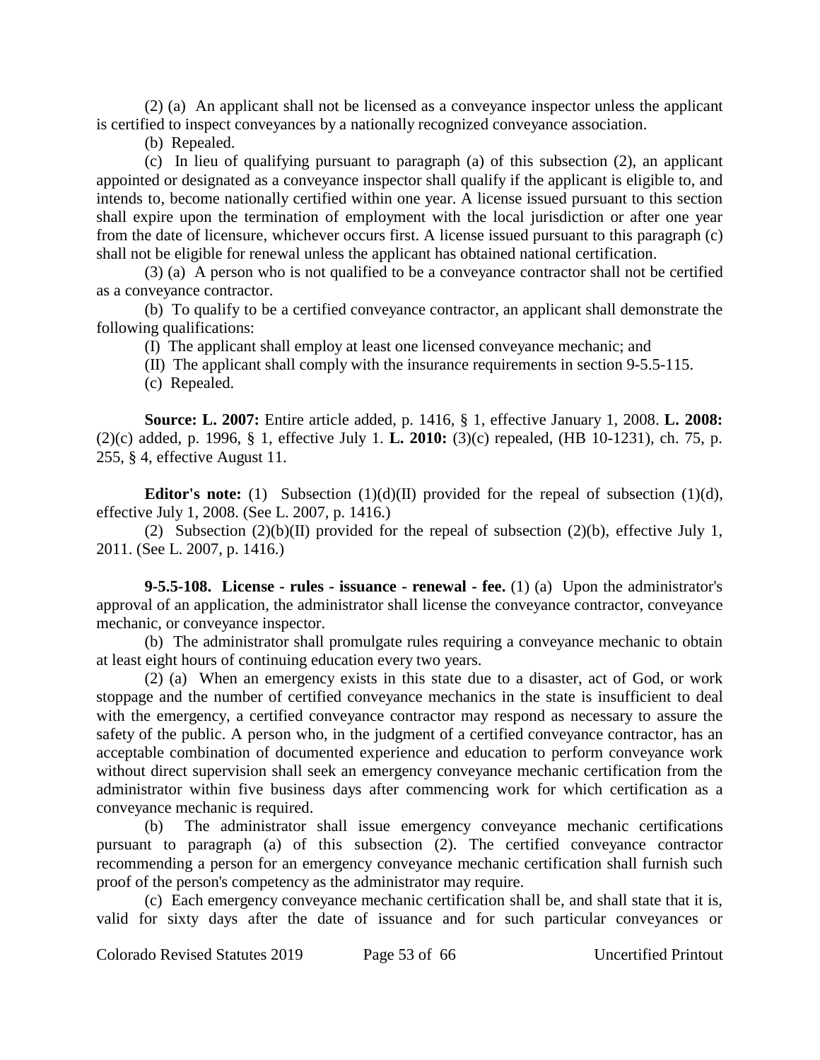(2) (a) An applicant shall not be licensed as a conveyance inspector unless the applicant is certified to inspect conveyances by a nationally recognized conveyance association.

(b) Repealed.

(c) In lieu of qualifying pursuant to paragraph (a) of this subsection (2), an applicant appointed or designated as a conveyance inspector shall qualify if the applicant is eligible to, and intends to, become nationally certified within one year. A license issued pursuant to this section shall expire upon the termination of employment with the local jurisdiction or after one year from the date of licensure, whichever occurs first. A license issued pursuant to this paragraph (c) shall not be eligible for renewal unless the applicant has obtained national certification.

(3) (a) A person who is not qualified to be a conveyance contractor shall not be certified as a conveyance contractor.

(b) To qualify to be a certified conveyance contractor, an applicant shall demonstrate the following qualifications:

(I) The applicant shall employ at least one licensed conveyance mechanic; and

(II) The applicant shall comply with the insurance requirements in section 9-5.5-115.

(c) Repealed.

**Source: L. 2007:** Entire article added, p. 1416, § 1, effective January 1, 2008. **L. 2008:** (2)(c) added, p. 1996, § 1, effective July 1. **L. 2010:** (3)(c) repealed, (HB 10-1231), ch. 75, p. 255, § 4, effective August 11.

**Editor's note:** (1) Subsection (1)(d)(II) provided for the repeal of subsection (1)(d), effective July 1, 2008. (See L. 2007, p. 1416.)

(2) Subsection (2)(b)(II) provided for the repeal of subsection (2)(b), effective July 1, 2011. (See L. 2007, p. 1416.)

**9-5.5-108. License - rules - issuance - renewal - fee.** (1) (a) Upon the administrator's approval of an application, the administrator shall license the conveyance contractor, conveyance mechanic, or conveyance inspector.

(b) The administrator shall promulgate rules requiring a conveyance mechanic to obtain at least eight hours of continuing education every two years.

(2) (a) When an emergency exists in this state due to a disaster, act of God, or work stoppage and the number of certified conveyance mechanics in the state is insufficient to deal with the emergency, a certified conveyance contractor may respond as necessary to assure the safety of the public. A person who, in the judgment of a certified conveyance contractor, has an acceptable combination of documented experience and education to perform conveyance work without direct supervision shall seek an emergency conveyance mechanic certification from the administrator within five business days after commencing work for which certification as a conveyance mechanic is required.

(b) The administrator shall issue emergency conveyance mechanic certifications pursuant to paragraph (a) of this subsection (2). The certified conveyance contractor recommending a person for an emergency conveyance mechanic certification shall furnish such proof of the person's competency as the administrator may require.

(c) Each emergency conveyance mechanic certification shall be, and shall state that it is, valid for sixty days after the date of issuance and for such particular conveyances or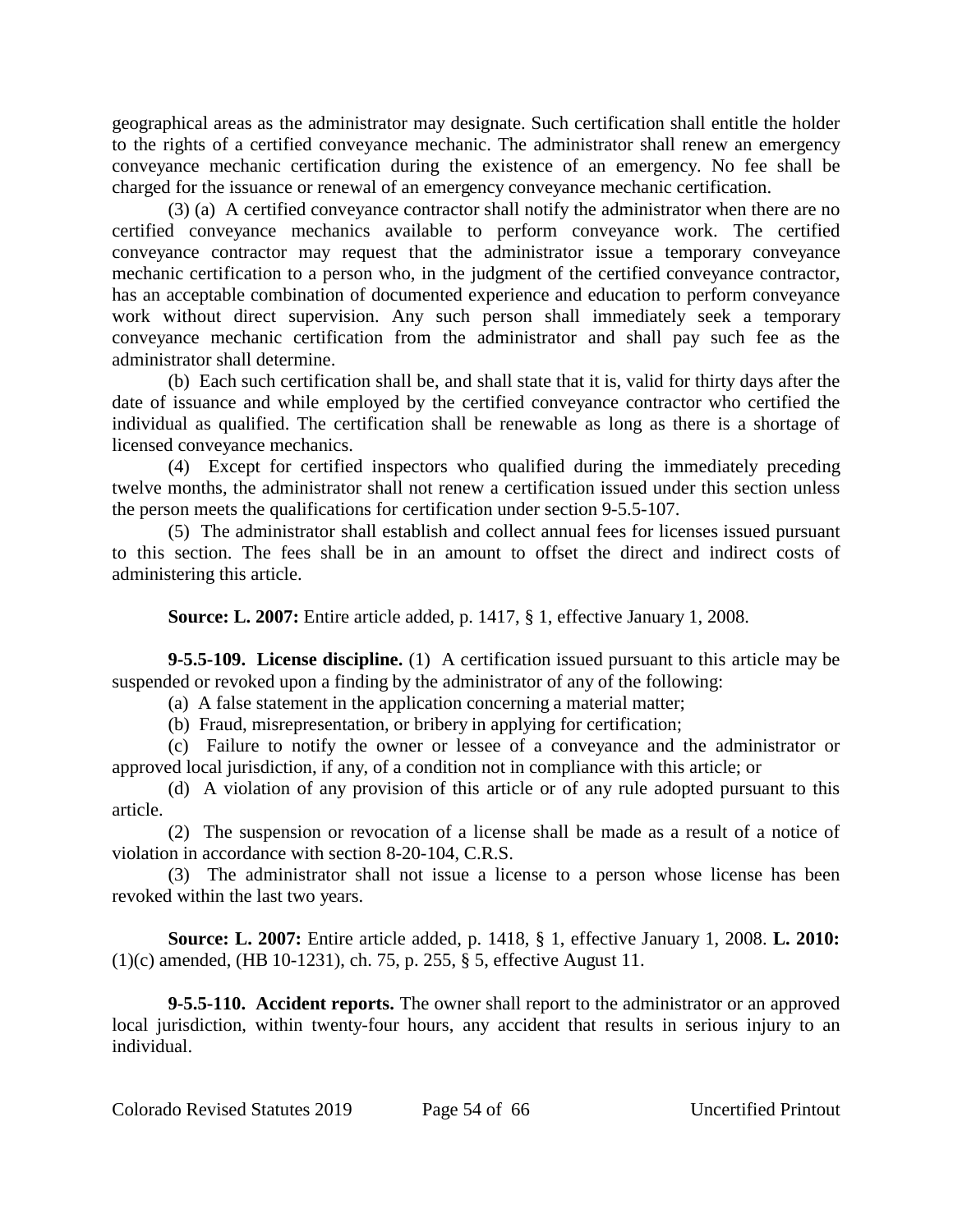geographical areas as the administrator may designate. Such certification shall entitle the holder to the rights of a certified conveyance mechanic. The administrator shall renew an emergency conveyance mechanic certification during the existence of an emergency. No fee shall be charged for the issuance or renewal of an emergency conveyance mechanic certification.

(3) (a) A certified conveyance contractor shall notify the administrator when there are no certified conveyance mechanics available to perform conveyance work. The certified conveyance contractor may request that the administrator issue a temporary conveyance mechanic certification to a person who, in the judgment of the certified conveyance contractor, has an acceptable combination of documented experience and education to perform conveyance work without direct supervision. Any such person shall immediately seek a temporary conveyance mechanic certification from the administrator and shall pay such fee as the administrator shall determine.

(b) Each such certification shall be, and shall state that it is, valid for thirty days after the date of issuance and while employed by the certified conveyance contractor who certified the individual as qualified. The certification shall be renewable as long as there is a shortage of licensed conveyance mechanics.

(4) Except for certified inspectors who qualified during the immediately preceding twelve months, the administrator shall not renew a certification issued under this section unless the person meets the qualifications for certification under section 9-5.5-107.

(5) The administrator shall establish and collect annual fees for licenses issued pursuant to this section. The fees shall be in an amount to offset the direct and indirect costs of administering this article.

**Source: L. 2007:** Entire article added, p. 1417, § 1, effective January 1, 2008.

**9-5.5-109. License discipline.** (1) A certification issued pursuant to this article may be suspended or revoked upon a finding by the administrator of any of the following:

(a) A false statement in the application concerning a material matter;

(b) Fraud, misrepresentation, or bribery in applying for certification;

(c) Failure to notify the owner or lessee of a conveyance and the administrator or approved local jurisdiction, if any, of a condition not in compliance with this article; or

(d) A violation of any provision of this article or of any rule adopted pursuant to this article.

(2) The suspension or revocation of a license shall be made as a result of a notice of violation in accordance with section 8-20-104, C.R.S.

(3) The administrator shall not issue a license to a person whose license has been revoked within the last two years.

**Source: L. 2007:** Entire article added, p. 1418, § 1, effective January 1, 2008. **L. 2010:** (1)(c) amended, (HB 10-1231), ch. 75, p. 255, § 5, effective August 11.

**9-5.5-110. Accident reports.** The owner shall report to the administrator or an approved local jurisdiction, within twenty-four hours, any accident that results in serious injury to an individual.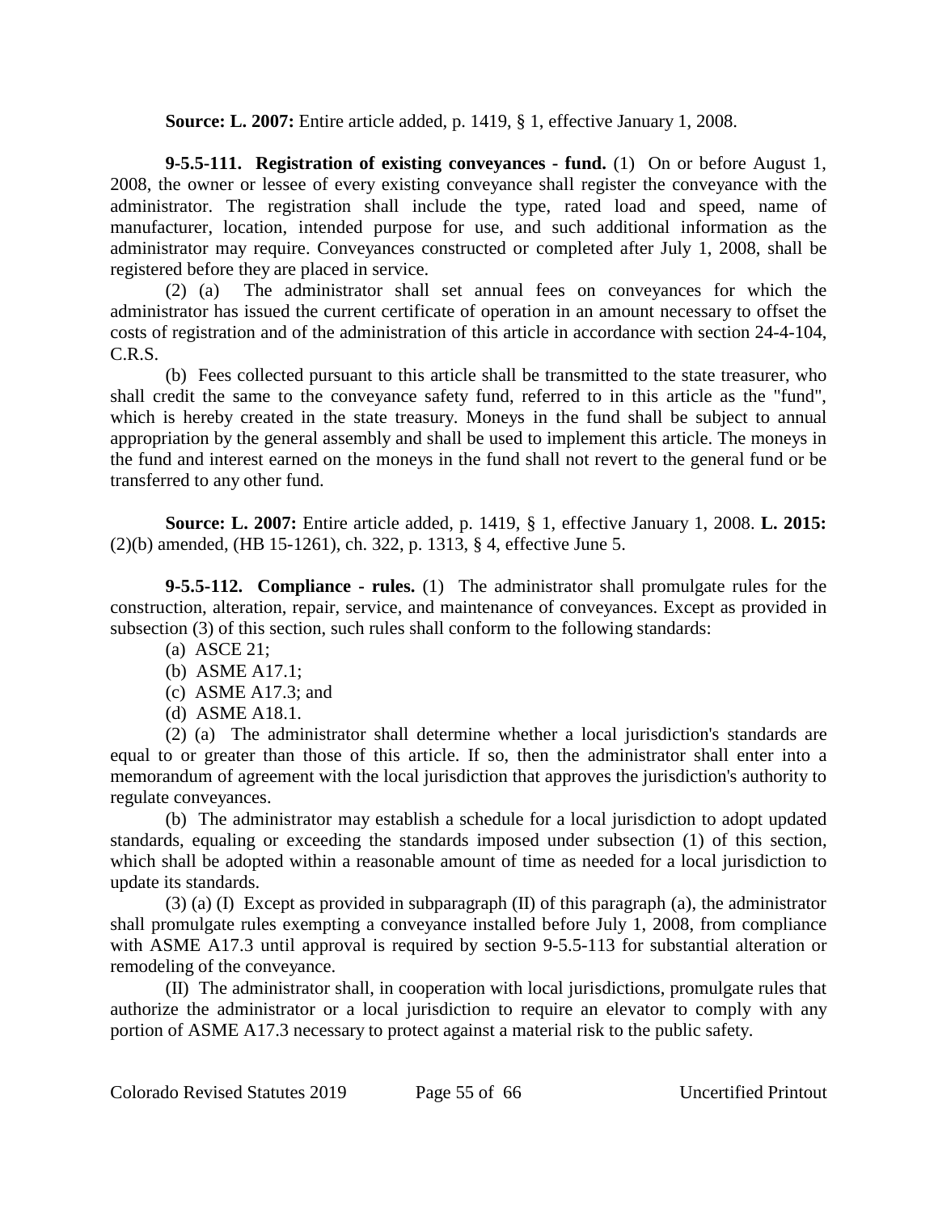**Source: L. 2007:** Entire article added, p. 1419, § 1, effective January 1, 2008.

**9-5.5-111. Registration of existing conveyances - fund.** (1) On or before August 1, 2008, the owner or lessee of every existing conveyance shall register the conveyance with the administrator. The registration shall include the type, rated load and speed, name of manufacturer, location, intended purpose for use, and such additional information as the administrator may require. Conveyances constructed or completed after July 1, 2008, shall be registered before they are placed in service.

(2) (a) The administrator shall set annual fees on conveyances for which the administrator has issued the current certificate of operation in an amount necessary to offset the costs of registration and of the administration of this article in accordance with section 24-4-104, C.R.S.

(b) Fees collected pursuant to this article shall be transmitted to the state treasurer, who shall credit the same to the conveyance safety fund, referred to in this article as the "fund", which is hereby created in the state treasury. Moneys in the fund shall be subject to annual appropriation by the general assembly and shall be used to implement this article. The moneys in the fund and interest earned on the moneys in the fund shall not revert to the general fund or be transferred to any other fund.

**Source: L. 2007:** Entire article added, p. 1419, § 1, effective January 1, 2008. **L. 2015:** (2)(b) amended, (HB 15-1261), ch. 322, p. 1313, § 4, effective June 5.

**9-5.5-112. Compliance - rules.** (1) The administrator shall promulgate rules for the construction, alteration, repair, service, and maintenance of conveyances. Except as provided in subsection (3) of this section, such rules shall conform to the following standards:

(a) ASCE 21;

(b) ASME A17.1;

(c) ASME A17.3; and

(d) ASME A18.1.

(2) (a) The administrator shall determine whether a local jurisdiction's standards are equal to or greater than those of this article. If so, then the administrator shall enter into a memorandum of agreement with the local jurisdiction that approves the jurisdiction's authority to regulate conveyances.

(b) The administrator may establish a schedule for a local jurisdiction to adopt updated standards, equaling or exceeding the standards imposed under subsection (1) of this section, which shall be adopted within a reasonable amount of time as needed for a local jurisdiction to update its standards.

(3) (a) (I) Except as provided in subparagraph (II) of this paragraph (a), the administrator shall promulgate rules exempting a conveyance installed before July 1, 2008, from compliance with ASME A17.3 until approval is required by section 9-5.5-113 for substantial alteration or remodeling of the conveyance.

(II) The administrator shall, in cooperation with local jurisdictions, promulgate rules that authorize the administrator or a local jurisdiction to require an elevator to comply with any portion of ASME A17.3 necessary to protect against a material risk to the public safety.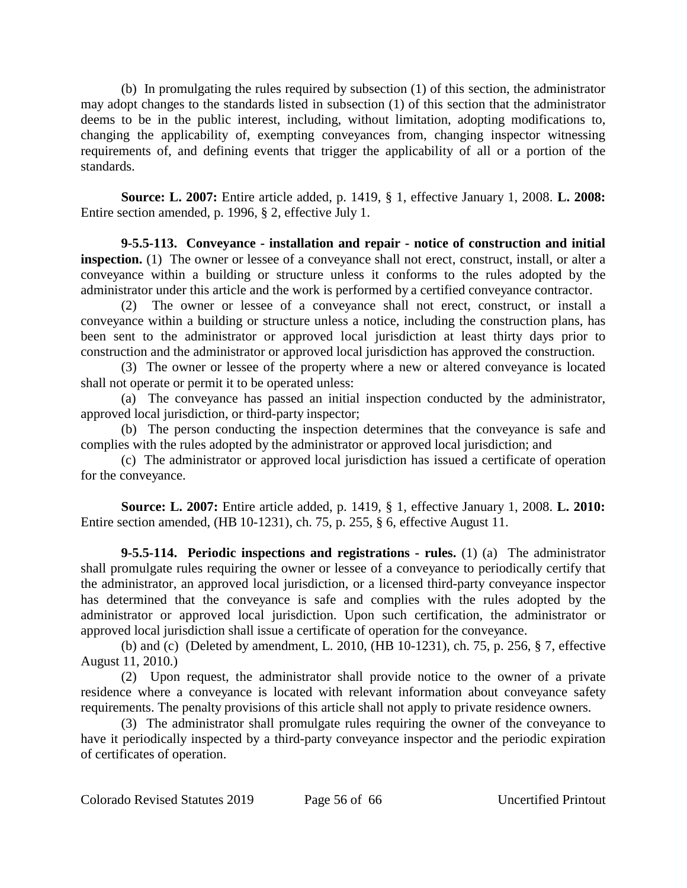(b) In promulgating the rules required by subsection (1) of this section, the administrator may adopt changes to the standards listed in subsection (1) of this section that the administrator deems to be in the public interest, including, without limitation, adopting modifications to, changing the applicability of, exempting conveyances from, changing inspector witnessing requirements of, and defining events that trigger the applicability of all or a portion of the standards.

**Source: L. 2007:** Entire article added, p. 1419, § 1, effective January 1, 2008. **L. 2008:** Entire section amended, p. 1996, § 2, effective July 1.

**9-5.5-113. Conveyance - installation and repair - notice of construction and initial inspection.** (1) The owner or lessee of a conveyance shall not erect, construct, install, or alter a conveyance within a building or structure unless it conforms to the rules adopted by the administrator under this article and the work is performed by a certified conveyance contractor.

(2) The owner or lessee of a conveyance shall not erect, construct, or install a conveyance within a building or structure unless a notice, including the construction plans, has been sent to the administrator or approved local jurisdiction at least thirty days prior to construction and the administrator or approved local jurisdiction has approved the construction.

(3) The owner or lessee of the property where a new or altered conveyance is located shall not operate or permit it to be operated unless:

(a) The conveyance has passed an initial inspection conducted by the administrator, approved local jurisdiction, or third-party inspector;

(b) The person conducting the inspection determines that the conveyance is safe and complies with the rules adopted by the administrator or approved local jurisdiction; and

(c) The administrator or approved local jurisdiction has issued a certificate of operation for the conveyance.

**Source: L. 2007:** Entire article added, p. 1419, § 1, effective January 1, 2008. **L. 2010:** Entire section amended, (HB 10-1231), ch. 75, p. 255, § 6, effective August 11.

**9-5.5-114. Periodic inspections and registrations - rules.** (1) (a) The administrator shall promulgate rules requiring the owner or lessee of a conveyance to periodically certify that the administrator, an approved local jurisdiction, or a licensed third-party conveyance inspector has determined that the conveyance is safe and complies with the rules adopted by the administrator or approved local jurisdiction. Upon such certification, the administrator or approved local jurisdiction shall issue a certificate of operation for the conveyance.

(b) and (c) (Deleted by amendment, L. 2010, (HB 10-1231), ch. 75, p. 256, § 7, effective August 11, 2010.)

(2) Upon request, the administrator shall provide notice to the owner of a private residence where a conveyance is located with relevant information about conveyance safety requirements. The penalty provisions of this article shall not apply to private residence owners.

(3) The administrator shall promulgate rules requiring the owner of the conveyance to have it periodically inspected by a third-party conveyance inspector and the periodic expiration of certificates of operation.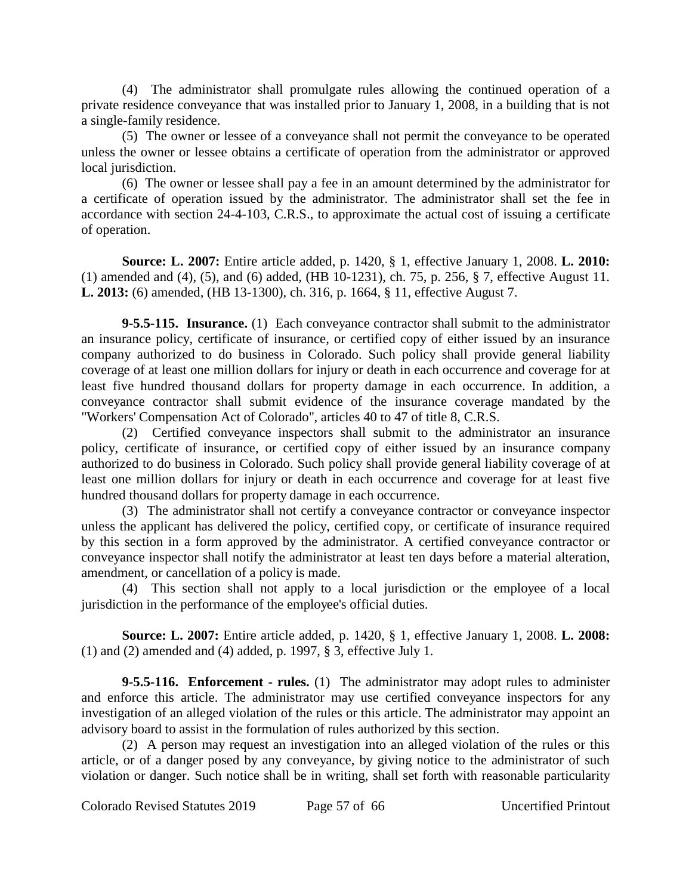(4) The administrator shall promulgate rules allowing the continued operation of a private residence conveyance that was installed prior to January 1, 2008, in a building that is not a single-family residence.

(5) The owner or lessee of a conveyance shall not permit the conveyance to be operated unless the owner or lessee obtains a certificate of operation from the administrator or approved local jurisdiction.

(6) The owner or lessee shall pay a fee in an amount determined by the administrator for a certificate of operation issued by the administrator. The administrator shall set the fee in accordance with section 24-4-103, C.R.S., to approximate the actual cost of issuing a certificate of operation.

**Source: L. 2007:** Entire article added, p. 1420, § 1, effective January 1, 2008. **L. 2010:** (1) amended and (4), (5), and (6) added, (HB 10-1231), ch. 75, p. 256, § 7, effective August 11. **L. 2013:** (6) amended, (HB 13-1300), ch. 316, p. 1664, § 11, effective August 7.

**9-5.5-115. Insurance.** (1) Each conveyance contractor shall submit to the administrator an insurance policy, certificate of insurance, or certified copy of either issued by an insurance company authorized to do business in Colorado. Such policy shall provide general liability coverage of at least one million dollars for injury or death in each occurrence and coverage for at least five hundred thousand dollars for property damage in each occurrence. In addition, a conveyance contractor shall submit evidence of the insurance coverage mandated by the "Workers' Compensation Act of Colorado", articles 40 to 47 of title 8, C.R.S.

(2) Certified conveyance inspectors shall submit to the administrator an insurance policy, certificate of insurance, or certified copy of either issued by an insurance company authorized to do business in Colorado. Such policy shall provide general liability coverage of at least one million dollars for injury or death in each occurrence and coverage for at least five hundred thousand dollars for property damage in each occurrence.

(3) The administrator shall not certify a conveyance contractor or conveyance inspector unless the applicant has delivered the policy, certified copy, or certificate of insurance required by this section in a form approved by the administrator. A certified conveyance contractor or conveyance inspector shall notify the administrator at least ten days before a material alteration, amendment, or cancellation of a policy is made.

(4) This section shall not apply to a local jurisdiction or the employee of a local jurisdiction in the performance of the employee's official duties.

**Source: L. 2007:** Entire article added, p. 1420, § 1, effective January 1, 2008. **L. 2008:** (1) and (2) amended and (4) added, p. 1997, § 3, effective July 1.

**9-5.5-116. Enforcement - rules.** (1) The administrator may adopt rules to administer and enforce this article. The administrator may use certified conveyance inspectors for any investigation of an alleged violation of the rules or this article. The administrator may appoint an advisory board to assist in the formulation of rules authorized by this section.

(2) A person may request an investigation into an alleged violation of the rules or this article, or of a danger posed by any conveyance, by giving notice to the administrator of such violation or danger. Such notice shall be in writing, shall set forth with reasonable particularity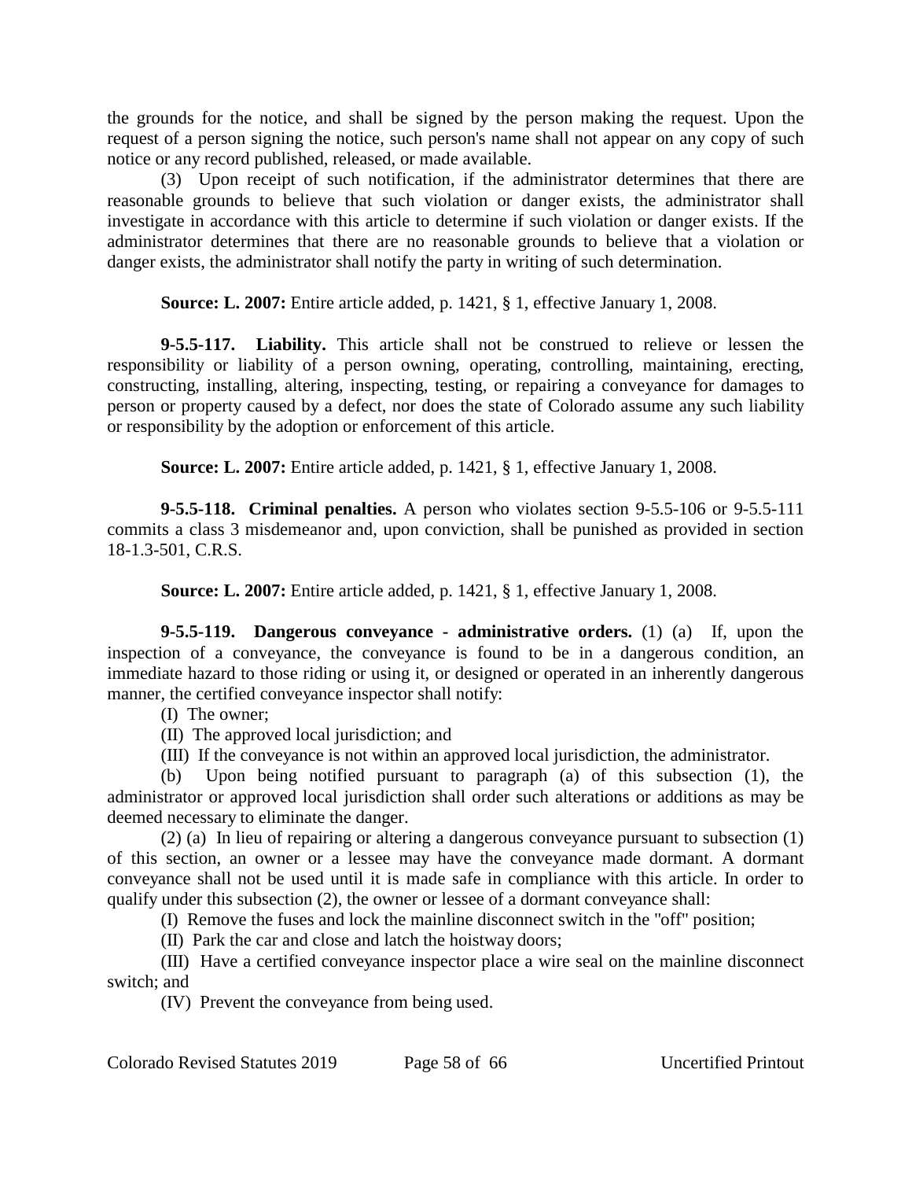the grounds for the notice, and shall be signed by the person making the request. Upon the request of a person signing the notice, such person's name shall not appear on any copy of such notice or any record published, released, or made available.

(3) Upon receipt of such notification, if the administrator determines that there are reasonable grounds to believe that such violation or danger exists, the administrator shall investigate in accordance with this article to determine if such violation or danger exists. If the administrator determines that there are no reasonable grounds to believe that a violation or danger exists, the administrator shall notify the party in writing of such determination.

**Source: L. 2007:** Entire article added, p. 1421, § 1, effective January 1, 2008.

**9-5.5-117. Liability.** This article shall not be construed to relieve or lessen the responsibility or liability of a person owning, operating, controlling, maintaining, erecting, constructing, installing, altering, inspecting, testing, or repairing a conveyance for damages to person or property caused by a defect, nor does the state of Colorado assume any such liability or responsibility by the adoption or enforcement of this article.

**Source: L. 2007:** Entire article added, p. 1421, § 1, effective January 1, 2008.

**9-5.5-118. Criminal penalties.** A person who violates section 9-5.5-106 or 9-5.5-111 commits a class 3 misdemeanor and, upon conviction, shall be punished as provided in section 18-1.3-501, C.R.S.

**Source: L. 2007:** Entire article added, p. 1421, § 1, effective January 1, 2008.

**9-5.5-119. Dangerous conveyance - administrative orders.** (1) (a) If, upon the inspection of a conveyance, the conveyance is found to be in a dangerous condition, an immediate hazard to those riding or using it, or designed or operated in an inherently dangerous manner, the certified conveyance inspector shall notify:

(I) The owner;

(II) The approved local jurisdiction; and

(III) If the conveyance is not within an approved local jurisdiction, the administrator.

(b) Upon being notified pursuant to paragraph (a) of this subsection (1), the administrator or approved local jurisdiction shall order such alterations or additions as may be deemed necessary to eliminate the danger.

(2) (a) In lieu of repairing or altering a dangerous conveyance pursuant to subsection (1) of this section, an owner or a lessee may have the conveyance made dormant. A dormant conveyance shall not be used until it is made safe in compliance with this article. In order to qualify under this subsection (2), the owner or lessee of a dormant conveyance shall:

(I) Remove the fuses and lock the mainline disconnect switch in the "off" position;

(II) Park the car and close and latch the hoistway doors;

(III) Have a certified conveyance inspector place a wire seal on the mainline disconnect switch; and

(IV) Prevent the conveyance from being used.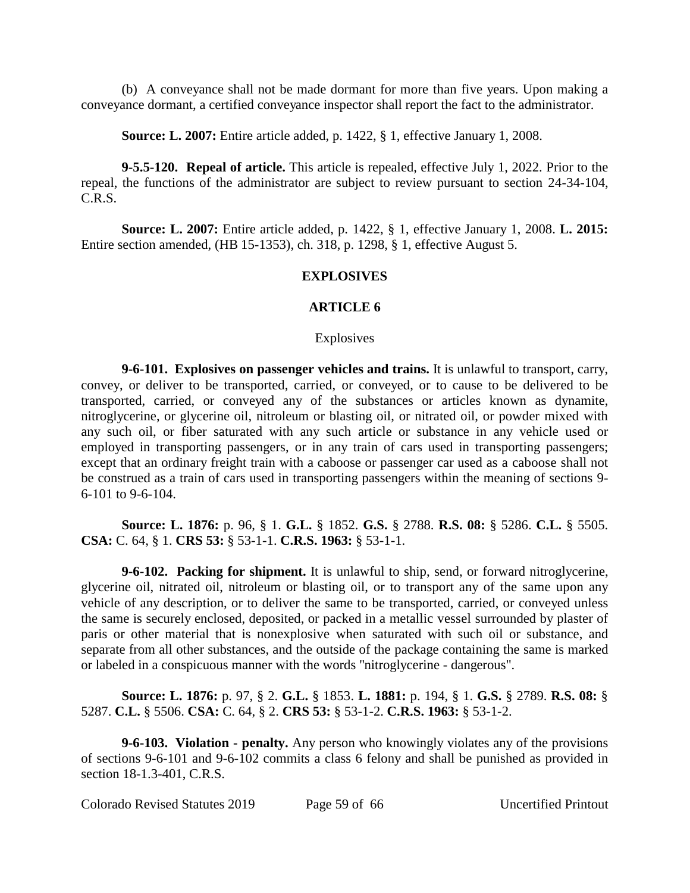(b) A conveyance shall not be made dormant for more than five years. Upon making a conveyance dormant, a certified conveyance inspector shall report the fact to the administrator.

**Source: L. 2007:** Entire article added, p. 1422, § 1, effective January 1, 2008.

**9-5.5-120. Repeal of article.** This article is repealed, effective July 1, 2022. Prior to the repeal, the functions of the administrator are subject to review pursuant to section 24-34-104, C.R.S.

**Source: L. 2007:** Entire article added, p. 1422, § 1, effective January 1, 2008. **L. 2015:** Entire section amended, (HB 15-1353), ch. 318, p. 1298, § 1, effective August 5.

## EXPLOSIVES

## ARTICLE 6

### Explosives

**9-6-101. Explosives on passenger vehicles and trains.** It is unlawful to transport, carry, convey, or deliver to be transported, carried, or conveyed, or to cause to be delivered to be transported, carried, or conveyed any of the substances or articles known as dynamite, nitroglycerine, or glycerine oil, nitroleum or blasting oil, or nitrated oil, or powder mixed with any such oil, or fiber saturated with any such article or substance in any vehicle used or employed in transporting passengers, or in any train of cars used in transporting passengers; except that an ordinary freight train with a caboose or passenger car used as a caboose shall not be construed as a train of cars used in transporting passengers within the meaning of sections 9-6-101 to 9-6-104.

**Source: L. 1876:** p. 96, § 1. **G.L.** § 1852. **G.S.** § 2788. **R.S. 08:** § 5286. **C.L.** § 5505. **CSA:** C. 64, § 1. **CRS 53:** § 53-1-1. **C.R.S. 1963:** § 53-1-1.

**9-6-102. Packing for shipment.** It is unlawful to ship, send, or forward nitroglycerine, glycerine oil, nitrated oil, nitroleum or blasting oil, or to transport any of the same upon any vehicle of any description, or to deliver the same to be transported, carried, or conveyed unless the same is securely enclosed, deposited, or packed in a metallic vessel surrounded by plaster of paris or other material that is nonexplosive when saturated with such oil or substance, and separate from all other substances, and the outside of the package containing the same is marked or labeled in a conspicuous manner with the words "nitroglycerine - dangerous".

**Source: L. 1876:** p. 97, § 2. **G.L.** § 1853. **L. 1881:** p. 194, § 1. **G.S.** § 2789. **R.S. 08:** § 5287. **C.L.** § 5506. **CSA:** C. 64, § 2. **CRS 53:** § 53-1-2. **C.R.S. 1963:** § 53-1-2.

**9-6-103. Violation - penalty.** Any person who knowingly violates any of the provisions of sections 9-6-101 and 9-6-102 commits a class 6 felony and shall be punished as provided in section 18-1.3-401, C.R.S.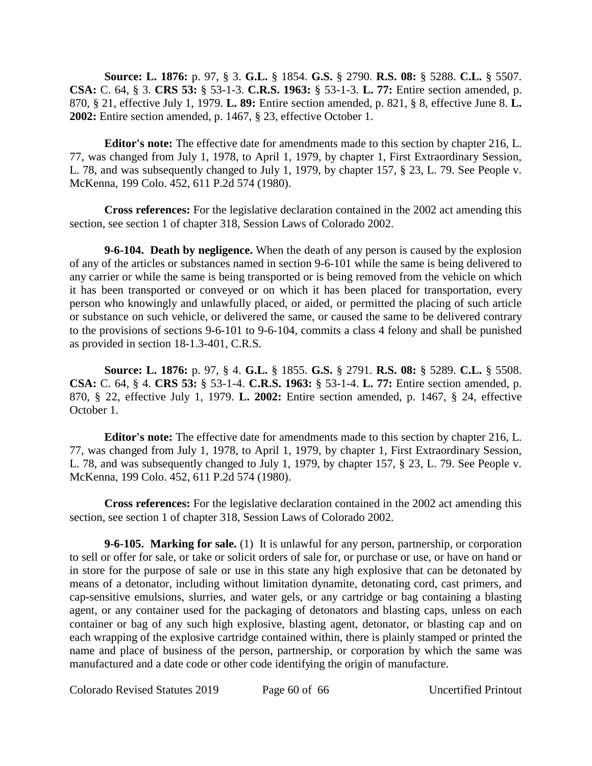**Source: L. 1876:** p. 97, § 3. **G.L.** § 1854. **G.S.** § 2790. **R.S. 08:** § 5288. **C.L.** § 5507. **CSA:** C. 64, § 3. **CRS 53:** § 53-1-3. **C.R.S. 1963:** § 53-1-3. **L. 77:** Entire section amended, p. 870, § 21, effective July 1, 1979. **L. 89:** Entire section amended, p. 821, § 8, effective June 8. **L. 2002:** Entire section amended, p. 1467, § 23, effective October 1.

**Editor's note:** The effective date for amendments made to this section by chapter 216, L. 77, was changed from July 1, 1978, to April 1, 1979, by chapter 1, First Extraordinary Session, L. 78, and was subsequently changed to July 1, 1979, by chapter 157, § 23, L. 79. See People v. McKenna, 199 Colo. 452, 611 P.2d 574 (1980).

**Cross references:** For the legislative declaration contained in the 2002 act amending this section, see section 1 of chapter 318, Session Laws of Colorado 2002.

**9-6-104. Death by negligence.** When the death of any person is caused by the explosion of any of the articles or substances named in section 9-6-101 while the same is being delivered to any carrier or while the same is being transported or is being removed from the vehicle on which it has been transported or conveyed or on which it has been placed for transportation, every person who knowingly and unlawfully placed, or aided, or permitted the placing of such article or substance on such vehicle, or delivered the same, or caused the same to be delivered contrary to the provisions of sections 9-6-101 to 9-6-104, commits a class 4 felony and shall be punished as provided in section 18-1.3-401, C.R.S.

**Source: L. 1876:** p. 97, § 4. **G.L.** § 1855. **G.S.** § 2791. **R.S. 08:** § 5289. **C.L.** § 5508. **CSA:** C. 64, § 4. **CRS 53:** § 53-1-4. **C.R.S. 1963:** § 53-1-4. **L. 77:** Entire section amended, p. 870, § 22, effective July 1, 1979. **L. 2002:** Entire section amended, p. 1467, § 24, effective October 1.

**Editor's note:** The effective date for amendments made to this section by chapter 216, L. 77, was changed from July 1, 1978, to April 1, 1979, by chapter 1, First Extraordinary Session, L. 78, and was subsequently changed to July 1, 1979, by chapter 157, § 23, L. 79. See People v. McKenna, 199 Colo. 452, 611 P.2d 574 (1980).

**Cross references:** For the legislative declaration contained in the 2002 act amending this section, see section 1 of chapter 318, Session Laws of Colorado 2002.

**9-6-105. Marking for sale.** (1) It is unlawful for any person, partnership, or corporation to sell or offer for sale, or take or solicit orders of sale for, or purchase or use, or have on hand or in store for the purpose of sale or use in this state any high explosive that can be detonated by means of a detonator, including without limitation dynamite, detonating cord, cast primers, and cap-sensitive emulsions, slurries, and water gels, or any cartridge or bag containing a blasting agent, or any container used for the packaging of detonators and blasting caps, unless on each container or bag of any such high explosive, blasting agent, detonator, or blasting cap and on each wrapping of the explosive cartridge contained within, there is plainly stamped or printed the name and place of business of the person, partnership, or corporation by which the same was manufactured and a date code or other code identifying the origin of manufacture.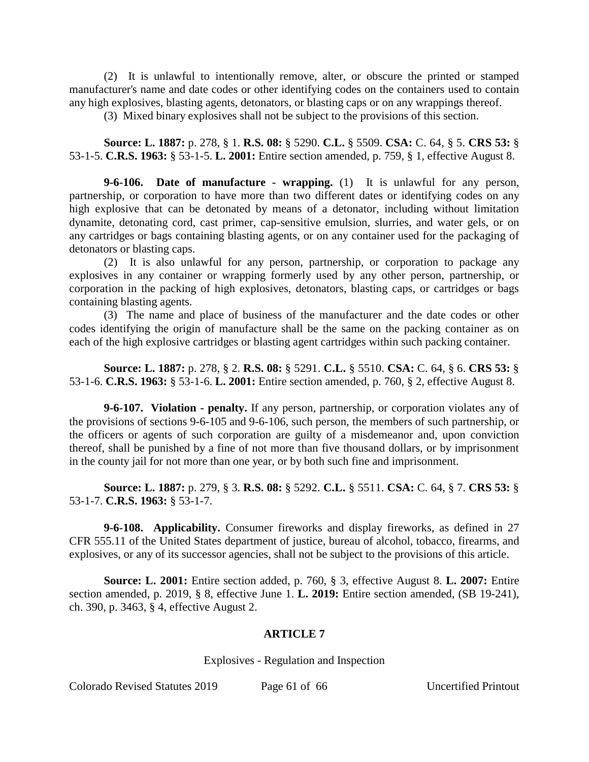(2) It is unlawful to intentionally remove, alter, or obscure the printed or stamped manufacturer's name and date codes or other identifying codes on the containers used to contain any high explosives, blasting agents, detonators, or blasting caps or on any wrappings thereof.

(3) Mixed binary explosives shall not be subject to the provisions of this section.

**Source: L. 1887:** p. 278, § 1. **R.S. 08:** § 5290. **C.L.** § 5509. **CSA:** C. 64, § 5. **CRS 53:** § 53-1-5. **C.R.S. 1963:** § 53-1-5. **L. 2001:** Entire section amended, p. 759, § 1, effective August 8.

**9-6-106. Date of manufacture - wrapping.** (1) It is unlawful for any person, partnership, or corporation to have more than two different dates or identifying codes on any high explosive that can be detonated by means of a detonator, including without limitation dynamite, detonating cord, cast primer, cap-sensitive emulsion, slurries, and water gels, or on any cartridges or bags containing blasting agents, or on any container used for the packaging of detonators or blasting caps.

(2) It is also unlawful for any person, partnership, or corporation to package any explosives in any container or wrapping formerly used by any other person, partnership, or corporation in the packing of high explosives, detonators, blasting caps, or cartridges or bags containing blasting agents.

(3) The name and place of business of the manufacturer and the date codes or other codes identifying the origin of manufacture shall be the same on the packing container as on each of the high explosive cartridges or blasting agent cartridges within such packing container.

**Source: L. 1887:** p. 278, § 2. **R.S. 08:** § 5291. **C.L.** § 5510. **CSA:** C. 64, § 6. **CRS 53:** § 53-1-6. **C.R.S. 1963:** § 53-1-6. **L. 2001:** Entire section amended, p. 760, § 2, effective August 8.

**9-6-107. Violation - penalty.** If any person, partnership, or corporation violates any of the provisions of sections 9-6-105 and 9-6-106, such person, the members of such partnership, or the officers or agents of such corporation are guilty of a misdemeanor and, upon conviction thereof, shall be punished by a fine of not more than five thousand dollars, or by imprisonment in the county jail for not more than one year, or by both such fine and imprisonment.

**Source: L. 1887:** p. 279, § 3. **R.S. 08:** § 5292. **C.L.** § 5511. **CSA:** C. 64, § 7. **CRS 53:** § 53-1-7. **C.R.S. 1963:** § 53-1-7.

**9-6-108. Applicability.** Consumer fireworks and display fireworks, as defined in 27 CFR 555.11 of the United States department of justice, bureau of alcohol, tobacco, firearms, and explosives, or any of its successor agencies, shall not be subject to the provisions of this article.

**Source: L. 2001:** Entire section added, p. 760, § 3, effective August 8. **L. 2007:** Entire section amended, p. 2019, § 8, effective June 1. **L. 2019:** Entire section amended, (SB 19-241), ch. 390, p. 3463, § 4, effective August 2.

## ARTICLE 7

Explosives - Regulation and Inspection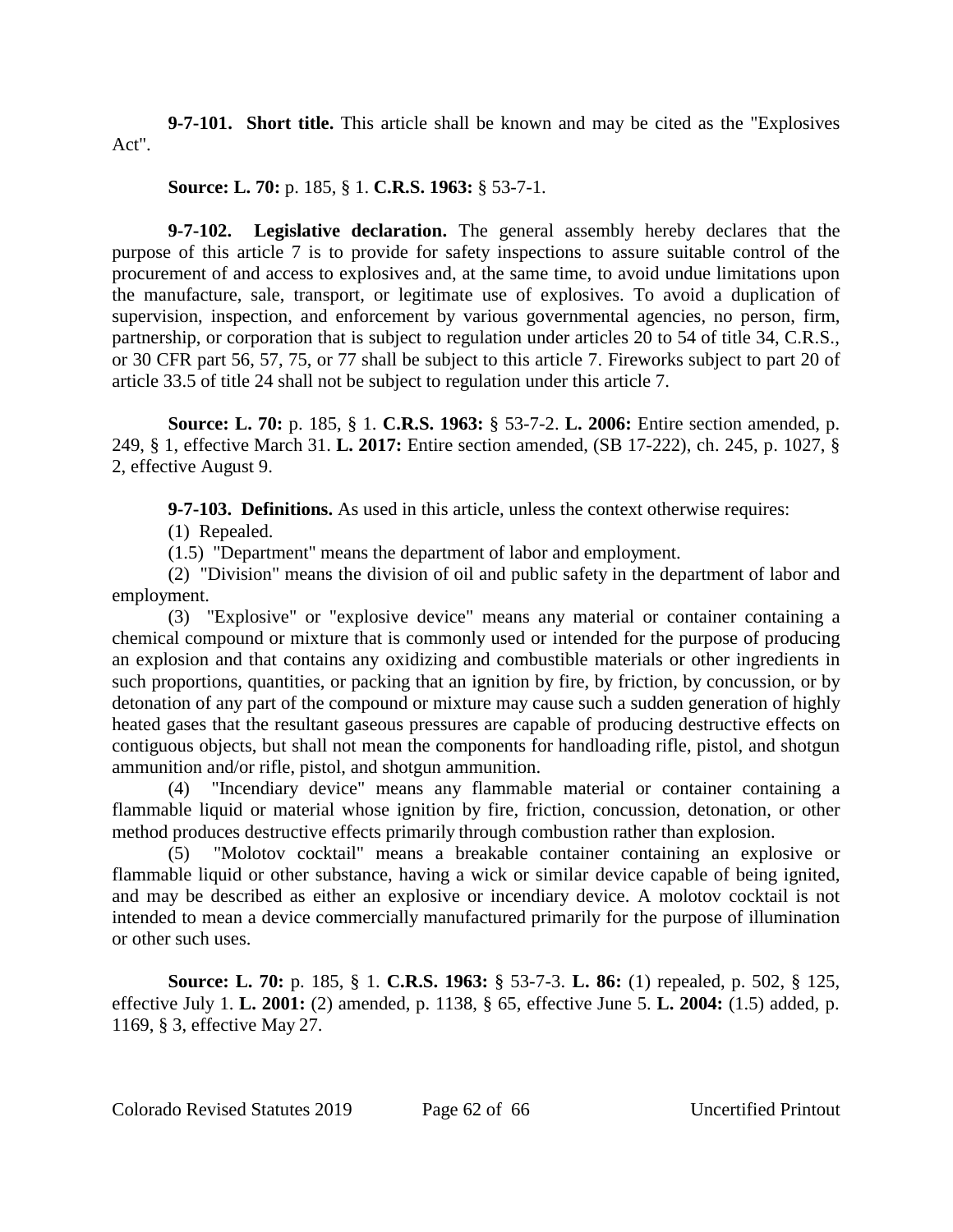**9-7-101. Short title.** This article shall be known and may be cited as the "Explosives Act".

**Source: L. 70:** p. 185, § 1. **C.R.S. 1963:** § 53-7-1.

**9-7-102. Legislative declaration.** The general assembly hereby declares that the purpose of this article 7 is to provide for safety inspections to assure suitable control of the procurement of and access to explosives and, at the same time, to avoid undue limitations upon the manufacture, sale, transport, or legitimate use of explosives. To avoid a duplication of supervision, inspection, and enforcement by various governmental agencies, no person, firm, partnership, or corporation that is subject to regulation under articles 20 to 54 of title 34, C.R.S., or 30 CFR part 56, 57, 75, or 77 shall be subject to this article 7. Fireworks subject to part 20 of article 33.5 of title 24 shall not be subject to regulation under this article 7.

**Source: L. 70:** p. 185, § 1. **C.R.S. 1963:** § 53-7-2. **L. 2006:** Entire section amended, p. 249, § 1, effective March 31. **L. 2017:** Entire section amended, (SB 17-222), ch. 245, p. 1027, § 2, effective August 9.

**9-7-103. Definitions.** As used in this article, unless the context otherwise requires:

(1) Repealed.

(1.5) "Department" means the department of labor and employment.

(2) "Division" means the division of oil and public safety in the department of labor and employment.

(3) "Explosive" or "explosive device" means any material or container containing a chemical compound or mixture that is commonly used or intended for the purpose of producing an explosion and that contains any oxidizing and combustible materials or other ingredients in such proportions, quantities, or packing that an ignition by fire, by friction, by concussion, or by detonation of any part of the compound or mixture may cause such a sudden generation of highly heated gases that the resultant gaseous pressures are capable of producing destructive effects on contiguous objects, but shall not mean the components for handloading rifle, pistol, and shotgun ammunition and/or rifle, pistol, and shotgun ammunition.

(4) "Incendiary device" means any flammable material or container containing a flammable liquid or material whose ignition by fire, friction, concussion, detonation, or other method produces destructive effects primarily through combustion rather than explosion.

(5) "Molotov cocktail" means a breakable container containing an explosive or flammable liquid or other substance, having a wick or similar device capable of being ignited, and may be described as either an explosive or incendiary device. A molotov cocktail is not intended to mean a device commercially manufactured primarily for the purpose of illumination or other such uses.

**Source: L. 70:** p. 185, § 1. **C.R.S. 1963:** § 53-7-3. **L. 86:** (1) repealed, p. 502, § 125, effective July 1. **L. 2001:** (2) amended, p. 1138, § 65, effective June 5. **L. 2004:** (1.5) added, p. 1169, § 3, effective May 27.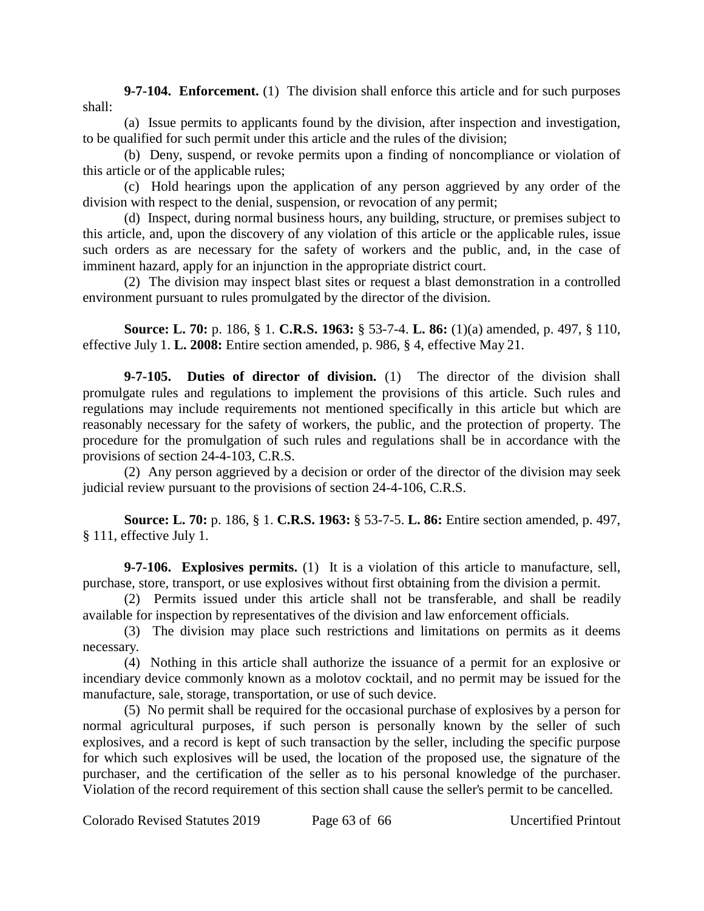**9-7-104. Enforcement.** (1) The division shall enforce this article and for such purposes shall:

(a) Issue permits to applicants found by the division, after inspection and investigation, to be qualified for such permit under this article and the rules of the division;

(b) Deny, suspend, or revoke permits upon a finding of noncompliance or violation of this article or of the applicable rules;

(c) Hold hearings upon the application of any person aggrieved by any order of the division with respect to the denial, suspension, or revocation of any permit;

(d) Inspect, during normal business hours, any building, structure, or premises subject to this article, and, upon the discovery of any violation of this article or the applicable rules, issue such orders as are necessary for the safety of workers and the public, and, in the case of imminent hazard, apply for an injunction in the appropriate district court.

(2) The division may inspect blast sites or request a blast demonstration in a controlled environment pursuant to rules promulgated by the director of the division.

**Source: L. 70:** p. 186, § 1. **C.R.S. 1963:** § 53-7-4. **L. 86:** (1)(a) amended, p. 497, § 110, effective July 1. **L. 2008:** Entire section amended, p. 986, § 4, effective May 21.

**9-7-105. Duties of director of division.** (1) The director of the division shall promulgate rules and regulations to implement the provisions of this article. Such rules and regulations may include requirements not mentioned specifically in this article but which are reasonably necessary for the safety of workers, the public, and the protection of property. The procedure for the promulgation of such rules and regulations shall be in accordance with the provisions of section 24-4-103, C.R.S.

(2) Any person aggrieved by a decision or order of the director of the division may seek judicial review pursuant to the provisions of section 24-4-106, C.R.S.

**Source: L. 70:** p. 186, § 1. **C.R.S. 1963:** § 53-7-5. **L. 86:** Entire section amended, p. 497, § 111, effective July 1.

**9-7-106. Explosives permits.** (1) It is a violation of this article to manufacture, sell, purchase, store, transport, or use explosives without first obtaining from the division a permit.

(2) Permits issued under this article shall not be transferable, and shall be readily available for inspection by representatives of the division and law enforcement officials.

(3) The division may place such restrictions and limitations on permits as it deems necessary.

(4) Nothing in this article shall authorize the issuance of a permit for an explosive or incendiary device commonly known as a molotov cocktail, and no permit may be issued for the manufacture, sale, storage, transportation, or use of such device.

(5) No permit shall be required for the occasional purchase of explosives by a person for normal agricultural purposes, if such person is personally known by the seller of such explosives, and a record is kept of such transaction by the seller, including the specific purpose for which such explosives will be used, the location of the proposed use, the signature of the purchaser, and the certification of the seller as to his personal knowledge of the purchaser. Violation of the record requirement of this section shall cause the seller's permit to be cancelled.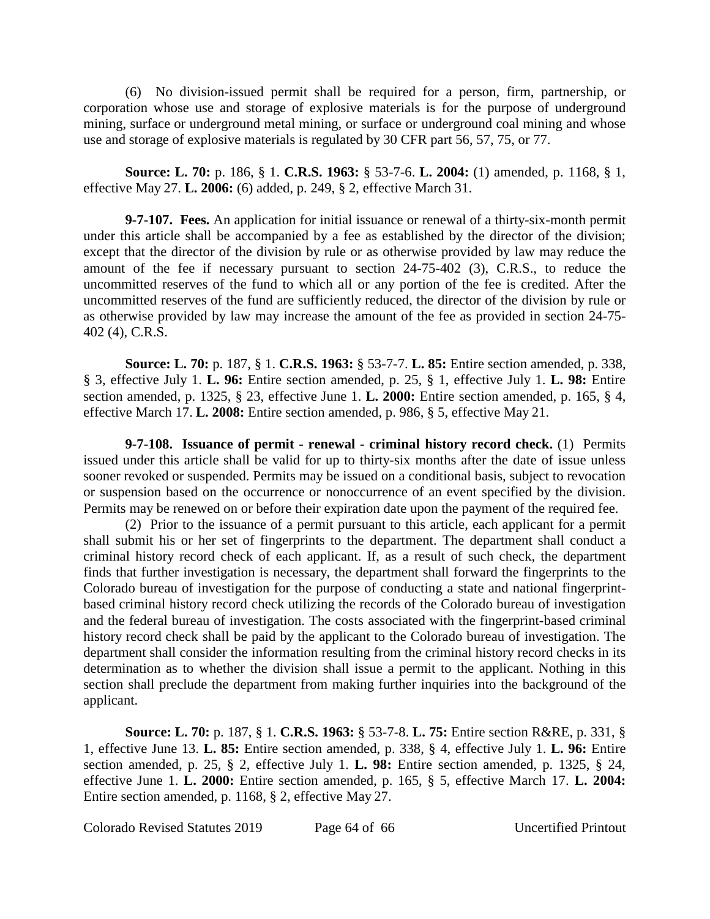(6) No division-issued permit shall be required for a person, firm, partnership, or corporation whose use and storage of explosive materials is for the purpose of underground mining, surface or underground metal mining, or surface or underground coal mining and whose use and storage of explosive materials is regulated by 30 CFR part 56, 57, 75, or 77.

**Source: L. 70:** p. 186, § 1. **C.R.S. 1963:** § 53-7-6. **L. 2004:** (1) amended, p. 1168, § 1, effective May 27. **L. 2006:** (6) added, p. 249, § 2, effective March 31.

**9-7-107. Fees.** An application for initial issuance or renewal of a thirty-six-month permit under this article shall be accompanied by a fee as established by the director of the division; except that the director of the division by rule or as otherwise provided by law may reduce the amount of the fee if necessary pursuant to section 24-75-402 (3), C.R.S., to reduce the uncommitted reserves of the fund to which all or any portion of the fee is credited. After the uncommitted reserves of the fund are sufficiently reduced, the director of the division by rule or as otherwise provided by law may increase the amount of the fee as provided in section 24-75-402 (4), C.R.S.

**Source: L. 70:** p. 187, § 1. **C.R.S. 1963:** § 53-7-7. **L. 85:** Entire section amended, p. 338, § 3, effective July 1. **L. 96:** Entire section amended, p. 25, § 1, effective July 1. **L. 98:** Entire section amended, p. 1325, § 23, effective June 1. **L. 2000:** Entire section amended, p. 165, § 4, effective March 17. **L. 2008:** Entire section amended, p. 986, § 5, effective May 21.

**9-7-108. Issuance of permit - renewal - criminal history record check.** (1) Permits issued under this article shall be valid for up to thirty-six months after the date of issue unless sooner revoked or suspended. Permits may be issued on a conditional basis, subject to revocation or suspension based on the occurrence or nonoccurrence of an event specified by the division. Permits may be renewed on or before their expiration date upon the payment of the required fee.

(2) Prior to the issuance of a permit pursuant to this article, each applicant for a permit shall submit his or her set of fingerprints to the department. The department shall conduct a criminal history record check of each applicant. If, as a result of such check, the department finds that further investigation is necessary, the department shall forward the fingerprints to the Colorado bureau of investigation for the purpose of conducting a state and national fingerprint-based criminal history record check utilizing the records of the Colorado bureau of investigation and the federal bureau of investigation. The costs associated with the fingerprint-based criminal history record check shall be paid by the applicant to the Colorado bureau of investigation. The department shall consider the information resulting from the criminal history record checks in its determination as to whether the division shall issue a permit to the applicant. Nothing in this section shall preclude the department from making further inquiries into the background of the applicant.

**Source: L. 70:** p. 187, § 1. **C.R.S. 1963:** § 53-7-8. **L. 75:** Entire section R&RE, p. 331, § 1, effective June 13. **L. 85:** Entire section amended, p. 338, § 4, effective July 1. **L. 96:** Entire section amended, p. 25, § 2, effective July 1. **L. 98:** Entire section amended, p. 1325, § 24, effective June 1. **L. 2000:** Entire section amended, p. 165, § 5, effective March 17. **L. 2004:** Entire section amended, p. 1168, § 2, effective May 27.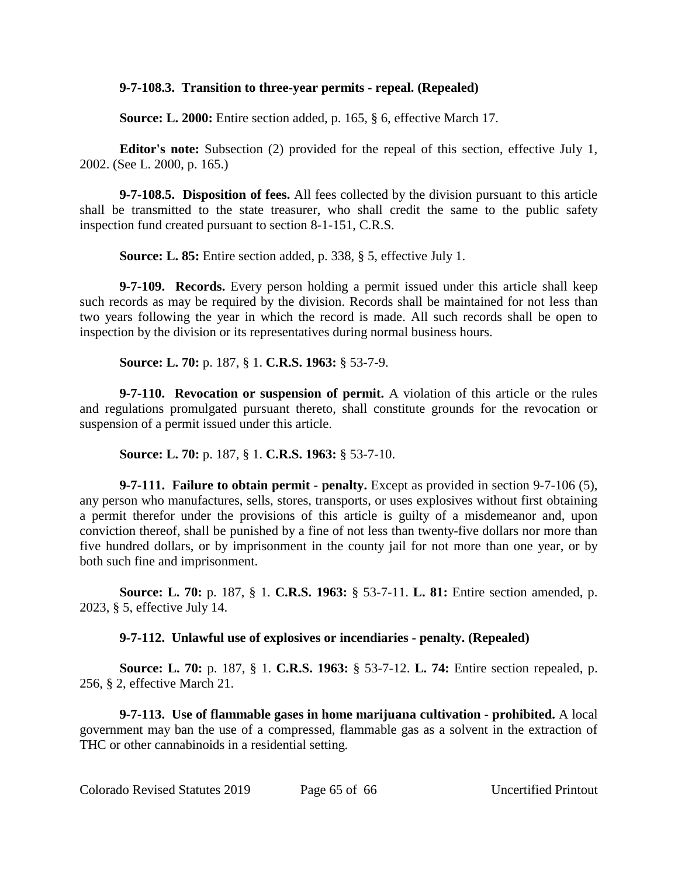**9-7-108.3. Transition to three-year permits - repeal. (Repealed)**

**Source: L. 2000:** Entire section added, p. 165, § 6, effective March 17.

**Editor's note:** Subsection (2) provided for the repeal of this section, effective July 1, 2002. (See L. 2000, p. 165.)

**9-7-108.5. Disposition of fees.** All fees collected by the division pursuant to this article shall be transmitted to the state treasurer, who shall credit the same to the public safety inspection fund created pursuant to section 8-1-151, C.R.S.

**Source: L. 85:** Entire section added, p. 338, § 5, effective July 1.

**9-7-109. Records.** Every person holding a permit issued under this article shall keep such records as may be required by the division. Records shall be maintained for not less than two years following the year in which the record is made. All such records shall be open to inspection by the division or its representatives during normal business hours.

**Source: L. 70:** p. 187, § 1. **C.R.S. 1963:** § 53-7-9.

**9-7-110. Revocation or suspension of permit.** A violation of this article or the rules and regulations promulgated pursuant thereto, shall constitute grounds for the revocation or suspension of a permit issued under this article.

**Source: L. 70:** p. 187, § 1. **C.R.S. 1963:** § 53-7-10.

**9-7-111. Failure to obtain permit - penalty.** Except as provided in section 9-7-106 (5), any person who manufactures, sells, stores, transports, or uses explosives without first obtaining a permit therefor under the provisions of this article is guilty of a misdemeanor and, upon conviction thereof, shall be punished by a fine of not less than twenty-five dollars nor more than five hundred dollars, or by imprisonment in the county jail for not more than one year, or by both such fine and imprisonment.

**Source: L. 70:** p. 187, § 1. **C.R.S. 1963:** § 53-7-11. **L. 81:** Entire section amended, p. 2023, § 5, effective July 14.

**9-7-112. Unlawful use of explosives or incendiaries - penalty. (Repealed)**

**Source: L. 70:** p. 187, § 1. **C.R.S. 1963:** § 53-7-12. **L. 74:** Entire section repealed, p. 256, § 2, effective March 21.

**9-7-113. Use of flammable gases in home marijuana cultivation - prohibited.** A local government may ban the use of a compressed, flammable gas as a solvent in the extraction of THC or other cannabinoids in a residential setting.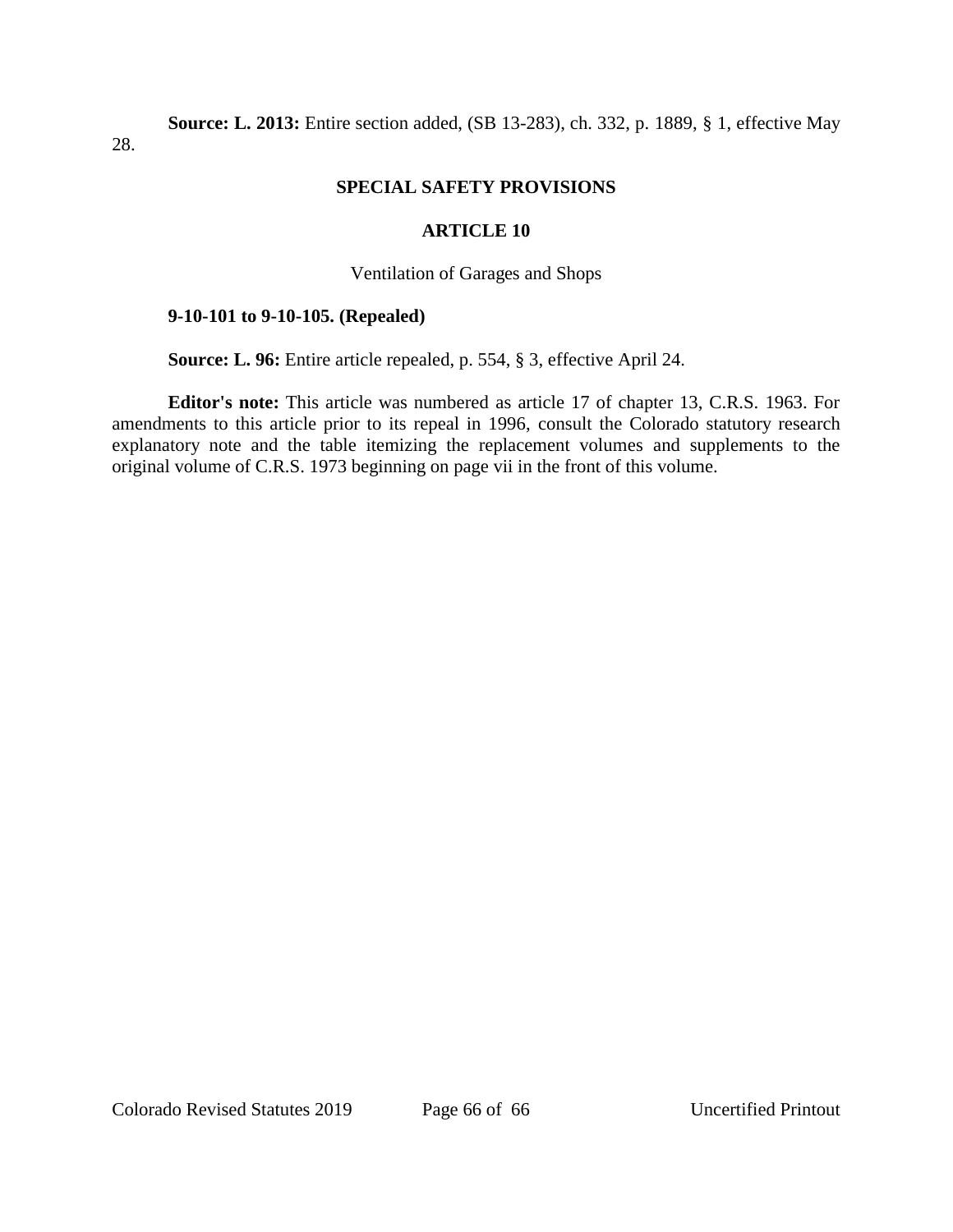**Source: L. 2013:** Entire section added, (SB 13-283), ch. 332, p. 1889, § 1, effective May 28.

## SPECIAL SAFETY PROVISIONS

## ARTICLE 10

Ventilation of Garages and Shops

**9-10-101 to 9-10-105. (Repealed)**

**Source: L. 96:** Entire article repealed, p. 554, § 3, effective April 24.

**Editor's note:** This article was numbered as article 17 of chapter 13, C.R.S. 1963. For amendments to this article prior to its repeal in 1996, consult the Colorado statutory research explanatory note and the table itemizing the replacement volumes and supplements to the original volume of C.R.S. 1973 beginning on page vii in the front of this volume.